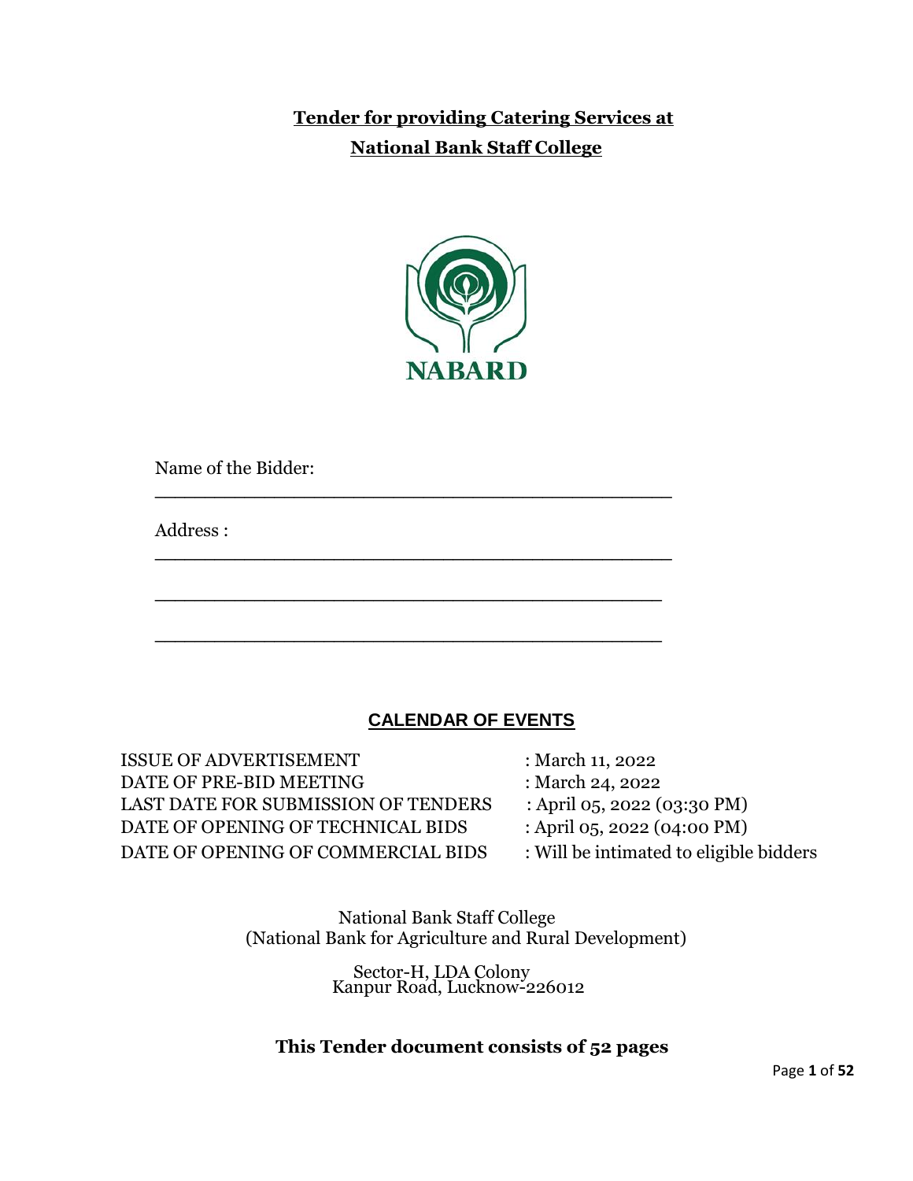# **Tender for providing Catering Services at National Bank Staff College**

NABARD

Name of the Bidder: ______________________________________________

Address : ______________________________________________

______________________________________________

______________________________________________

## CALENDAR OF EVENTS

| | |
|---|---|
| ISSUE OF ADVERTISEMENT | : March 11, 2022 |
| DATE OF PRE-BID MEETING | : March 24, 2022 |
| LAST DATE FOR SUBMISSION OF TENDERS | : April 05, 2022 (03:30 PM) |
| DATE OF OPENING OF TECHNICAL BIDS | : April 05, 2022 (04:00 PM) |
| DATE OF OPENING OF COMMERCIAL BIDS | : Will be intimated to eligible bidders |

National Bank Staff College
(National Bank for Agriculture and Rural Development)

Sector-H, LDA Colony
Kanpur Road, Lucknow-226012

**This Tender document consists of 52 pages**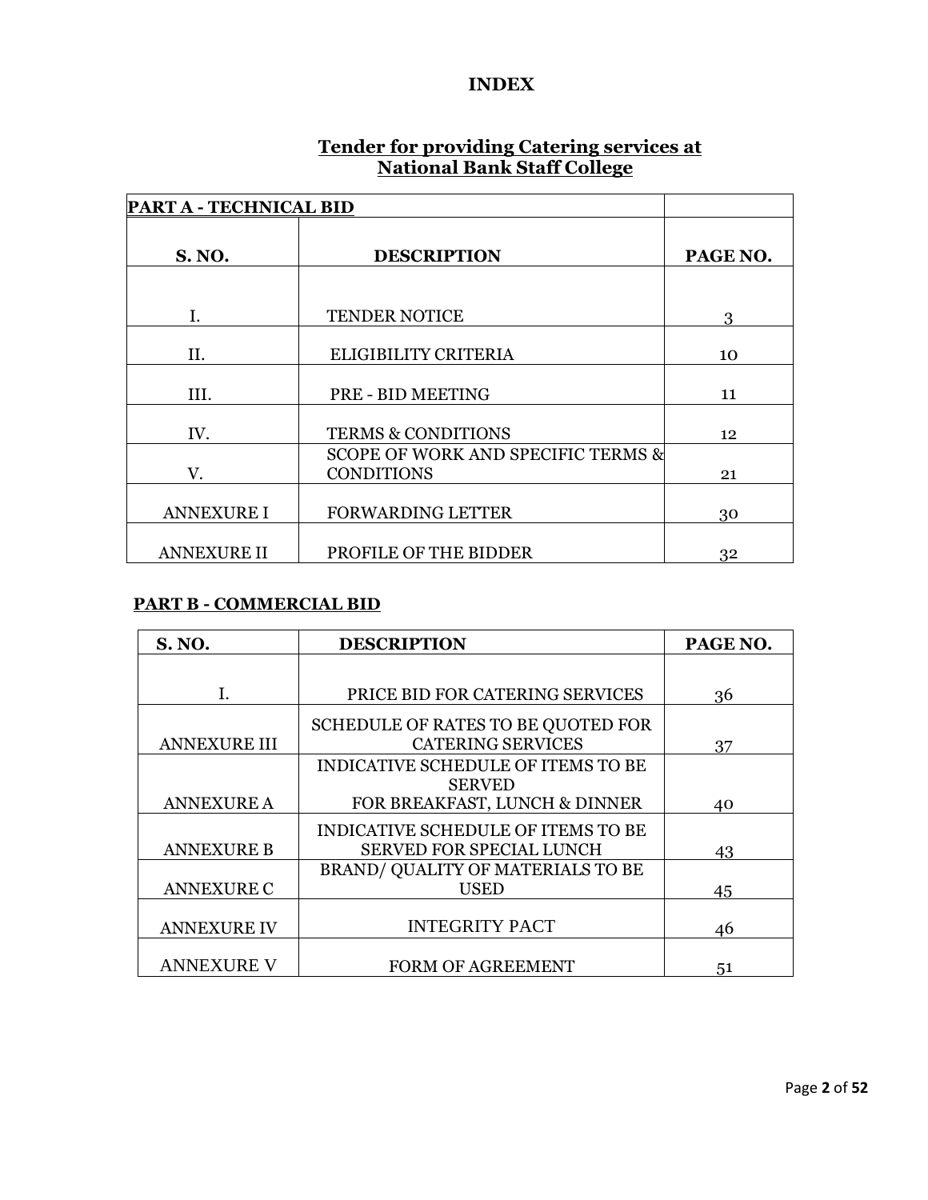# INDEX

## Tender for providing Catering services at National Bank Staff College

**PART A - TECHNICAL BID**

| S. NO. | DESCRIPTION | PAGE NO. |
|---|---|---|
| I. | TENDER NOTICE | 3 |
| II. | ELIGIBILITY CRITERIA | 10 |
| III. | PRE - BID MEETING | 11 |
| IV. | TERMS & CONDITIONS | 12 |
| V. | SCOPE OF WORK AND SPECIFIC TERMS & CONDITIONS | 21 |
| ANNEXURE I | FORWARDING LETTER | 30 |
| ANNEXURE II | PROFILE OF THE BIDDER | 32 |

**PART B - COMMERCIAL BID**

| S. NO. | DESCRIPTION | PAGE NO. |
|---|---|---|
| I. | PRICE BID FOR CATERING SERVICES | 36 |
| ANNEXURE III | SCHEDULE OF RATES TO BE QUOTED FOR CATERING SERVICES | 37 |
| ANNEXURE A | INDICATIVE SCHEDULE OF ITEMS TO BE SERVED FOR BREAKFAST, LUNCH & DINNER | 40 |
| ANNEXURE B | INDICATIVE SCHEDULE OF ITEMS TO BE SERVED FOR SPECIAL LUNCH | 43 |
| ANNEXURE C | BRAND/ QUALITY OF MATERIALS TO BE USED | 45 |
| ANNEXURE IV | INTEGRITY PACT | 46 |
| ANNEXURE V | FORM OF AGREEMENT | 51 |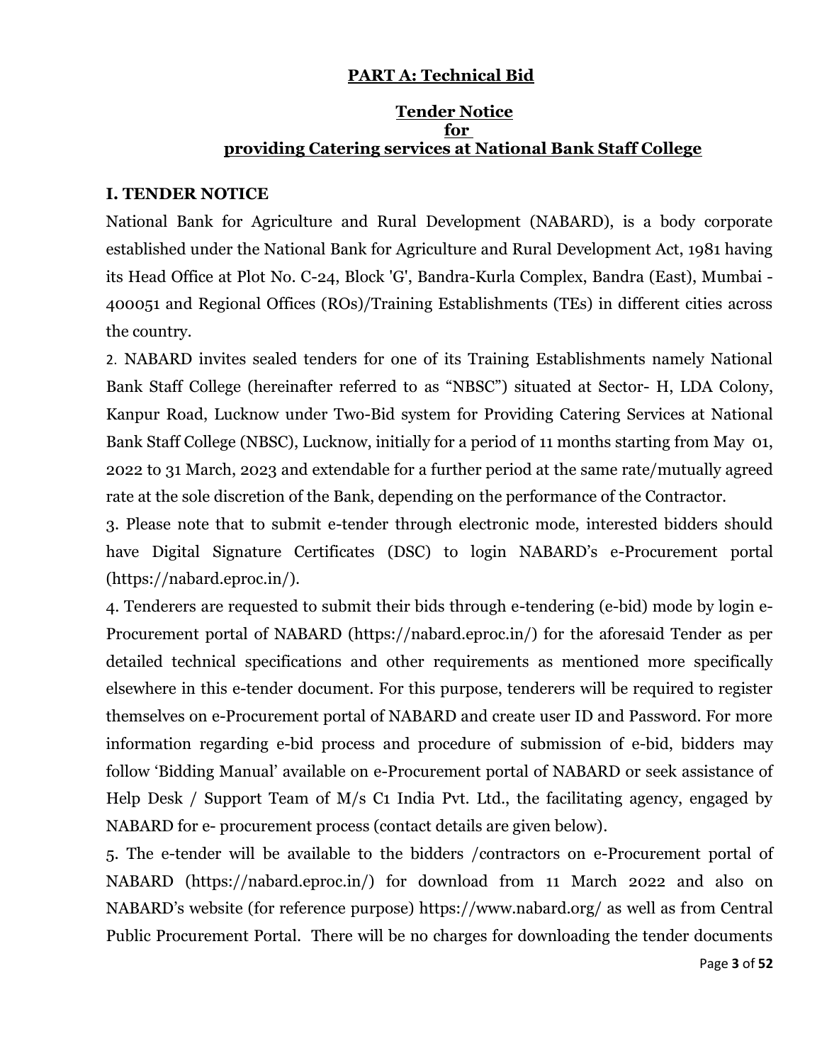## PART A: Technical Bid

### Tender Notice
### for
### providing Catering services at National Bank Staff College

### I. TENDER NOTICE

National Bank for Agriculture and Rural Development (NABARD), is a body corporate established under the National Bank for Agriculture and Rural Development Act, 1981 having its Head Office at Plot No. C-24, Block 'G', Bandra-Kurla Complex, Bandra (East), Mumbai - 400051 and Regional Offices (ROs)/Training Establishments (TEs) in different cities across the country.

2. NABARD invites sealed tenders for one of its Training Establishments namely National Bank Staff College (hereinafter referred to as "NBSC") situated at Sector- H, LDA Colony, Kanpur Road, Lucknow under Two-Bid system for Providing Catering Services at National Bank Staff College (NBSC), Lucknow, initially for a period of 11 months starting from May 01, 2022 to 31 March, 2023 and extendable for a further period at the same rate/mutually agreed rate at the sole discretion of the Bank, depending on the performance of the Contractor.

3. Please note that to submit e-tender through electronic mode, interested bidders should have Digital Signature Certificates (DSC) to login NABARD's e-Procurement portal (https://nabard.eproc.in/).

4. Tenderers are requested to submit their bids through e-tendering (e-bid) mode by login e-Procurement portal of NABARD (https://nabard.eproc.in/) for the aforesaid Tender as per detailed technical specifications and other requirements as mentioned more specifically elsewhere in this e-tender document. For this purpose, tenderers will be required to register themselves on e-Procurement portal of NABARD and create user ID and Password. For more information regarding e-bid process and procedure of submission of e-bid, bidders may follow 'Bidding Manual' available on e-Procurement portal of NABARD or seek assistance of Help Desk / Support Team of M/s C1 India Pvt. Ltd., the facilitating agency, engaged by NABARD for e- procurement process (contact details are given below).

5. The e-tender will be available to the bidders /contractors on e-Procurement portal of NABARD (https://nabard.eproc.in/) for download from 11 March 2022 and also on NABARD's website (for reference purpose) https://www.nabard.org/ as well as from Central Public Procurement Portal. There will be no charges for downloading the tender documents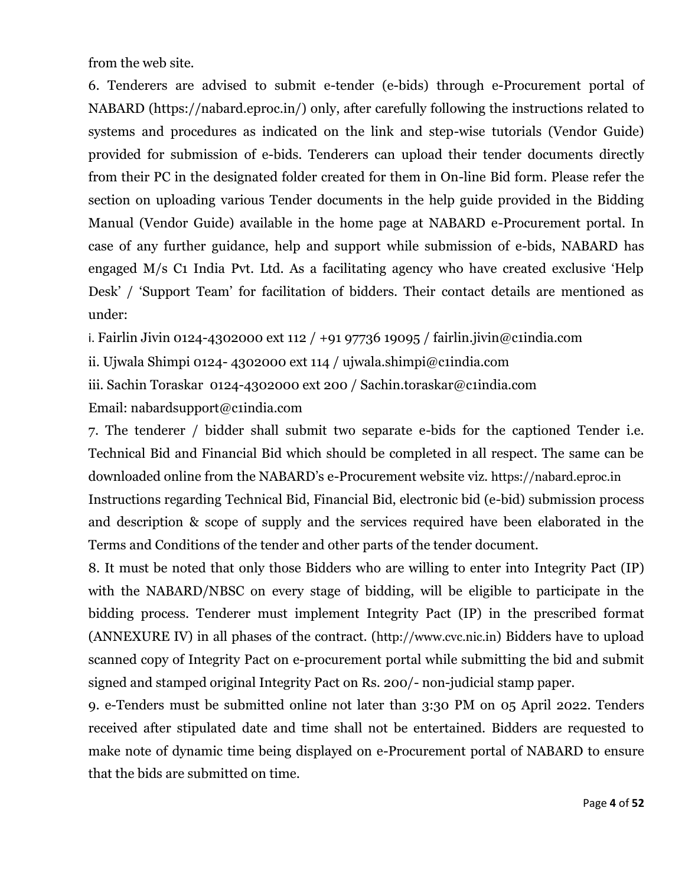from the web site.

6. Tenderers are advised to submit e-tender (e-bids) through e-Procurement portal of NABARD (https://nabard.eproc.in/) only, after carefully following the instructions related to systems and procedures as indicated on the link and step-wise tutorials (Vendor Guide) provided for submission of e-bids. Tenderers can upload their tender documents directly from their PC in the designated folder created for them in On-line Bid form. Please refer the section on uploading various Tender documents in the help guide provided in the Bidding Manual (Vendor Guide) available in the home page at NABARD e-Procurement portal. In case of any further guidance, help and support while submission of e-bids, NABARD has engaged M/s C1 India Pvt. Ltd. As a facilitating agency who have created exclusive 'Help Desk' / 'Support Team' for facilitation of bidders. Their contact details are mentioned as under:

i. Fairlin Jivin 0124-4302000 ext 112 / +91 97736 19095 / fairlin.jivin@c1india.com

ii. Ujwala Shimpi 0124- 4302000 ext 114 / ujwala.shimpi@c1india.com

iii. Sachin Toraskar 0124-4302000 ext 200 / Sachin.toraskar@c1india.com

Email: nabardsupport@c1india.com

7. The tenderer / bidder shall submit two separate e-bids for the captioned Tender i.e. Technical Bid and Financial Bid which should be completed in all respect. The same can be downloaded online from the NABARD's e-Procurement website viz. https://nabard.eproc.in Instructions regarding Technical Bid, Financial Bid, electronic bid (e-bid) submission process and description & scope of supply and the services required have been elaborated in the Terms and Conditions of the tender and other parts of the tender document.

8. It must be noted that only those Bidders who are willing to enter into Integrity Pact (IP) with the NABARD/NBSC on every stage of bidding, will be eligible to participate in the bidding process. Tenderer must implement Integrity Pact (IP) in the prescribed format (ANNEXURE IV) in all phases of the contract. (http://www.cvc.nic.in) Bidders have to upload scanned copy of Integrity Pact on e-procurement portal while submitting the bid and submit signed and stamped original Integrity Pact on Rs. 200/- non-judicial stamp paper.

9. e-Tenders must be submitted online not later than 3:30 PM on 05 April 2022. Tenders received after stipulated date and time shall not be entertained. Bidders are requested to make note of dynamic time being displayed on e-Procurement portal of NABARD to ensure that the bids are submitted on time.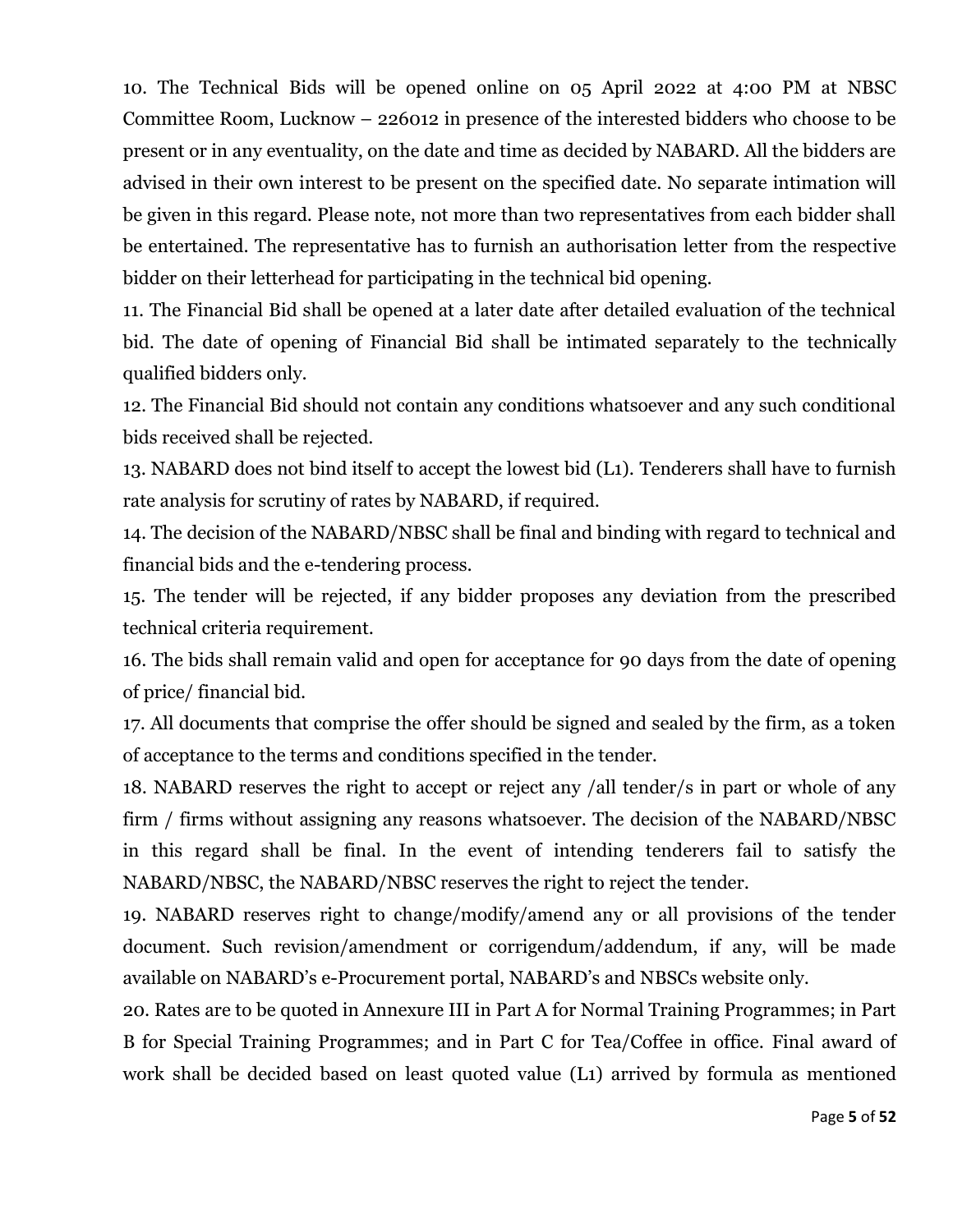10. The Technical Bids will be opened online on 05 April 2022 at 4:00 PM at NBSC Committee Room, Lucknow – 226012 in presence of the interested bidders who choose to be present or in any eventuality, on the date and time as decided by NABARD. All the bidders are advised in their own interest to be present on the specified date. No separate intimation will be given in this regard. Please note, not more than two representatives from each bidder shall be entertained. The representative has to furnish an authorisation letter from the respective bidder on their letterhead for participating in the technical bid opening.

11. The Financial Bid shall be opened at a later date after detailed evaluation of the technical bid. The date of opening of Financial Bid shall be intimated separately to the technically qualified bidders only.

12. The Financial Bid should not contain any conditions whatsoever and any such conditional bids received shall be rejected.

13. NABARD does not bind itself to accept the lowest bid (L1). Tenderers shall have to furnish rate analysis for scrutiny of rates by NABARD, if required.

14. The decision of the NABARD/NBSC shall be final and binding with regard to technical and financial bids and the e-tendering process.

15. The tender will be rejected, if any bidder proposes any deviation from the prescribed technical criteria requirement.

16. The bids shall remain valid and open for acceptance for 90 days from the date of opening of price/ financial bid.

17. All documents that comprise the offer should be signed and sealed by the firm, as a token of acceptance to the terms and conditions specified in the tender.

18. NABARD reserves the right to accept or reject any /all tender/s in part or whole of any firm / firms without assigning any reasons whatsoever. The decision of the NABARD/NBSC in this regard shall be final. In the event of intending tenderers fail to satisfy the NABARD/NBSC, the NABARD/NBSC reserves the right to reject the tender.

19. NABARD reserves right to change/modify/amend any or all provisions of the tender document. Such revision/amendment or corrigendum/addendum, if any, will be made available on NABARD's e-Procurement portal, NABARD's and NBSCs website only.

20. Rates are to be quoted in Annexure III in Part A for Normal Training Programmes; in Part B for Special Training Programmes; and in Part C for Tea/Coffee in office. Final award of work shall be decided based on least quoted value (L1) arrived by formula as mentioned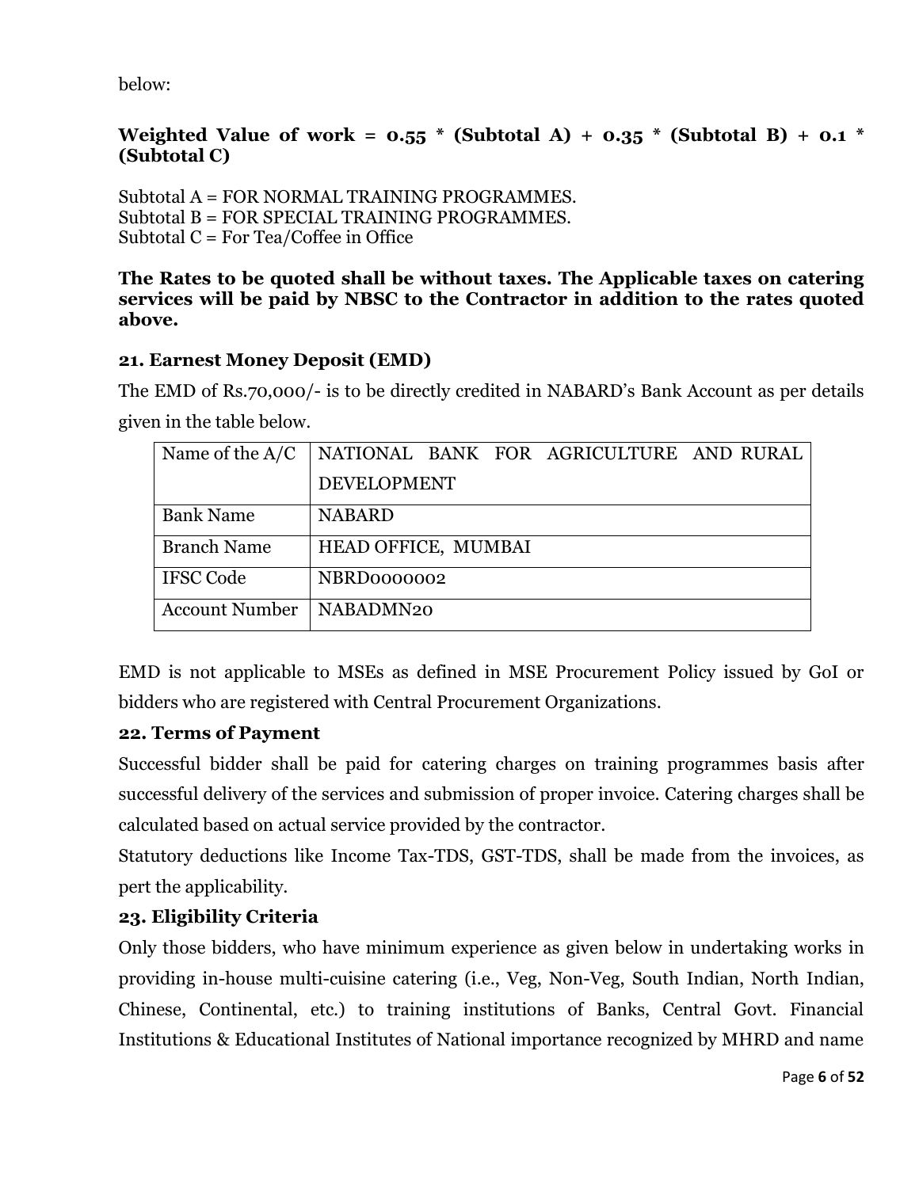below:

**Weighted Value of work = 0.55 * (Subtotal A) + 0.35 * (Subtotal B) + 0.1 * (Subtotal C)**

Subtotal A = FOR NORMAL TRAINING PROGRAMMES.
Subtotal B = FOR SPECIAL TRAINING PROGRAMMES.
Subtotal C = For Tea/Coffee in Office

**The Rates to be quoted shall be without taxes. The Applicable taxes on catering services will be paid by NBSC to the Contractor in addition to the rates quoted above.**

### 21. Earnest Money Deposit (EMD)

The EMD of Rs.70,000/- is to be directly credited in NABARD's Bank Account as per details given in the table below.

| Name of the A/C | NATIONAL BANK FOR AGRICULTURE AND RURAL DEVELOPMENT |
|---|---|
| Bank Name | NABARD |
| Branch Name | HEAD OFFICE, MUMBAI |
| IFSC Code | NBRD0000002 |
| Account Number | NABADMN20 |

EMD is not applicable to MSEs as defined in MSE Procurement Policy issued by GoI or bidders who are registered with Central Procurement Organizations.

### 22. Terms of Payment

Successful bidder shall be paid for catering charges on training programmes basis after successful delivery of the services and submission of proper invoice. Catering charges shall be calculated based on actual service provided by the contractor.

Statutory deductions like Income Tax-TDS, GST-TDS, shall be made from the invoices, as pert the applicability.

### 23. Eligibility Criteria

Only those bidders, who have minimum experience as given below in undertaking works in providing in-house multi-cuisine catering (i.e., Veg, Non-Veg, South Indian, North Indian, Chinese, Continental, etc.) to training institutions of Banks, Central Govt. Financial Institutions & Educational Institutes of National importance recognized by MHRD and name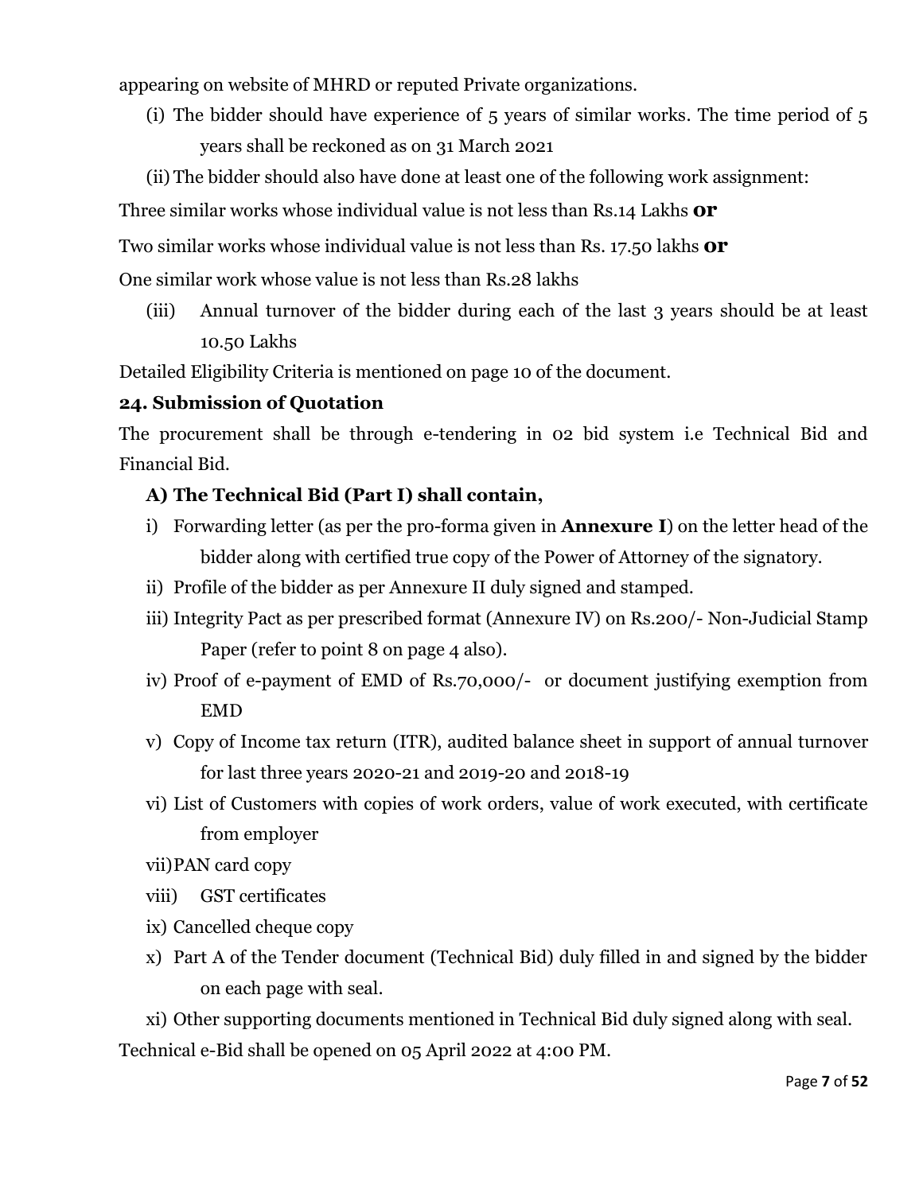appearing on website of MHRD or reputed Private organizations.

(i) The bidder should have experience of 5 years of similar works. The time period of 5 years shall be reckoned as on 31 March 2021

(ii) The bidder should also have done at least one of the following work assignment:

Three similar works whose individual value is not less than Rs.14 Lakhs **or**

Two similar works whose individual value is not less than Rs. 17.50 lakhs **or**

One similar work whose value is not less than Rs.28 lakhs

(iii) Annual turnover of the bidder during each of the last 3 years should be at least 10.50 Lakhs

Detailed Eligibility Criteria is mentioned on page 10 of the document.

**24. Submission of Quotation**

The procurement shall be through e-tendering in 02 bid system i.e Technical Bid and Financial Bid.

**A) The Technical Bid (Part I) shall contain,**

i) Forwarding letter (as per the pro-forma given in **Annexure I**) on the letter head of the bidder along with certified true copy of the Power of Attorney of the signatory.

ii) Profile of the bidder as per Annexure II duly signed and stamped.

iii) Integrity Pact as per prescribed format (Annexure IV) on Rs.200/- Non-Judicial Stamp Paper (refer to point 8 on page 4 also).

iv) Proof of e-payment of EMD of Rs.70,000/- or document justifying exemption from EMD

v) Copy of Income tax return (ITR), audited balance sheet in support of annual turnover for last three years 2020-21 and 2019-20 and 2018-19

vi) List of Customers with copies of work orders, value of work executed, with certificate from employer

vii) PAN card copy

viii) GST certificates

ix) Cancelled cheque copy

x) Part A of the Tender document (Technical Bid) duly filled in and signed by the bidder on each page with seal.

xi) Other supporting documents mentioned in Technical Bid duly signed along with seal.

Technical e-Bid shall be opened on 05 April 2022 at 4:00 PM.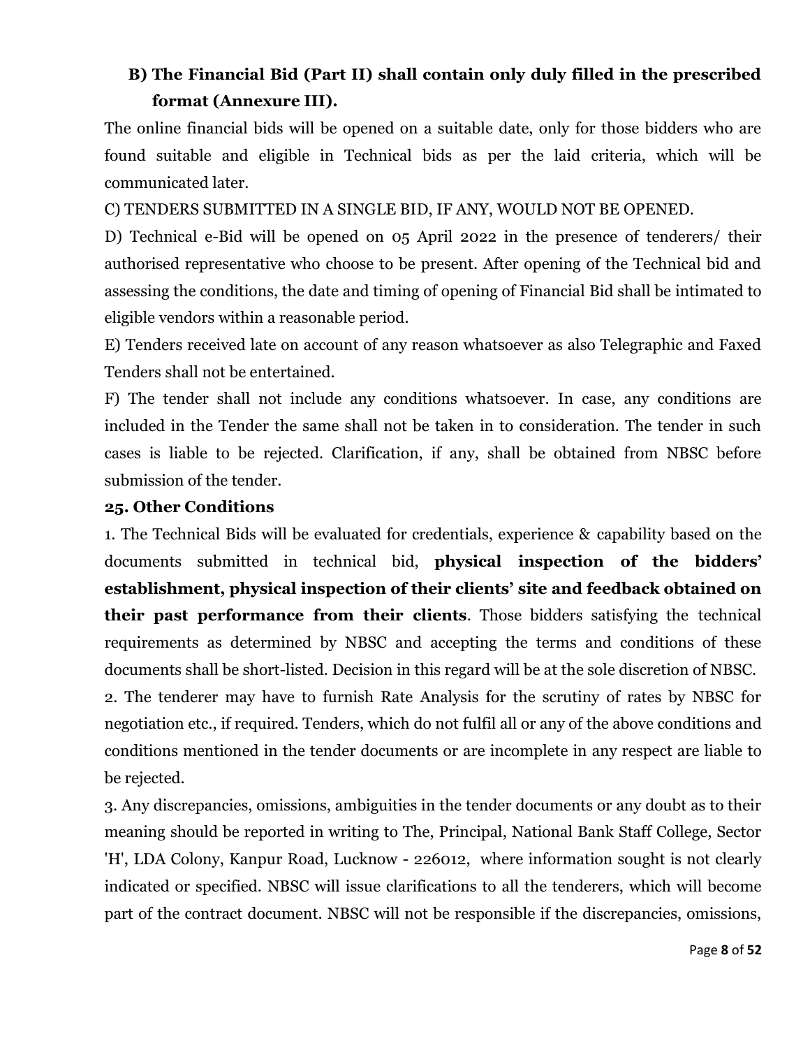**B) The Financial Bid (Part II) shall contain only duly filled in the prescribed format (Annexure III).**

The online financial bids will be opened on a suitable date, only for those bidders who are found suitable and eligible in Technical bids as per the laid criteria, which will be communicated later.

C) TENDERS SUBMITTED IN A SINGLE BID, IF ANY, WOULD NOT BE OPENED.

D) Technical e-Bid will be opened on 05 April 2022 in the presence of tenderers/ their authorised representative who choose to be present. After opening of the Technical bid and assessing the conditions, the date and timing of opening of Financial Bid shall be intimated to eligible vendors within a reasonable period.

E) Tenders received late on account of any reason whatsoever as also Telegraphic and Faxed Tenders shall not be entertained.

F) The tender shall not include any conditions whatsoever. In case, any conditions are included in the Tender the same shall not be taken in to consideration. The tender in such cases is liable to be rejected. Clarification, if any, shall be obtained from NBSC before submission of the tender.

**25. Other Conditions**

1. The Technical Bids will be evaluated for credentials, experience & capability based on the documents submitted in technical bid, **physical inspection of the bidders' establishment, physical inspection of their clients' site and feedback obtained on their past performance from their clients**. Those bidders satisfying the technical requirements as determined by NBSC and accepting the terms and conditions of these documents shall be short-listed. Decision in this regard will be at the sole discretion of NBSC.

2. The tenderer may have to furnish Rate Analysis for the scrutiny of rates by NBSC for negotiation etc., if required. Tenders, which do not fulfil all or any of the above conditions and conditions mentioned in the tender documents or are incomplete in any respect are liable to be rejected.

3. Any discrepancies, omissions, ambiguities in the tender documents or any doubt as to their meaning should be reported in writing to The, Principal, National Bank Staff College, Sector 'H', LDA Colony, Kanpur Road, Lucknow - 226012, where information sought is not clearly indicated or specified. NBSC will issue clarifications to all the tenderers, which will become part of the contract document. NBSC will not be responsible if the discrepancies, omissions,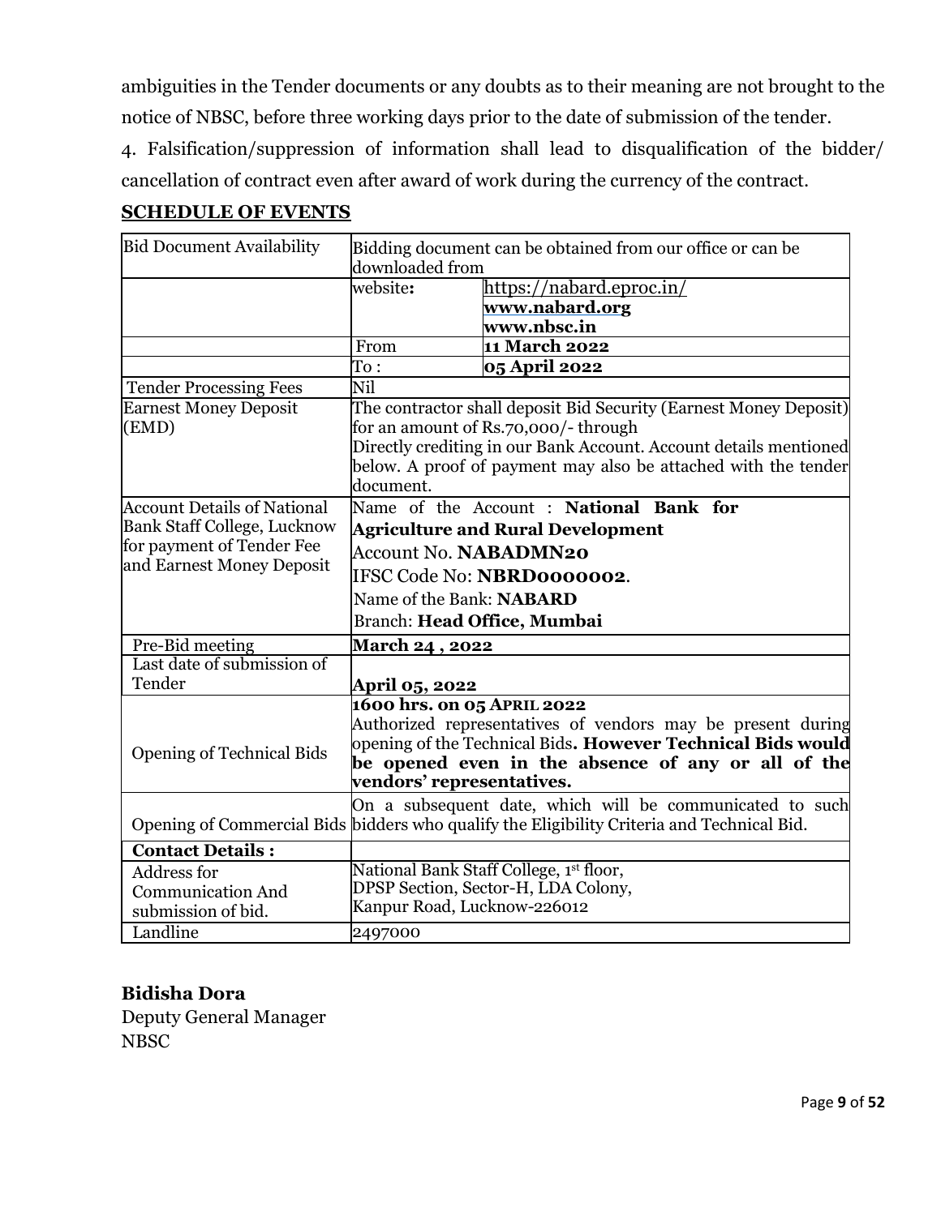ambiguities in the Tender documents or any doubts as to their meaning are not brought to the notice of NBSC, before three working days prior to the date of submission of the tender.

4. Falsification/suppression of information shall lead to disqualification of the bidder/ cancellation of contract even after award of work during the currency of the contract.

**SCHEDULE OF EVENTS**

| Bid Document Availability | Bidding document can be obtained from our office or can be downloaded from | |
|---|---|---|
| | website**:** | https://nabard.eproc.in/ **www.nabard.org** **www.nbsc.in** |
| | From | **11 March 2022** |
| | To : | **05 April 2022** |
| Tender Processing Fees | Nil | |
| Earnest Money Deposit (EMD) | The contractor shall deposit Bid Security (Earnest Money Deposit) for an amount of Rs.70,000/- through Directly crediting in our Bank Account. Account details mentioned below. A proof of payment may also be attached with the tender document. | |
| Account Details of National Bank Staff College, Lucknow for payment of Tender Fee and Earnest Money Deposit | Name of the Account : **National Bank for Agriculture and Rural Development** Account No. **NABADMN20** IFSC Code No: **NBRD0000002**. Name of the Bank: **NABARD** Branch: **Head Office, Mumbai** | |
| Pre-Bid meeting | **March 24 , 2022** | |
| Last date of submission of Tender | **April 05, 2022** | |
| Opening of Technical Bids | **1600 hrs. on 05 APRIL 2022** Authorized representatives of vendors may be present during opening of the Technical Bids**. However Technical Bids would be opened even in the absence of any or all of the vendors' representatives.** | |
| Opening of Commercial Bids | On a subsequent date, which will be communicated to such bidders who qualify the Eligibility Criteria and Technical Bid. | |
| **Contact Details :** | | |
| Address for Communication And submission of bid. | National Bank Staff College, 1st floor, DPSP Section, Sector-H, LDA Colony, Kanpur Road, Lucknow-226012 | |
| Landline | 2497000 | |

**Bidisha Dora**
Deputy General Manager
NBSC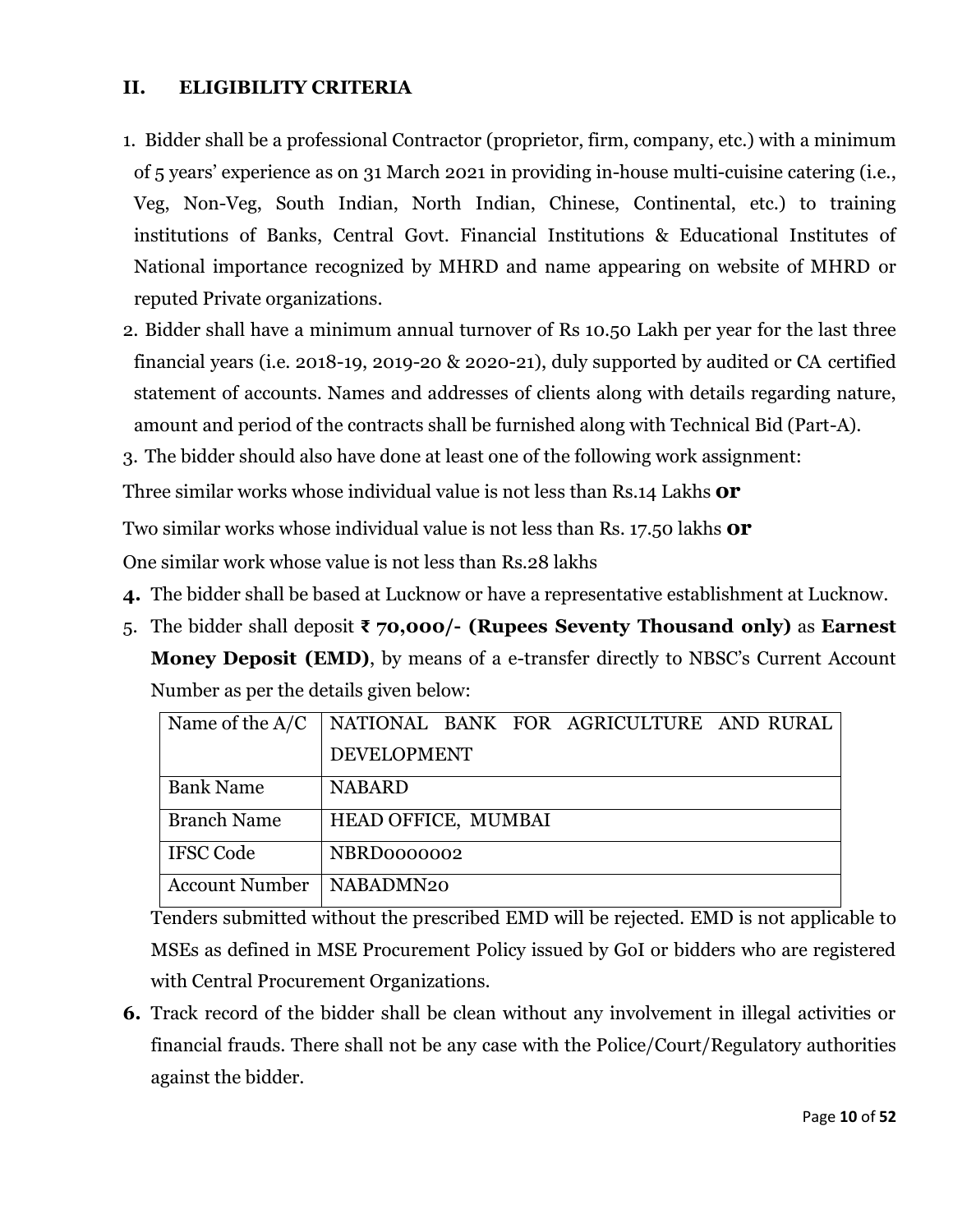## II. ELIGIBILITY CRITERIA

1. Bidder shall be a professional Contractor (proprietor, firm, company, etc.) with a minimum of 5 years' experience as on 31 March 2021 in providing in-house multi-cuisine catering (i.e., Veg, Non-Veg, South Indian, North Indian, Chinese, Continental, etc.) to training institutions of Banks, Central Govt. Financial Institutions & Educational Institutes of National importance recognized by MHRD and name appearing on website of MHRD or reputed Private organizations.
2. Bidder shall have a minimum annual turnover of Rs 10.50 Lakh per year for the last three financial years (i.e. 2018-19, 2019-20 & 2020-21), duly supported by audited or CA certified statement of accounts. Names and addresses of clients along with details regarding nature, amount and period of the contracts shall be furnished along with Technical Bid (Part-A).
3. The bidder should also have done at least one of the following work assignment:

Three similar works whose individual value is not less than Rs.14 Lakhs **or**

Two similar works whose individual value is not less than Rs. 17.50 lakhs **or**

One similar work whose value is not less than Rs.28 lakhs

4. The bidder shall be based at Lucknow or have a representative establishment at Lucknow.
5. The bidder shall deposit **₹ 70,000/- (Rupees Seventy Thousand only)** as **Earnest Money Deposit (EMD)**, by means of a e-transfer directly to NBSC's Current Account Number as per the details given below:

| Name of the A/C | NATIONAL BANK FOR AGRICULTURE AND RURAL DEVELOPMENT |
|---|---|
| Bank Name | NABARD |
| Branch Name | HEAD OFFICE, MUMBAI |
| IFSC Code | NBRD0000002 |
| Account Number | NABADMN20 |

Tenders submitted without the prescribed EMD will be rejected. EMD is not applicable to MSEs as defined in MSE Procurement Policy issued by GoI or bidders who are registered with Central Procurement Organizations.

6. Track record of the bidder shall be clean without any involvement in illegal activities or financial frauds. There shall not be any case with the Police/Court/Regulatory authorities against the bidder.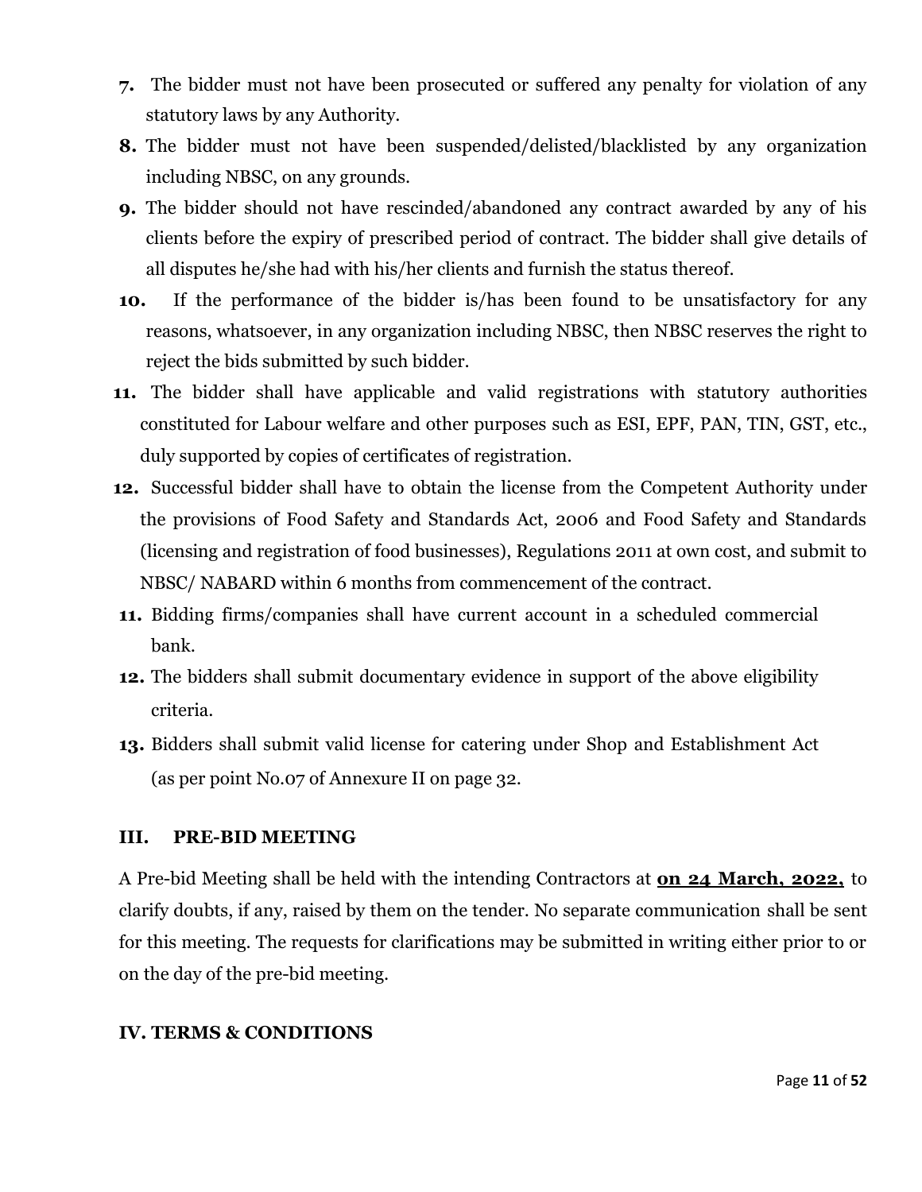7. The bidder must not have been prosecuted or suffered any penalty for violation of any statutory laws by any Authority.
8. The bidder must not have been suspended/delisted/blacklisted by any organization including NBSC, on any grounds.
9. The bidder should not have rescinded/abandoned any contract awarded by any of his clients before the expiry of prescribed period of contract. The bidder shall give details of all disputes he/she had with his/her clients and furnish the status thereof.
10. If the performance of the bidder is/has been found to be unsatisfactory for any reasons, whatsoever, in any organization including NBSC, then NBSC reserves the right to reject the bids submitted by such bidder.
11. The bidder shall have applicable and valid registrations with statutory authorities constituted for Labour welfare and other purposes such as ESI, EPF, PAN, TIN, GST, etc., duly supported by copies of certificates of registration.
12. Successful bidder shall have to obtain the license from the Competent Authority under the provisions of Food Safety and Standards Act, 2006 and Food Safety and Standards (licensing and registration of food businesses), Regulations 2011 at own cost, and submit to NBSC/ NABARD within 6 months from commencement of the contract.

11. Bidding firms/companies shall have current account in a scheduled commercial bank.

12. The bidders shall submit documentary evidence in support of the above eligibility criteria.

13. Bidders shall submit valid license for catering under Shop and Establishment Act (as per point No.07 of Annexure II on page 32.

## III. PRE-BID MEETING

A Pre-bid Meeting shall be held with the intending Contractors at **on 24 March, 2022,** to clarify doubts, if any, raised by them on the tender. No separate communication shall be sent for this meeting. The requests for clarifications may be submitted in writing either prior to or on the day of the pre-bid meeting.

## IV. TERMS & CONDITIONS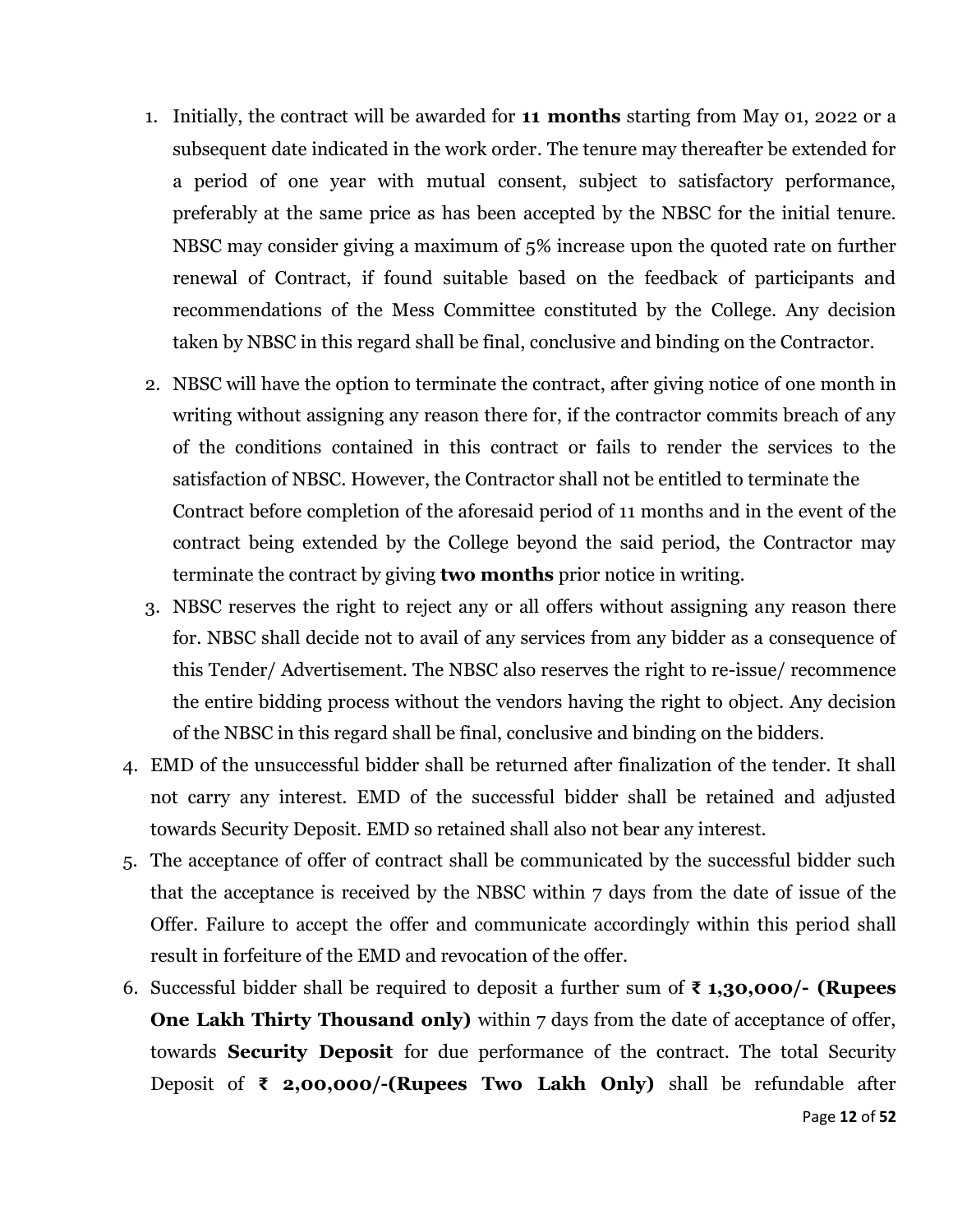1. Initially, the contract will be awarded for **11 months** starting from May 01, 2022 or a subsequent date indicated in the work order. The tenure may thereafter be extended for a period of one year with mutual consent, subject to satisfactory performance, preferably at the same price as has been accepted by the NBSC for the initial tenure. NBSC may consider giving a maximum of 5% increase upon the quoted rate on further renewal of Contract, if found suitable based on the feedback of participants and recommendations of the Mess Committee constituted by the College. Any decision taken by NBSC in this regard shall be final, conclusive and binding on the Contractor.
2. NBSC will have the option to terminate the contract, after giving notice of one month in writing without assigning any reason there for, if the contractor commits breach of any of the conditions contained in this contract or fails to render the services to the satisfaction of NBSC. However, the Contractor shall not be entitled to terminate the Contract before completion of the aforesaid period of 11 months and in the event of the contract being extended by the College beyond the said period, the Contractor may terminate the contract by giving **two months** prior notice in writing.
3. NBSC reserves the right to reject any or all offers without assigning any reason there for. NBSC shall decide not to avail of any services from any bidder as a consequence of this Tender/ Advertisement. The NBSC also reserves the right to re-issue/ recommence the entire bidding process without the vendors having the right to object. Any decision of the NBSC in this regard shall be final, conclusive and binding on the bidders.
4. EMD of the unsuccessful bidder shall be returned after finalization of the tender. It shall not carry any interest. EMD of the successful bidder shall be retained and adjusted towards Security Deposit. EMD so retained shall also not bear any interest.
5. The acceptance of offer of contract shall be communicated by the successful bidder such that the acceptance is received by the NBSC within 7 days from the date of issue of the Offer. Failure to accept the offer and communicate accordingly within this period shall result in forfeiture of the EMD and revocation of the offer.
6. Successful bidder shall be required to deposit a further sum of **₹ 1,30,000/- (Rupees One Lakh Thirty Thousand only)** within 7 days from the date of acceptance of offer, towards **Security Deposit** for due performance of the contract. The total Security Deposit of **₹ 2,00,000/-(Rupees Two Lakh Only)** shall be refundable after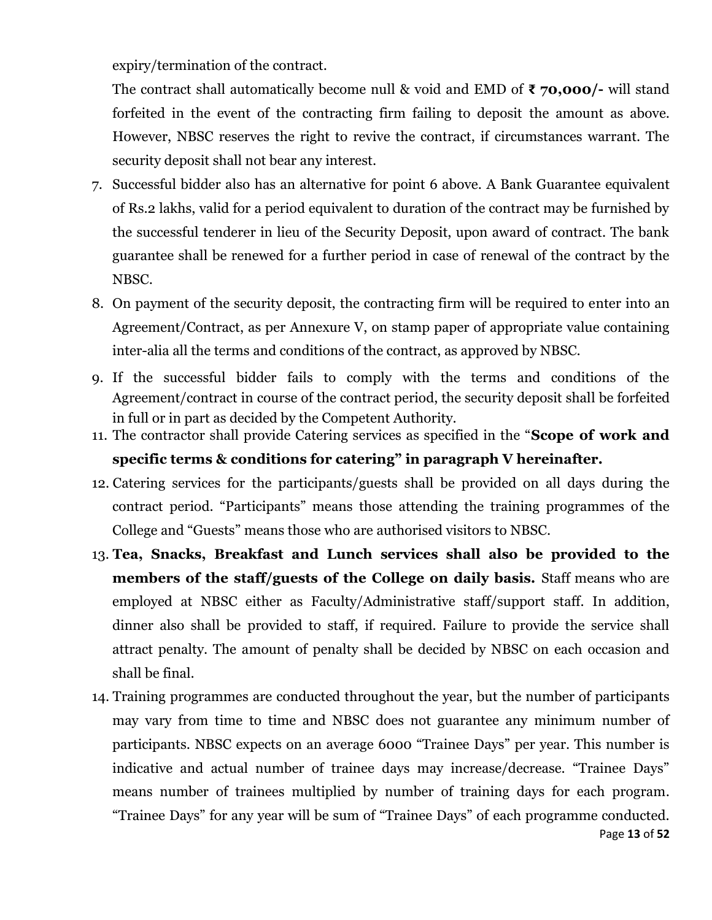expiry/termination of the contract.

The contract shall automatically become null & void and EMD of **₹ 70,000/-** will stand forfeited in the event of the contracting firm failing to deposit the amount as above. However, NBSC reserves the right to revive the contract, if circumstances warrant. The security deposit shall not bear any interest.

7. Successful bidder also has an alternative for point 6 above. A Bank Guarantee equivalent of Rs.2 lakhs, valid for a period equivalent to duration of the contract may be furnished by the successful tenderer in lieu of the Security Deposit, upon award of contract. The bank guarantee shall be renewed for a further period in case of renewal of the contract by the NBSC.
8. On payment of the security deposit, the contracting firm will be required to enter into an Agreement/Contract, as per Annexure V, on stamp paper of appropriate value containing inter-alia all the terms and conditions of the contract, as approved by NBSC.
9. If the successful bidder fails to comply with the terms and conditions of the Agreement/contract in course of the contract period, the security deposit shall be forfeited in full or in part as decided by the Competent Authority.
11. The contractor shall provide Catering services as specified in the "**Scope of work and specific terms & conditions for catering" in paragraph V hereinafter.**
12. Catering services for the participants/guests shall be provided on all days during the contract period. "Participants" means those attending the training programmes of the College and "Guests" means those who are authorised visitors to NBSC.
13. **Tea, Snacks, Breakfast and Lunch services shall also be provided to the members of the staff/guests of the College on daily basis.** Staff means who are employed at NBSC either as Faculty/Administrative staff/support staff. In addition, dinner also shall be provided to staff, if required. Failure to provide the service shall attract penalty. The amount of penalty shall be decided by NBSC on each occasion and shall be final.
14. Training programmes are conducted throughout the year, but the number of participants may vary from time to time and NBSC does not guarantee any minimum number of participants. NBSC expects on an average 6000 "Trainee Days" per year. This number is indicative and actual number of trainee days may increase/decrease. "Trainee Days" means number of trainees multiplied by number of training days for each program. "Trainee Days" for any year will be sum of "Trainee Days" of each programme conducted.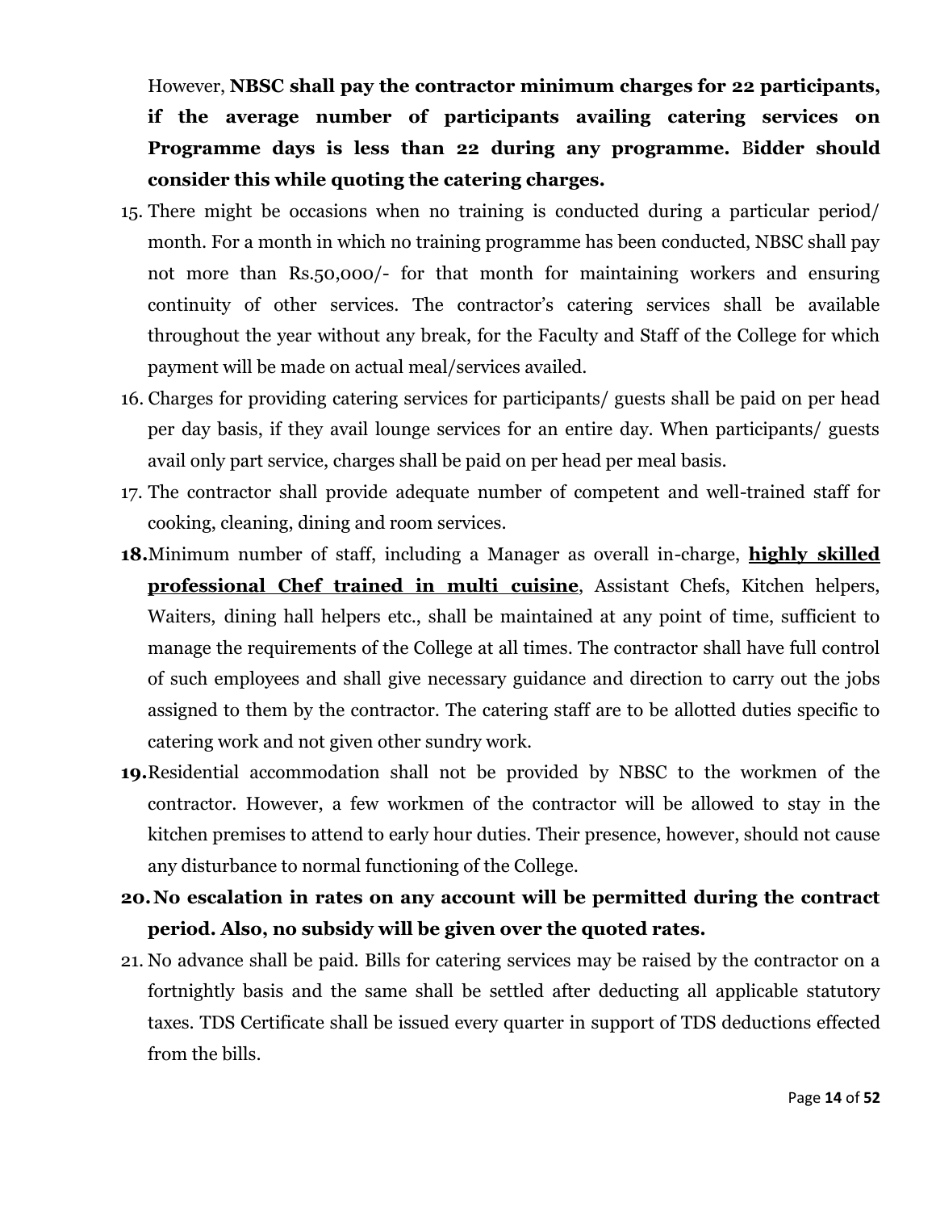However, **NBSC shall pay the contractor minimum charges for 22 participants, if the average number of participants availing catering services on Programme days is less than 22 during any programme.** B**idder should consider this while quoting the catering charges.**

15. There might be occasions when no training is conducted during a particular period/ month. For a month in which no training programme has been conducted, NBSC shall pay not more than Rs.50,000/- for that month for maintaining workers and ensuring continuity of other services. The contractor's catering services shall be available throughout the year without any break, for the Faculty and Staff of the College for which payment will be made on actual meal/services availed.
16. Charges for providing catering services for participants/ guests shall be paid on per head per day basis, if they avail lounge services for an entire day. When participants/ guests avail only part service, charges shall be paid on per head per meal basis.
17. The contractor shall provide adequate number of competent and well-trained staff for cooking, cleaning, dining and room services.
18. Minimum number of staff, including a Manager as overall in-charge, **highly skilled professional Chef trained in multi cuisine**, Assistant Chefs, Kitchen helpers, Waiters, dining hall helpers etc., shall be maintained at any point of time, sufficient to manage the requirements of the College at all times. The contractor shall have full control of such employees and shall give necessary guidance and direction to carry out the jobs assigned to them by the contractor. The catering staff are to be allotted duties specific to catering work and not given other sundry work.
19. Residential accommodation shall not be provided by NBSC to the workmen of the contractor. However, a few workmen of the contractor will be allowed to stay in the kitchen premises to attend to early hour duties. Their presence, however, should not cause any disturbance to normal functioning of the College.
20. **No escalation in rates on any account will be permitted during the contract period. Also, no subsidy will be given over the quoted rates.**
21. No advance shall be paid. Bills for catering services may be raised by the contractor on a fortnightly basis and the same shall be settled after deducting all applicable statutory taxes. TDS Certificate shall be issued every quarter in support of TDS deductions effected from the bills.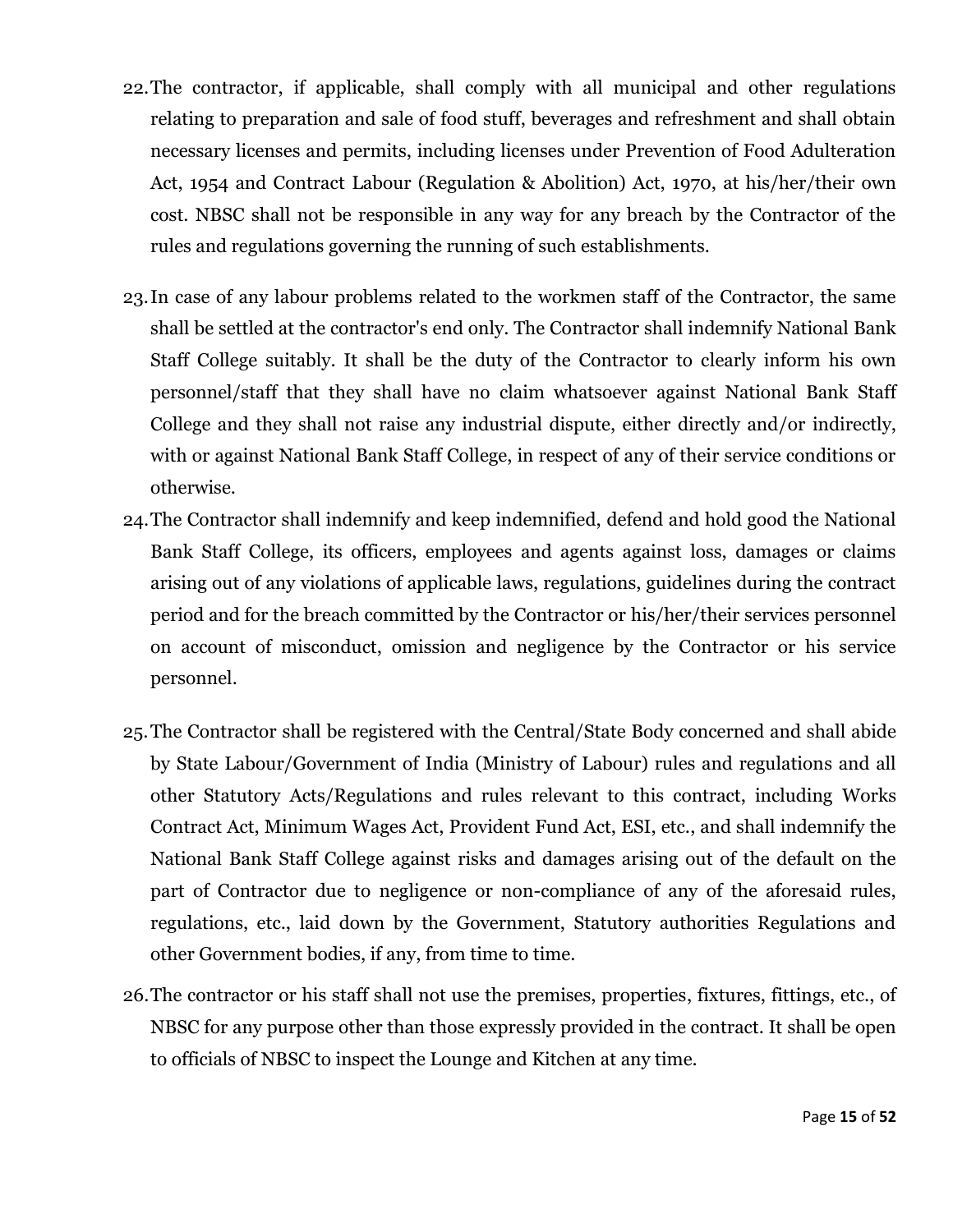22. The contractor, if applicable, shall comply with all municipal and other regulations relating to preparation and sale of food stuff, beverages and refreshment and shall obtain necessary licenses and permits, including licenses under Prevention of Food Adulteration Act, 1954 and Contract Labour (Regulation & Abolition) Act, 1970, at his/her/their own cost. NBSC shall not be responsible in any way for any breach by the Contractor of the rules and regulations governing the running of such establishments.

23. In case of any labour problems related to the workmen staff of the Contractor, the same shall be settled at the contractor's end only. The Contractor shall indemnify National Bank Staff College suitably. It shall be the duty of the Contractor to clearly inform his own personnel/staff that they shall have no claim whatsoever against National Bank Staff College and they shall not raise any industrial dispute, either directly and/or indirectly, with or against National Bank Staff College, in respect of any of their service conditions or otherwise.

24. The Contractor shall indemnify and keep indemnified, defend and hold good the National Bank Staff College, its officers, employees and agents against loss, damages or claims arising out of any violations of applicable laws, regulations, guidelines during the contract period and for the breach committed by the Contractor or his/her/their services personnel on account of misconduct, omission and negligence by the Contractor or his service personnel.

25. The Contractor shall be registered with the Central/State Body concerned and shall abide by State Labour/Government of India (Ministry of Labour) rules and regulations and all other Statutory Acts/Regulations and rules relevant to this contract, including Works Contract Act, Minimum Wages Act, Provident Fund Act, ESI, etc., and shall indemnify the National Bank Staff College against risks and damages arising out of the default on the part of Contractor due to negligence or non-compliance of any of the aforesaid rules, regulations, etc., laid down by the Government, Statutory authorities Regulations and other Government bodies, if any, from time to time.

26. The contractor or his staff shall not use the premises, properties, fixtures, fittings, etc., of NBSC for any purpose other than those expressly provided in the contract. It shall be open to officials of NBSC to inspect the Lounge and Kitchen at any time.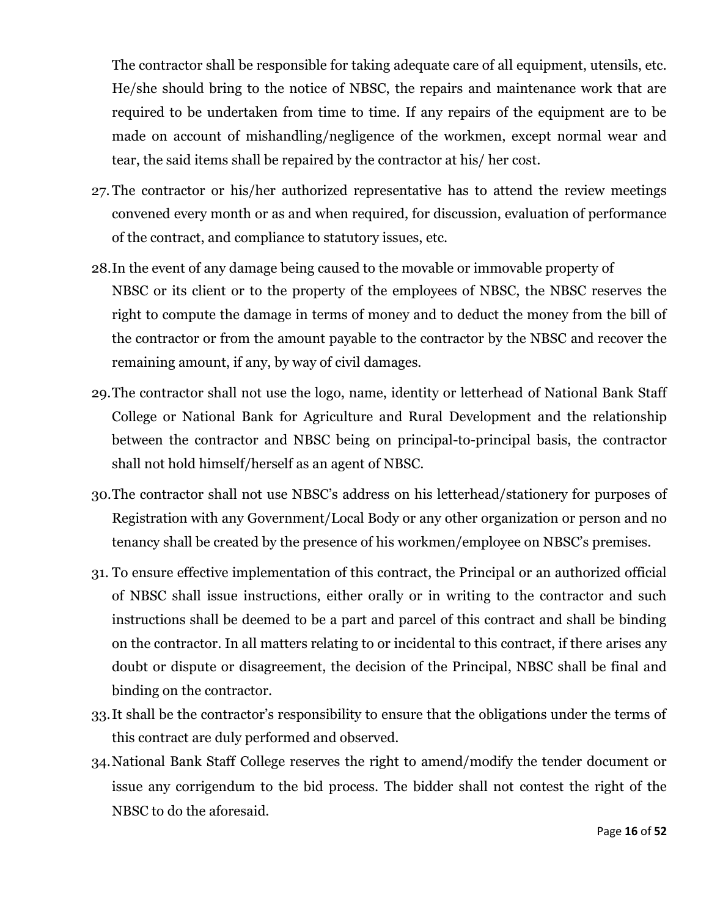The contractor shall be responsible for taking adequate care of all equipment, utensils, etc. He/she should bring to the notice of NBSC, the repairs and maintenance work that are required to be undertaken from time to time. If any repairs of the equipment are to be made on account of mishandling/negligence of the workmen, except normal wear and tear, the said items shall be repaired by the contractor at his/ her cost.

27. The contractor or his/her authorized representative has to attend the review meetings convened every month or as and when required, for discussion, evaluation of performance of the contract, and compliance to statutory issues, etc.

28. In the event of any damage being caused to the movable or immovable property of NBSC or its client or to the property of the employees of NBSC, the NBSC reserves the right to compute the damage in terms of money and to deduct the money from the bill of the contractor or from the amount payable to the contractor by the NBSC and recover the remaining amount, if any, by way of civil damages.

29. The contractor shall not use the logo, name, identity or letterhead of National Bank Staff College or National Bank for Agriculture and Rural Development and the relationship between the contractor and NBSC being on principal-to-principal basis, the contractor shall not hold himself/herself as an agent of NBSC.

30. The contractor shall not use NBSC's address on his letterhead/stationery for purposes of Registration with any Government/Local Body or any other organization or person and no tenancy shall be created by the presence of his workmen/employee on NBSC's premises.

31. To ensure effective implementation of this contract, the Principal or an authorized official of NBSC shall issue instructions, either orally or in writing to the contractor and such instructions shall be deemed to be a part and parcel of this contract and shall be binding on the contractor. In all matters relating to or incidental to this contract, if there arises any doubt or dispute or disagreement, the decision of the Principal, NBSC shall be final and binding on the contractor.

33. It shall be the contractor's responsibility to ensure that the obligations under the terms of this contract are duly performed and observed.

34. National Bank Staff College reserves the right to amend/modify the tender document or issue any corrigendum to the bid process. The bidder shall not contest the right of the NBSC to do the aforesaid.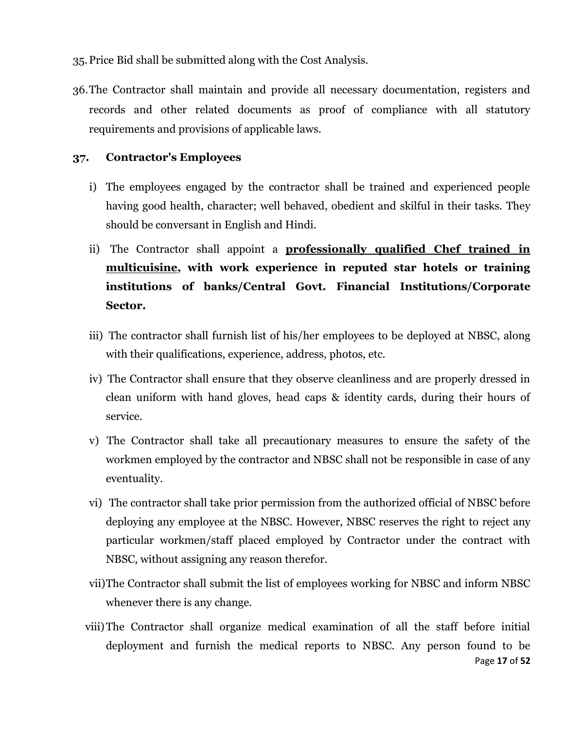35. Price Bid shall be submitted along with the Cost Analysis.

36. The Contractor shall maintain and provide all necessary documentation, registers and records and other related documents as proof of compliance with all statutory requirements and provisions of applicable laws.

**37. Contractor's Employees**

i) The employees engaged by the contractor shall be trained and experienced people having good health, character; well behaved, obedient and skilful in their tasks. They should be conversant in English and Hindi.

ii) The Contractor shall appoint a **<u>professionally qualified Chef trained in multicuisine</u>, with work experience in reputed star hotels or training institutions of banks/Central Govt. Financial Institutions/Corporate Sector.**

iii) The contractor shall furnish list of his/her employees to be deployed at NBSC, along with their qualifications, experience, address, photos, etc.

iv) The Contractor shall ensure that they observe cleanliness and are properly dressed in clean uniform with hand gloves, head caps & identity cards, during their hours of service.

v) The Contractor shall take all precautionary measures to ensure the safety of the workmen employed by the contractor and NBSC shall not be responsible in case of any eventuality.

vi) The contractor shall take prior permission from the authorized official of NBSC before deploying any employee at the NBSC. However, NBSC reserves the right to reject any particular workmen/staff placed employed by Contractor under the contract with NBSC, without assigning any reason therefor.

vii) The Contractor shall submit the list of employees working for NBSC and inform NBSC whenever there is any change.

viii) The Contractor shall organize medical examination of all the staff before initial deployment and furnish the medical reports to NBSC. Any person found to be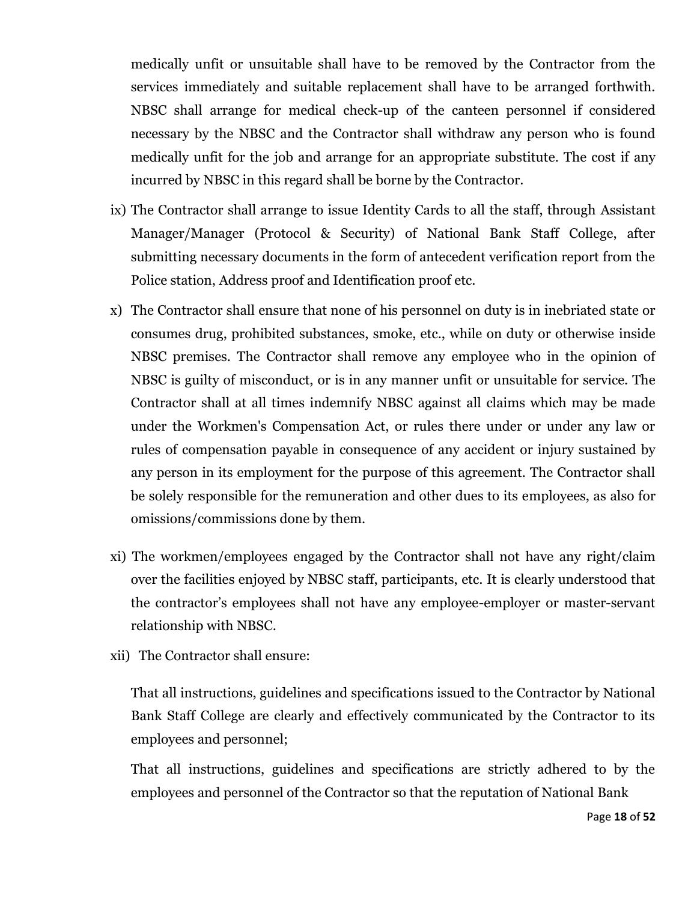medically unfit or unsuitable shall have to be removed by the Contractor from the services immediately and suitable replacement shall have to be arranged forthwith. NBSC shall arrange for medical check-up of the canteen personnel if considered necessary by the NBSC and the Contractor shall withdraw any person who is found medically unfit for the job and arrange for an appropriate substitute. The cost if any incurred by NBSC in this regard shall be borne by the Contractor.

ix) The Contractor shall arrange to issue Identity Cards to all the staff, through Assistant Manager/Manager (Protocol & Security) of National Bank Staff College, after submitting necessary documents in the form of antecedent verification report from the Police station, Address proof and Identification proof etc.

x) The Contractor shall ensure that none of his personnel on duty is in inebriated state or consumes drug, prohibited substances, smoke, etc., while on duty or otherwise inside NBSC premises. The Contractor shall remove any employee who in the opinion of NBSC is guilty of misconduct, or is in any manner unfit or unsuitable for service. The Contractor shall at all times indemnify NBSC against all claims which may be made under the Workmen's Compensation Act, or rules there under or under any law or rules of compensation payable in consequence of any accident or injury sustained by any person in its employment for the purpose of this agreement. The Contractor shall be solely responsible for the remuneration and other dues to its employees, as also for omissions/commissions done by them.

xi) The workmen/employees engaged by the Contractor shall not have any right/claim over the facilities enjoyed by NBSC staff, participants, etc. It is clearly understood that the contractor's employees shall not have any employee-employer or master-servant relationship with NBSC.

xii) The Contractor shall ensure:

That all instructions, guidelines and specifications issued to the Contractor by National Bank Staff College are clearly and effectively communicated by the Contractor to its employees and personnel;

That all instructions, guidelines and specifications are strictly adhered to by the employees and personnel of the Contractor so that the reputation of National Bank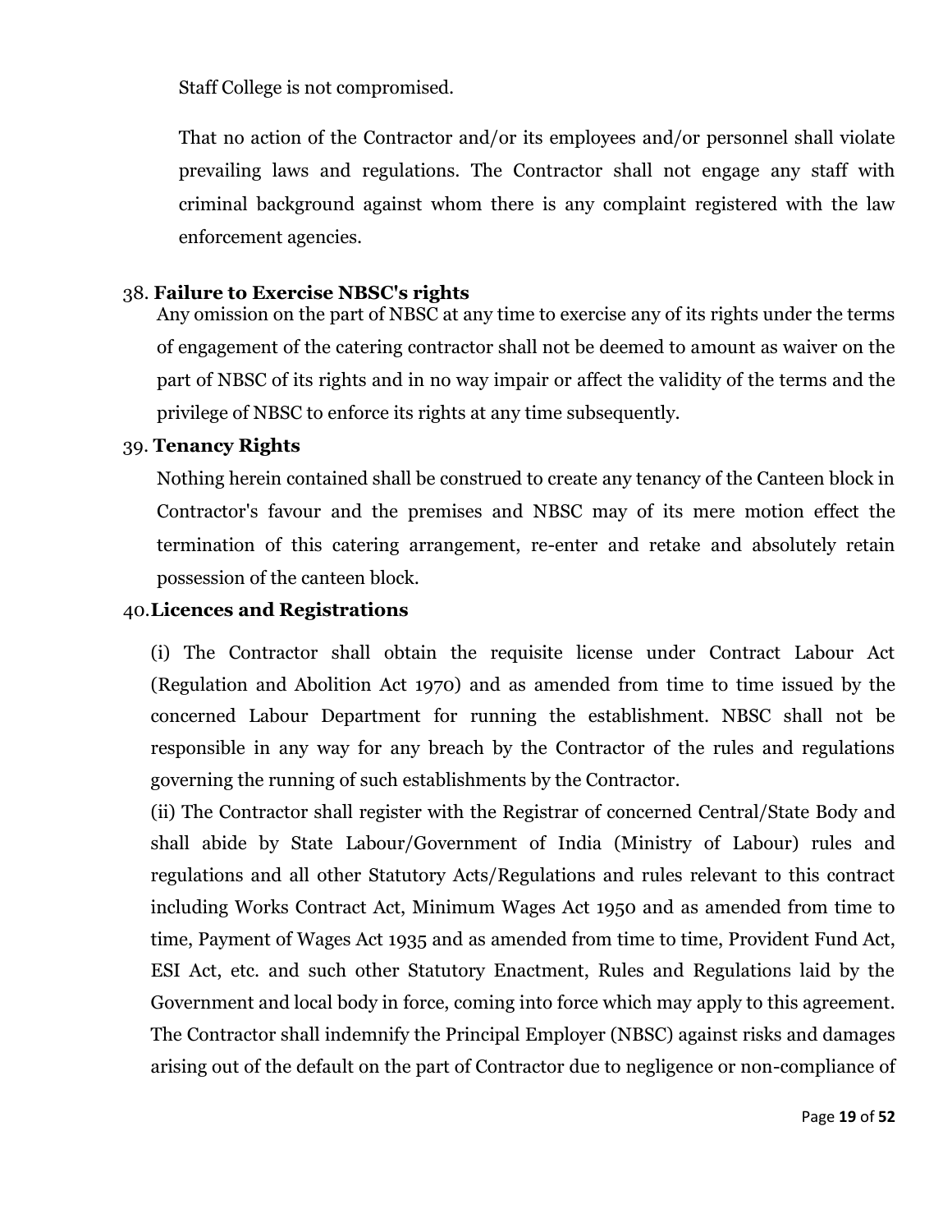Staff College is not compromised.

That no action of the Contractor and/or its employees and/or personnel shall violate prevailing laws and regulations. The Contractor shall not engage any staff with criminal background against whom there is any complaint registered with the law enforcement agencies.

38. **Failure to Exercise NBSC's rights**

Any omission on the part of NBSC at any time to exercise any of its rights under the terms of engagement of the catering contractor shall not be deemed to amount as waiver on the part of NBSC of its rights and in no way impair or affect the validity of the terms and the privilege of NBSC to enforce its rights at any time subsequently.

39. **Tenancy Rights**

Nothing herein contained shall be construed to create any tenancy of the Canteen block in Contractor's favour and the premises and NBSC may of its mere motion effect the termination of this catering arrangement, re-enter and retake and absolutely retain possession of the canteen block.

40. **Licences and Registrations**

(i) The Contractor shall obtain the requisite license under Contract Labour Act (Regulation and Abolition Act 1970) and as amended from time to time issued by the concerned Labour Department for running the establishment. NBSC shall not be responsible in any way for any breach by the Contractor of the rules and regulations governing the running of such establishments by the Contractor.

(ii) The Contractor shall register with the Registrar of concerned Central/State Body and shall abide by State Labour/Government of India (Ministry of Labour) rules and regulations and all other Statutory Acts/Regulations and rules relevant to this contract including Works Contract Act, Minimum Wages Act 1950 and as amended from time to time, Payment of Wages Act 1935 and as amended from time to time, Provident Fund Act, ESI Act, etc. and such other Statutory Enactment, Rules and Regulations laid by the Government and local body in force, coming into force which may apply to this agreement. The Contractor shall indemnify the Principal Employer (NBSC) against risks and damages arising out of the default on the part of Contractor due to negligence or non-compliance of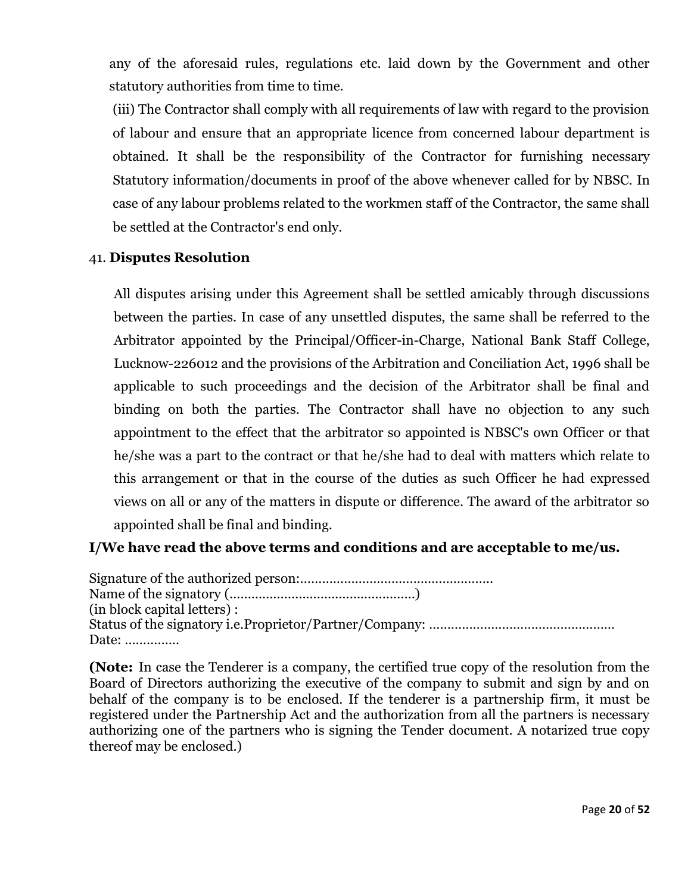any of the aforesaid rules, regulations etc. laid down by the Government and other statutory authorities from time to time.

(iii) The Contractor shall comply with all requirements of law with regard to the provision of labour and ensure that an appropriate licence from concerned labour department is obtained. It shall be the responsibility of the Contractor for furnishing necessary Statutory information/documents in proof of the above whenever called for by NBSC. In case of any labour problems related to the workmen staff of the Contractor, the same shall be settled at the Contractor's end only.

41. **Disputes Resolution**

All disputes arising under this Agreement shall be settled amicably through discussions between the parties. In case of any unsettled disputes, the same shall be referred to the Arbitrator appointed by the Principal/Officer-in-Charge, National Bank Staff College, Lucknow-226012 and the provisions of the Arbitration and Conciliation Act, 1996 shall be applicable to such proceedings and the decision of the Arbitrator shall be final and binding on both the parties. The Contractor shall have no objection to any such appointment to the effect that the arbitrator so appointed is NBSC's own Officer or that he/she was a part to the contract or that he/she had to deal with matters which relate to this arrangement or that in the course of the duties as such Officer he had expressed views on all or any of the matters in dispute or difference. The award of the arbitrator so appointed shall be final and binding.

**I/We have read the above terms and conditions and are acceptable to me/us.**

Signature of the authorized person:.....................................................
Name of the signatory (..................................................)
(in block capital letters) :
Status of the signatory i.e.Proprietor/Partner/Company: ..................................................
Date: ...............

**(Note:** In case the Tenderer is a company, the certified true copy of the resolution from the Board of Directors authorizing the executive of the company to submit and sign by and on behalf of the company is to be enclosed. If the tenderer is a partnership firm, it must be registered under the Partnership Act and the authorization from all the partners is necessary authorizing one of the partners who is signing the Tender document. A notarized true copy thereof may be enclosed.)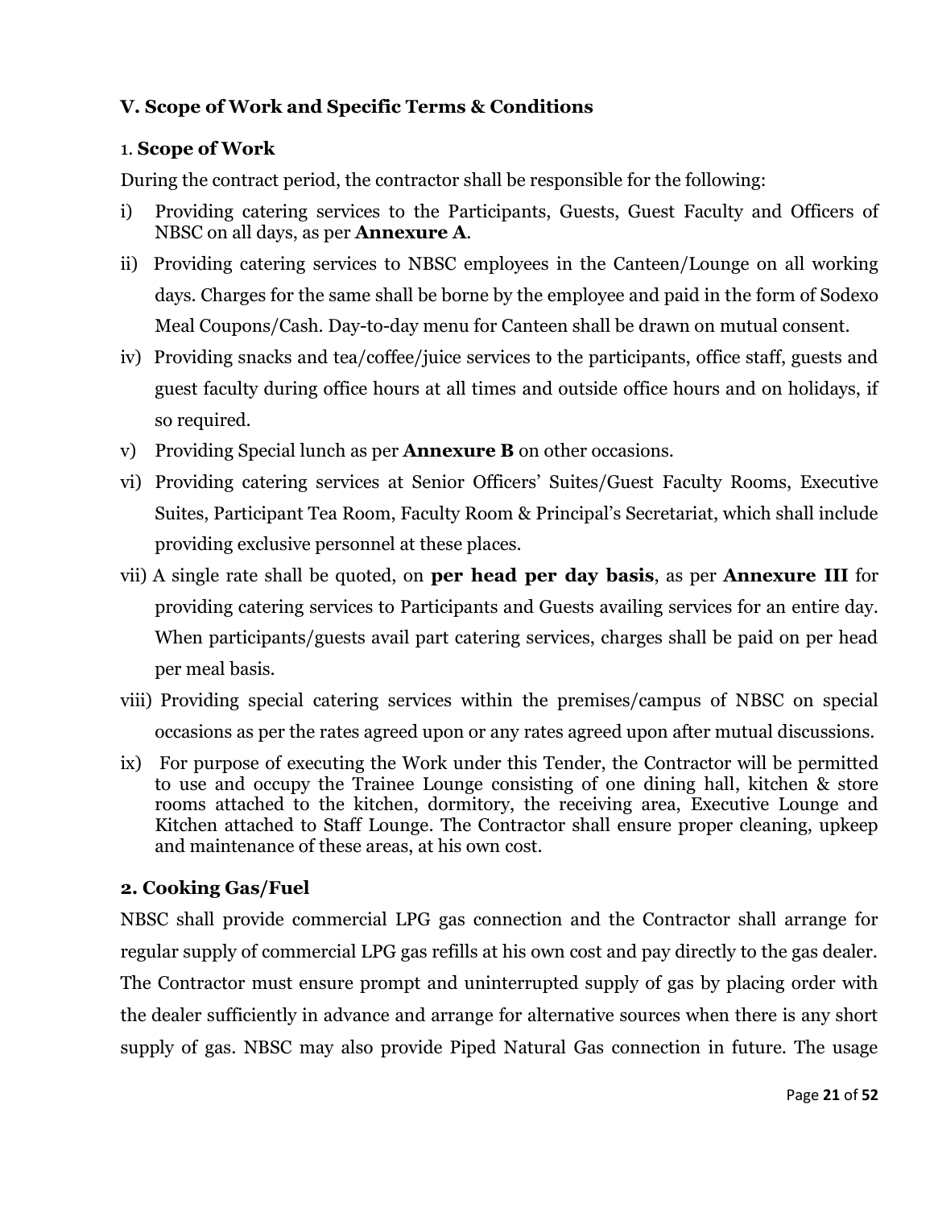## V. Scope of Work and Specific Terms & Conditions

### 1. Scope of Work

During the contract period, the contractor shall be responsible for the following:

i) Providing catering services to the Participants, Guests, Guest Faculty and Officers of NBSC on all days, as per **Annexure A**.

ii) Providing catering services to NBSC employees in the Canteen/Lounge on all working days. Charges for the same shall be borne by the employee and paid in the form of Sodexo Meal Coupons/Cash. Day-to-day menu for Canteen shall be drawn on mutual consent.

iv) Providing snacks and tea/coffee/juice services to the participants, office staff, guests and guest faculty during office hours at all times and outside office hours and on holidays, if so required.

v) Providing Special lunch as per **Annexure B** on other occasions.

vi) Providing catering services at Senior Officers' Suites/Guest Faculty Rooms, Executive Suites, Participant Tea Room, Faculty Room & Principal's Secretariat, which shall include providing exclusive personnel at these places.

vii) A single rate shall be quoted, on **per head per day basis**, as per **Annexure III** for providing catering services to Participants and Guests availing services for an entire day. When participants/guests avail part catering services, charges shall be paid on per head per meal basis.

viii) Providing special catering services within the premises/campus of NBSC on special occasions as per the rates agreed upon or any rates agreed upon after mutual discussions.

ix) For purpose of executing the Work under this Tender, the Contractor will be permitted to use and occupy the Trainee Lounge consisting of one dining hall, kitchen & store rooms attached to the kitchen, dormitory, the receiving area, Executive Lounge and Kitchen attached to Staff Lounge. The Contractor shall ensure proper cleaning, upkeep and maintenance of these areas, at his own cost.

### 2. Cooking Gas/Fuel

NBSC shall provide commercial LPG gas connection and the Contractor shall arrange for regular supply of commercial LPG gas refills at his own cost and pay directly to the gas dealer. The Contractor must ensure prompt and uninterrupted supply of gas by placing order with the dealer sufficiently in advance and arrange for alternative sources when there is any short supply of gas. NBSC may also provide Piped Natural Gas connection in future. The usage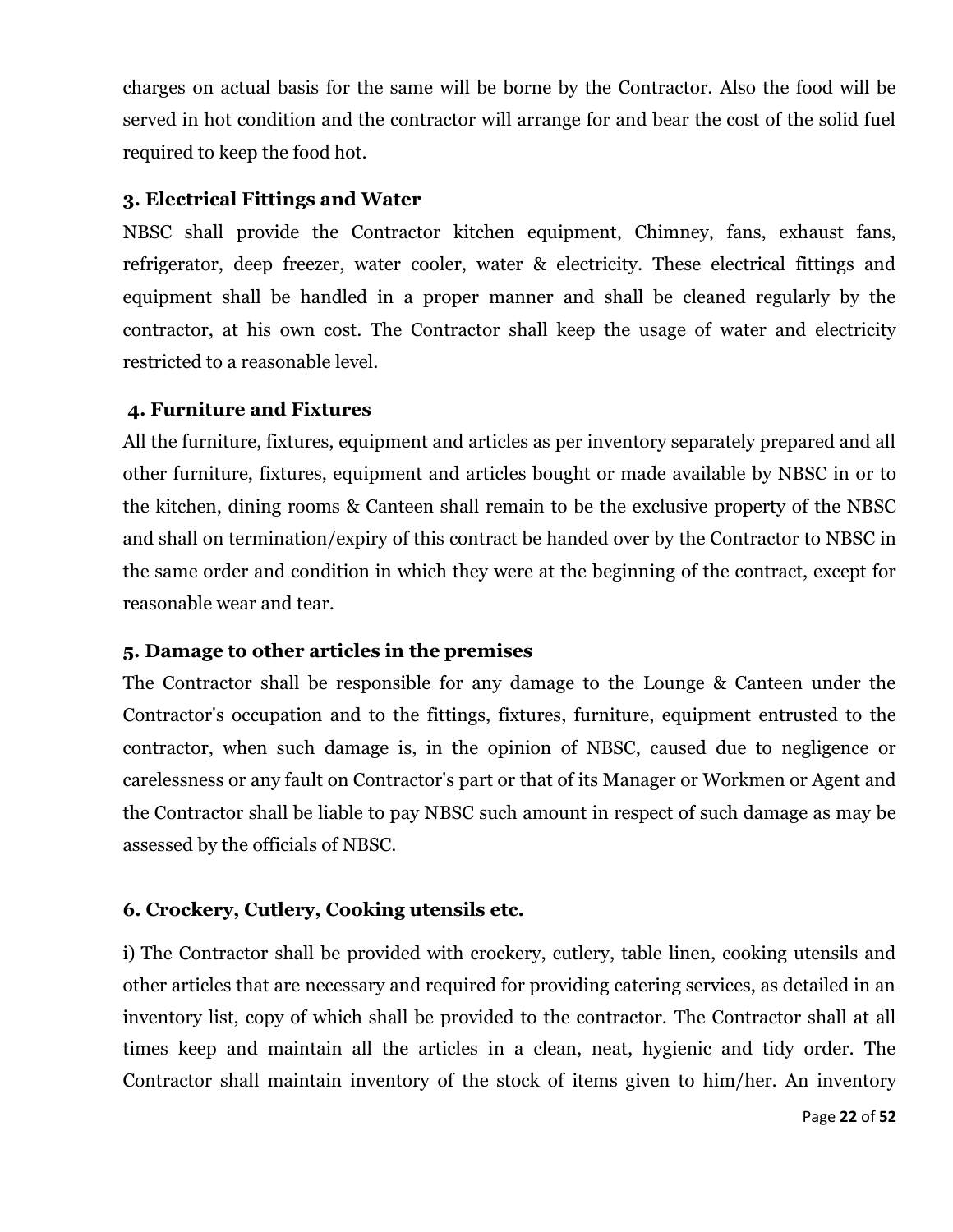charges on actual basis for the same will be borne by the Contractor. Also the food will be served in hot condition and the contractor will arrange for and bear the cost of the solid fuel required to keep the food hot.

### 3. Electrical Fittings and Water

NBSC shall provide the Contractor kitchen equipment, Chimney, fans, exhaust fans, refrigerator, deep freezer, water cooler, water & electricity. These electrical fittings and equipment shall be handled in a proper manner and shall be cleaned regularly by the contractor, at his own cost. The Contractor shall keep the usage of water and electricity restricted to a reasonable level.

### 4. Furniture and Fixtures

All the furniture, fixtures, equipment and articles as per inventory separately prepared and all other furniture, fixtures, equipment and articles bought or made available by NBSC in or to the kitchen, dining rooms & Canteen shall remain to be the exclusive property of the NBSC and shall on termination/expiry of this contract be handed over by the Contractor to NBSC in the same order and condition in which they were at the beginning of the contract, except for reasonable wear and tear.

### 5. Damage to other articles in the premises

The Contractor shall be responsible for any damage to the Lounge & Canteen under the Contractor's occupation and to the fittings, fixtures, furniture, equipment entrusted to the contractor, when such damage is, in the opinion of NBSC, caused due to negligence or carelessness or any fault on Contractor's part or that of its Manager or Workmen or Agent and the Contractor shall be liable to pay NBSC such amount in respect of such damage as may be assessed by the officials of NBSC.

### 6. Crockery, Cutlery, Cooking utensils etc.

i) The Contractor shall be provided with crockery, cutlery, table linen, cooking utensils and other articles that are necessary and required for providing catering services, as detailed in an inventory list, copy of which shall be provided to the contractor. The Contractor shall at all times keep and maintain all the articles in a clean, neat, hygienic and tidy order. The Contractor shall maintain inventory of the stock of items given to him/her. An inventory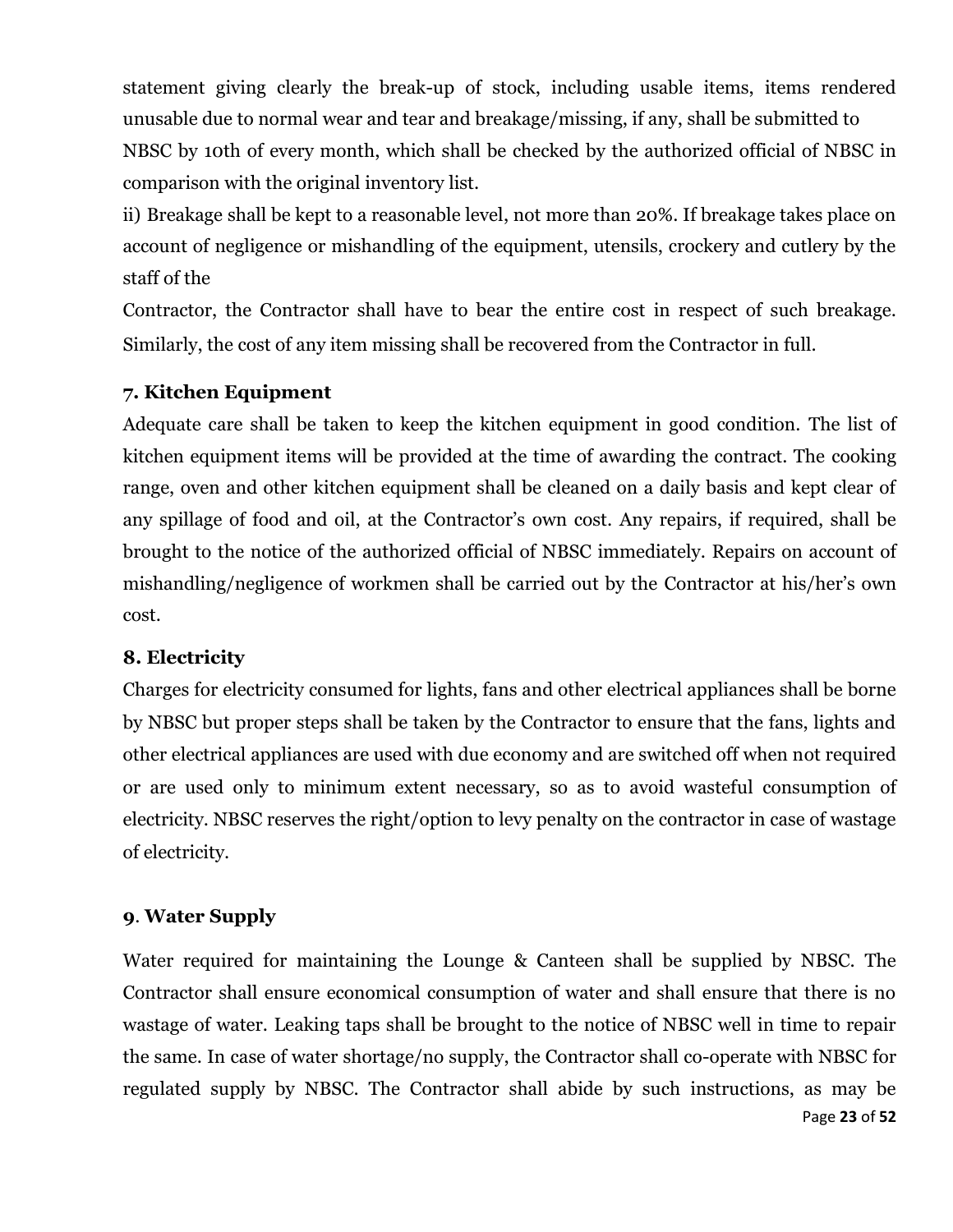statement giving clearly the break-up of stock, including usable items, items rendered unusable due to normal wear and tear and breakage/missing, if any, shall be submitted to NBSC by 10th of every month, which shall be checked by the authorized official of NBSC in comparison with the original inventory list.

ii) Breakage shall be kept to a reasonable level, not more than 20%. If breakage takes place on account of negligence or mishandling of the equipment, utensils, crockery and cutlery by the staff of the Contractor, the Contractor shall have to bear the entire cost in respect of such breakage. Similarly, the cost of any item missing shall be recovered from the Contractor in full.

### 7. Kitchen Equipment

Adequate care shall be taken to keep the kitchen equipment in good condition. The list of kitchen equipment items will be provided at the time of awarding the contract. The cooking range, oven and other kitchen equipment shall be cleaned on a daily basis and kept clear of any spillage of food and oil, at the Contractor's own cost. Any repairs, if required, shall be brought to the notice of the authorized official of NBSC immediately. Repairs on account of mishandling/negligence of workmen shall be carried out by the Contractor at his/her's own cost.

### 8. Electricity

Charges for electricity consumed for lights, fans and other electrical appliances shall be borne by NBSC but proper steps shall be taken by the Contractor to ensure that the fans, lights and other electrical appliances are used with due economy and are switched off when not required or are used only to minimum extent necessary, so as to avoid wasteful consumption of electricity. NBSC reserves the right/option to levy penalty on the contractor in case of wastage of electricity.

### 9. Water Supply

Water required for maintaining the Lounge & Canteen shall be supplied by NBSC. The Contractor shall ensure economical consumption of water and shall ensure that there is no wastage of water. Leaking taps shall be brought to the notice of NBSC well in time to repair the same. In case of water shortage/no supply, the Contractor shall co-operate with NBSC for regulated supply by NBSC. The Contractor shall abide by such instructions, as may be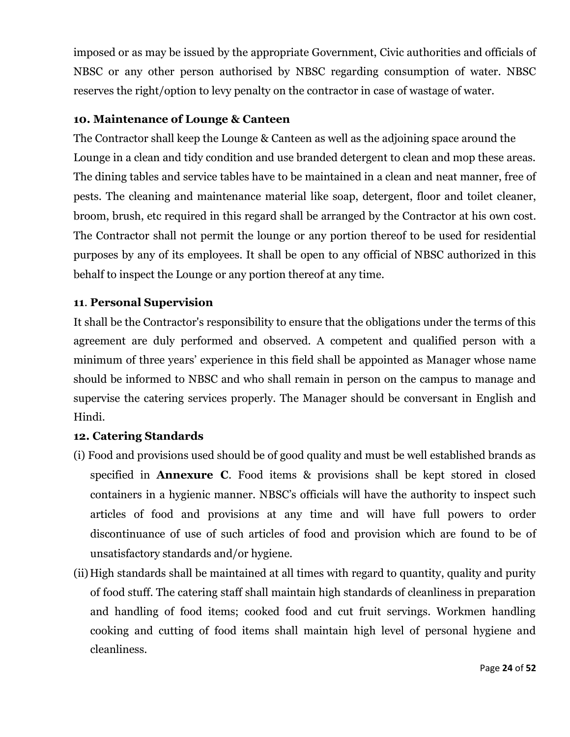imposed or as may be issued by the appropriate Government, Civic authorities and officials of NBSC or any other person authorised by NBSC regarding consumption of water. NBSC reserves the right/option to levy penalty on the contractor in case of wastage of water.

**10. Maintenance of Lounge & Canteen**

The Contractor shall keep the Lounge & Canteen as well as the adjoining space around the Lounge in a clean and tidy condition and use branded detergent to clean and mop these areas. The dining tables and service tables have to be maintained in a clean and neat manner, free of pests. The cleaning and maintenance material like soap, detergent, floor and toilet cleaner, broom, brush, etc required in this regard shall be arranged by the Contractor at his own cost. The Contractor shall not permit the lounge or any portion thereof to be used for residential purposes by any of its employees. It shall be open to any official of NBSC authorized in this behalf to inspect the Lounge or any portion thereof at any time.

**11. Personal Supervision**

It shall be the Contractor's responsibility to ensure that the obligations under the terms of this agreement are duly performed and observed. A competent and qualified person with a minimum of three years' experience in this field shall be appointed as Manager whose name should be informed to NBSC and who shall remain in person on the campus to manage and supervise the catering services properly. The Manager should be conversant in English and Hindi.

**12. Catering Standards**

(i) Food and provisions used should be of good quality and must be well established brands as specified in **Annexure C**. Food items & provisions shall be kept stored in closed containers in a hygienic manner. NBSC's officials will have the authority to inspect such articles of food and provisions at any time and will have full powers to order discontinuance of use of such articles of food and provision which are found to be of unsatisfactory standards and/or hygiene.

(ii) High standards shall be maintained at all times with regard to quantity, quality and purity of food stuff. The catering staff shall maintain high standards of cleanliness in preparation and handling of food items; cooked food and cut fruit servings. Workmen handling cooking and cutting of food items shall maintain high level of personal hygiene and cleanliness.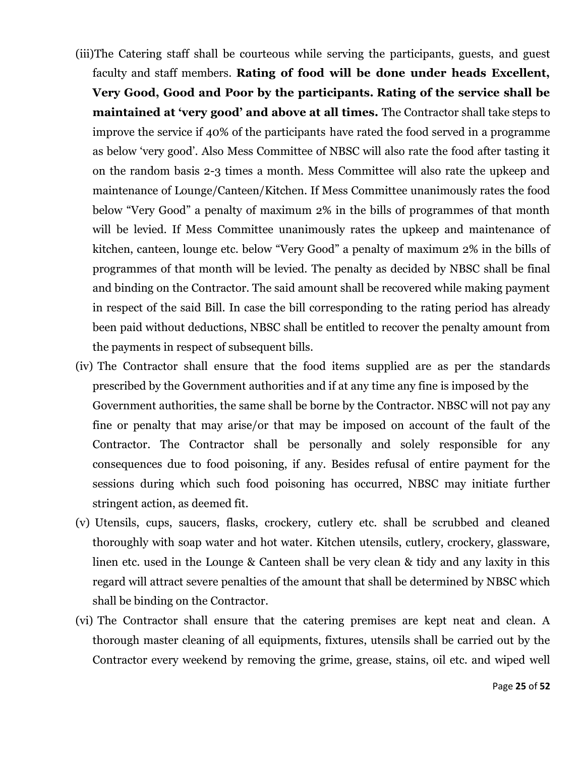(iii) The Catering staff shall be courteous while serving the participants, guests, and guest faculty and staff members. **Rating of food will be done under heads Excellent, Very Good, Good and Poor by the participants. Rating of the service shall be maintained at 'very good' and above at all times.** The Contractor shall take steps to improve the service if 40% of the participants have rated the food served in a programme as below 'very good'. Also Mess Committee of NBSC will also rate the food after tasting it on the random basis 2-3 times a month. Mess Committee will also rate the upkeep and maintenance of Lounge/Canteen/Kitchen. If Mess Committee unanimously rates the food below "Very Good" a penalty of maximum 2% in the bills of programmes of that month will be levied. If Mess Committee unanimously rates the upkeep and maintenance of kitchen, canteen, lounge etc. below "Very Good" a penalty of maximum 2% in the bills of programmes of that month will be levied. The penalty as decided by NBSC shall be final and binding on the Contractor. The said amount shall be recovered while making payment in respect of the said Bill. In case the bill corresponding to the rating period has already been paid without deductions, NBSC shall be entitled to recover the penalty amount from the payments in respect of subsequent bills.

(iv) The Contractor shall ensure that the food items supplied are as per the standards prescribed by the Government authorities and if at any time any fine is imposed by the Government authorities, the same shall be borne by the Contractor. NBSC will not pay any fine or penalty that may arise/or that may be imposed on account of the fault of the Contractor. The Contractor shall be personally and solely responsible for any consequences due to food poisoning, if any. Besides refusal of entire payment for the sessions during which such food poisoning has occurred, NBSC may initiate further stringent action, as deemed fit.

(v) Utensils, cups, saucers, flasks, crockery, cutlery etc. shall be scrubbed and cleaned thoroughly with soap water and hot water. Kitchen utensils, cutlery, crockery, glassware, linen etc. used in the Lounge & Canteen shall be very clean & tidy and any laxity in this regard will attract severe penalties of the amount that shall be determined by NBSC which shall be binding on the Contractor.

(vi) The Contractor shall ensure that the catering premises are kept neat and clean. A thorough master cleaning of all equipments, fixtures, utensils shall be carried out by the Contractor every weekend by removing the grime, grease, stains, oil etc. and wiped well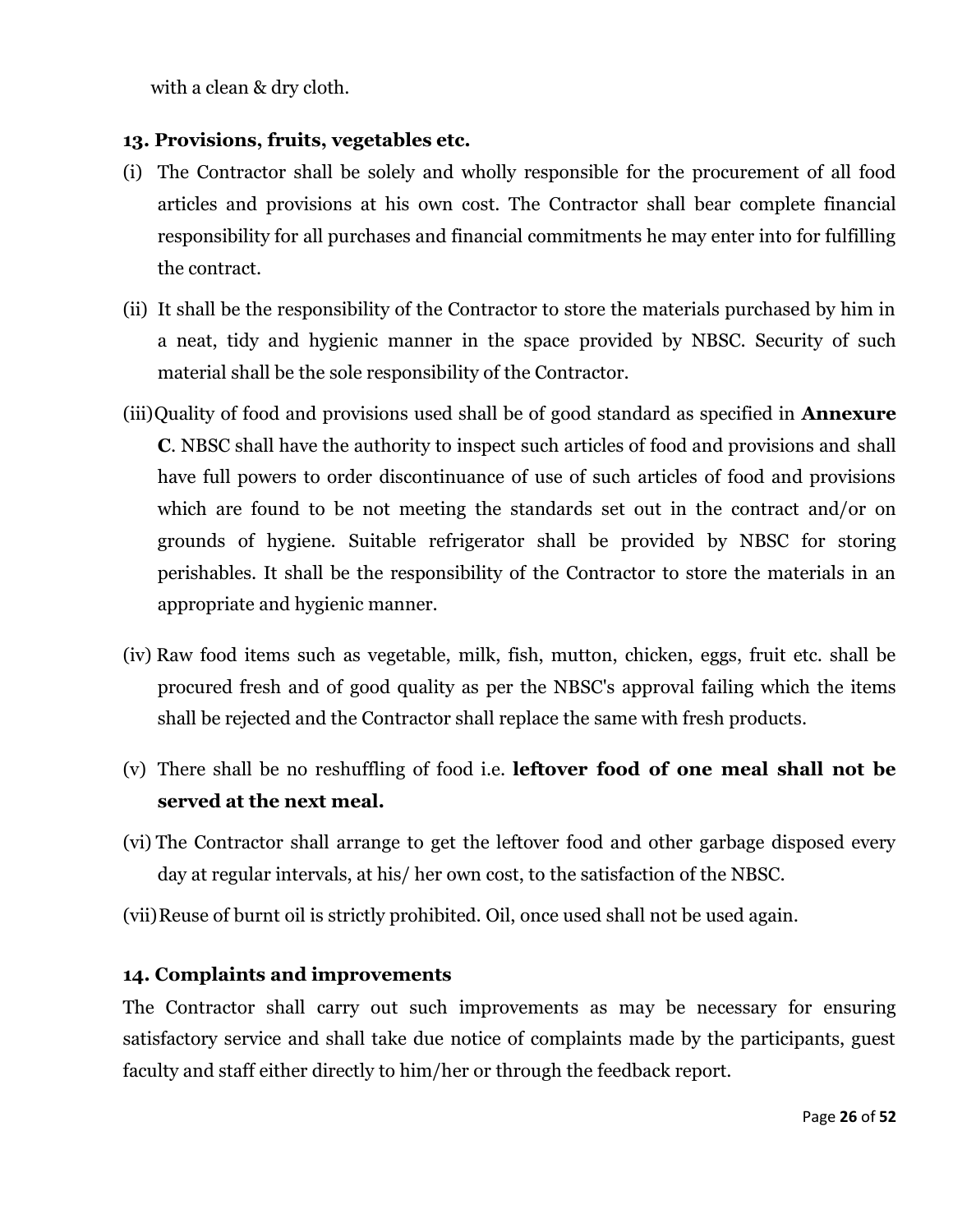with a clean & dry cloth.

### 13. Provisions, fruits, vegetables etc.

(i) The Contractor shall be solely and wholly responsible for the procurement of all food articles and provisions at his own cost. The Contractor shall bear complete financial responsibility for all purchases and financial commitments he may enter into for fulfilling the contract.

(ii) It shall be the responsibility of the Contractor to store the materials purchased by him in a neat, tidy and hygienic manner in the space provided by NBSC. Security of such material shall be the sole responsibility of the Contractor.

(iii) Quality of food and provisions used shall be of good standard as specified in **Annexure C**. NBSC shall have the authority to inspect such articles of food and provisions and shall have full powers to order discontinuance of use of such articles of food and provisions which are found to be not meeting the standards set out in the contract and/or on grounds of hygiene. Suitable refrigerator shall be provided by NBSC for storing perishables. It shall be the responsibility of the Contractor to store the materials in an appropriate and hygienic manner.

(iv) Raw food items such as vegetable, milk, fish, mutton, chicken, eggs, fruit etc. shall be procured fresh and of good quality as per the NBSC's approval failing which the items shall be rejected and the Contractor shall replace the same with fresh products.

(v) There shall be no reshuffling of food i.e. **leftover food of one meal shall not be served at the next meal.**

(vi) The Contractor shall arrange to get the leftover food and other garbage disposed every day at regular intervals, at his/ her own cost, to the satisfaction of the NBSC.

(vii) Reuse of burnt oil is strictly prohibited. Oil, once used shall not be used again.

### 14. Complaints and improvements

The Contractor shall carry out such improvements as may be necessary for ensuring satisfactory service and shall take due notice of complaints made by the participants, guest faculty and staff either directly to him/her or through the feedback report.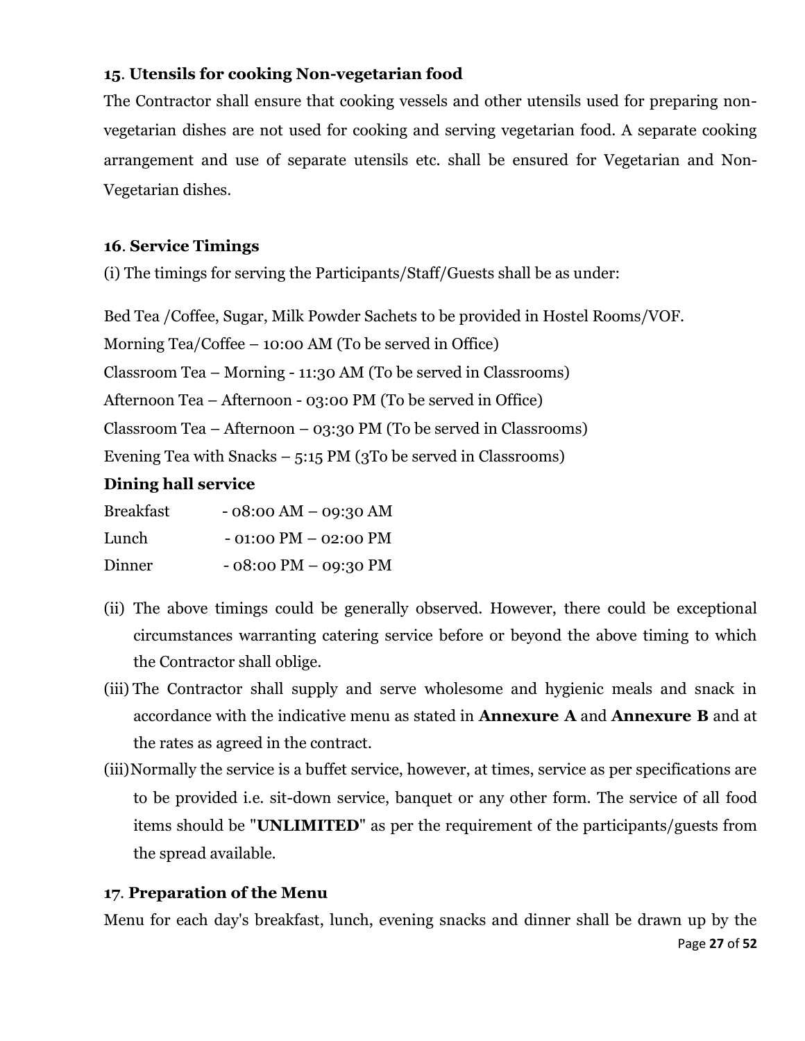**15**. **Utensils for cooking Non-vegetarian food**

The Contractor shall ensure that cooking vessels and other utensils used for preparing non-vegetarian dishes are not used for cooking and serving vegetarian food. A separate cooking arrangement and use of separate utensils etc. shall be ensured for Vegetarian and Non-Vegetarian dishes.

**16**. **Service Timings**

(i) The timings for serving the Participants/Staff/Guests shall be as under:

Bed Tea /Coffee, Sugar, Milk Powder Sachets to be provided in Hostel Rooms/VOF.

Morning Tea/Coffee – 10:00 AM (To be served in Office)

Classroom Tea – Morning - 11:30 AM (To be served in Classrooms)

Afternoon Tea – Afternoon - 03:00 PM (To be served in Office)

Classroom Tea – Afternoon – 03:30 PM (To be served in Classrooms)

Evening Tea with Snacks – 5:15 PM (3To be served in Classrooms)

**Dining hall service**

| | |
|---|---|
| Breakfast | - 08:00 AM – 09:30 AM |
| Lunch | - 01:00 PM – 02:00 PM |
| Dinner | - 08:00 PM – 09:30 PM |

(ii) The above timings could be generally observed. However, there could be exceptional circumstances warranting catering service before or beyond the above timing to which the Contractor shall oblige.

(iii) The Contractor shall supply and serve wholesome and hygienic meals and snack in accordance with the indicative menu as stated in **Annexure A** and **Annexure B** and at the rates as agreed in the contract.

(iii) Normally the service is a buffet service, however, at times, service as per specifications are to be provided i.e. sit-down service, banquet or any other form. The service of all food items should be "**UNLIMITED**" as per the requirement of the participants/guests from the spread available.

**17**. **Preparation of the Menu**

Menu for each day's breakfast, lunch, evening snacks and dinner shall be drawn up by the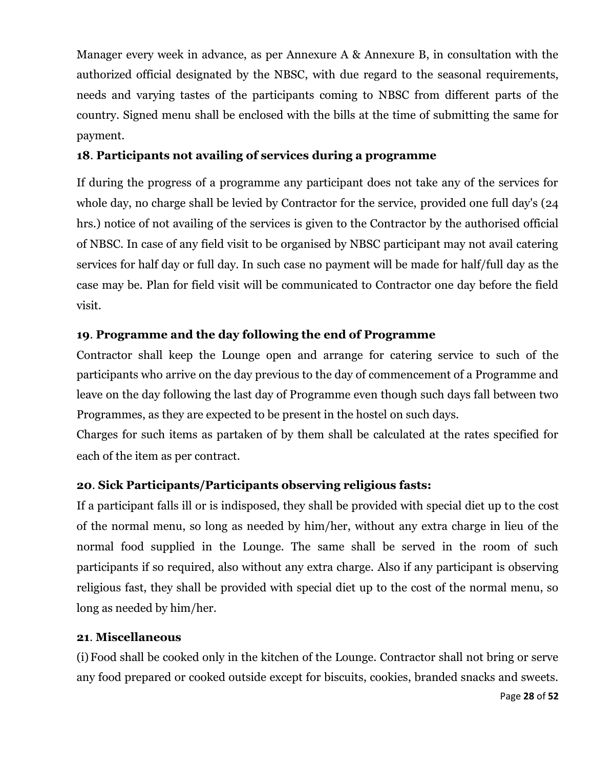Manager every week in advance, as per Annexure A & Annexure B, in consultation with the authorized official designated by the NBSC, with due regard to the seasonal requirements, needs and varying tastes of the participants coming to NBSC from different parts of the country. Signed menu shall be enclosed with the bills at the time of submitting the same for payment.

**18. Participants not availing of services during a programme**

If during the progress of a programme any participant does not take any of the services for whole day, no charge shall be levied by Contractor for the service, provided one full day's (24 hrs.) notice of not availing of the services is given to the Contractor by the authorised official of NBSC. In case of any field visit to be organised by NBSC participant may not avail catering services for half day or full day. In such case no payment will be made for half/full day as the case may be. Plan for field visit will be communicated to Contractor one day before the field visit.

**19. Programme and the day following the end of Programme**

Contractor shall keep the Lounge open and arrange for catering service to such of the participants who arrive on the day previous to the day of commencement of a Programme and leave on the day following the last day of Programme even though such days fall between two Programmes, as they are expected to be present in the hostel on such days.

Charges for such items as partaken of by them shall be calculated at the rates specified for each of the item as per contract.

**20. Sick Participants/Participants observing religious fasts:**

If a participant falls ill or is indisposed, they shall be provided with special diet up to the cost of the normal menu, so long as needed by him/her, without any extra charge in lieu of the normal food supplied in the Lounge. The same shall be served in the room of such participants if so required, also without any extra charge. Also if any participant is observing religious fast, they shall be provided with special diet up to the cost of the normal menu, so long as needed by him/her.

**21. Miscellaneous**

(i) Food shall be cooked only in the kitchen of the Lounge. Contractor shall not bring or serve any food prepared or cooked outside except for biscuits, cookies, branded snacks and sweets.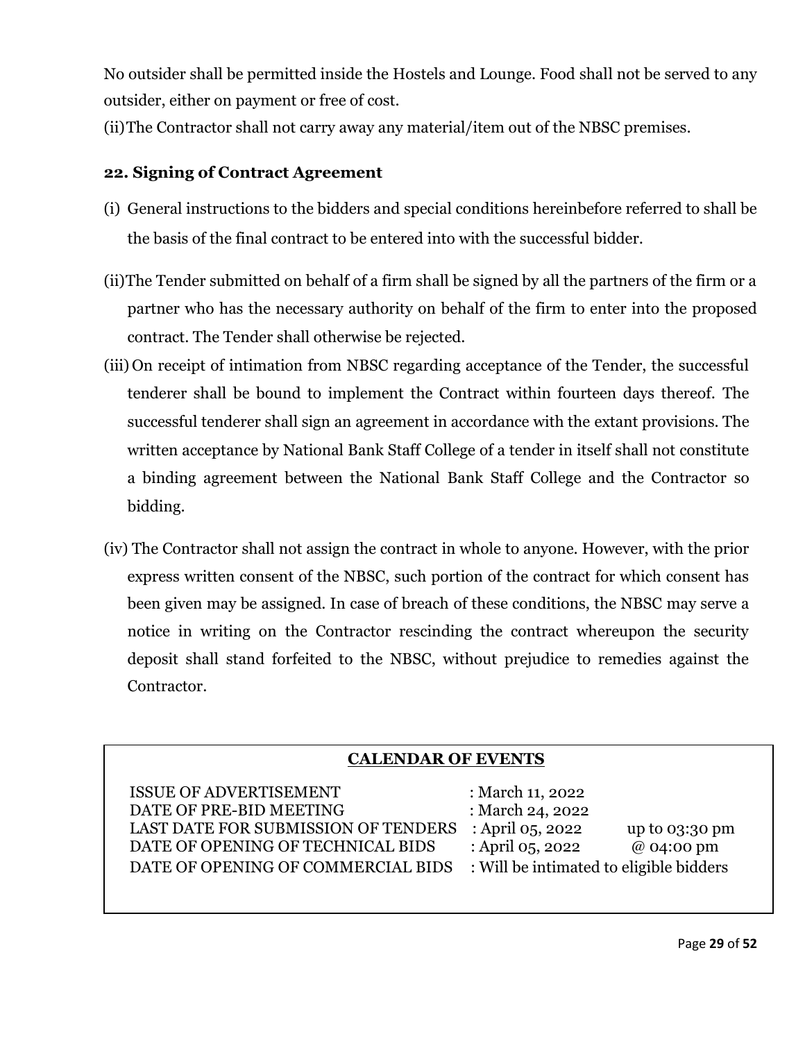No outsider shall be permitted inside the Hostels and Lounge. Food shall not be served to any outsider, either on payment or free of cost.

(ii) The Contractor shall not carry away any material/item out of the NBSC premises.

### 22. Signing of Contract Agreement

(i) General instructions to the bidders and special conditions hereinbefore referred to shall be the basis of the final contract to be entered into with the successful bidder.

(ii) The Tender submitted on behalf of a firm shall be signed by all the partners of the firm or a partner who has the necessary authority on behalf of the firm to enter into the proposed contract. The Tender shall otherwise be rejected.

(iii) On receipt of intimation from NBSC regarding acceptance of the Tender, the successful tenderer shall be bound to implement the Contract within fourteen days thereof. The successful tenderer shall sign an agreement in accordance with the extant provisions. The written acceptance by National Bank Staff College of a tender in itself shall not constitute a binding agreement between the National Bank Staff College and the Contractor so bidding.

(iv) The Contractor shall not assign the contract in whole to anyone. However, with the prior express written consent of the NBSC, such portion of the contract for which consent has been given may be assigned. In case of breach of these conditions, the NBSC may serve a notice in writing on the Contractor rescinding the contract whereupon the security deposit shall stand forfeited to the NBSC, without prejudice to remedies against the Contractor.

**CALENDAR OF EVENTS**

| | | |
|---|---|---|
| ISSUE OF ADVERTISEMENT | : March 11, 2022 | |
| DATE OF PRE-BID MEETING | : March 24, 2022 | |
| LAST DATE FOR SUBMISSION OF TENDERS | : April 05, 2022 | up to 03:30 pm |
| DATE OF OPENING OF TECHNICAL BIDS | : April 05, 2022 | @ 04:00 pm |
| DATE OF OPENING OF COMMERCIAL BIDS | : Will be intimated to eligible bidders | |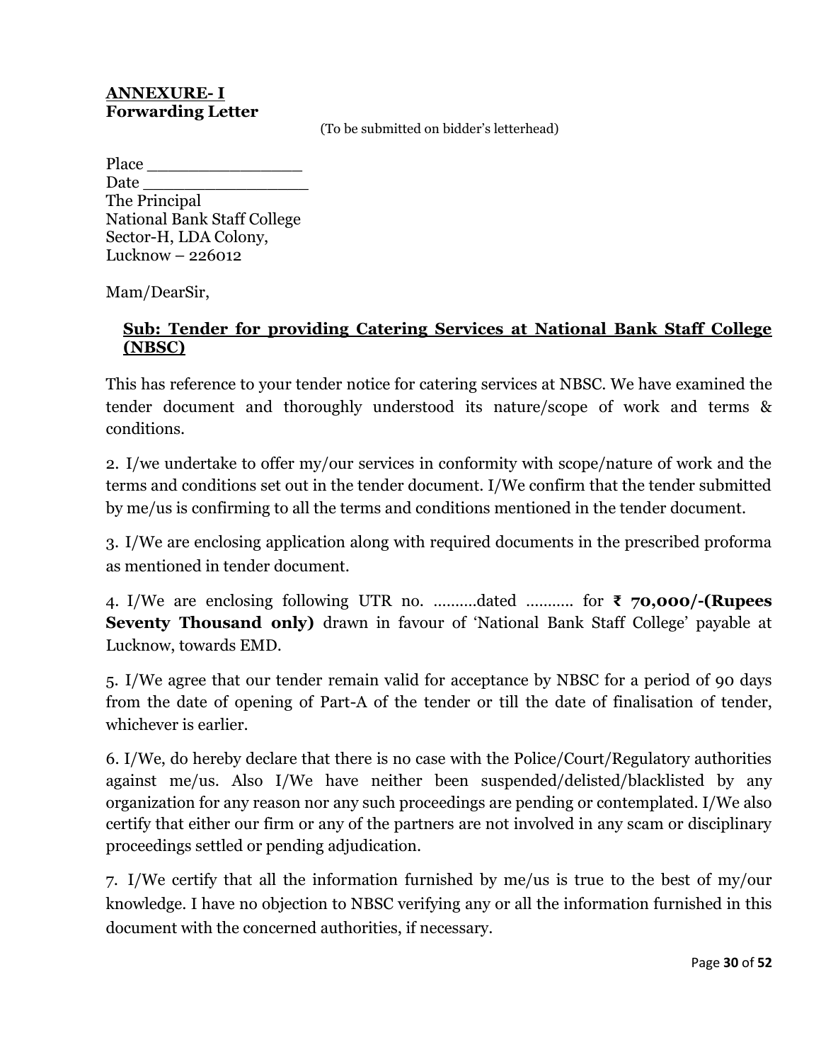**ANNEXURE- I**
**Forwarding Letter**

(To be submitted on bidder's letterhead)

Place _______________
Date ________________
The Principal
National Bank Staff College
Sector-H, LDA Colony,
Lucknow – 226012

Mam/DearSir,

**Sub: Tender for providing Catering Services at National Bank Staff College (NBSC)**

This has reference to your tender notice for catering services at NBSC. We have examined the tender document and thoroughly understood its nature/scope of work and terms & conditions.

2. I/we undertake to offer my/our services in conformity with scope/nature of work and the terms and conditions set out in the tender document. I/We confirm that the tender submitted by me/us is confirming to all the terms and conditions mentioned in the tender document.

3. I/We are enclosing application along with required documents in the prescribed proforma as mentioned in tender document.

4. I/We are enclosing following UTR no. ..........dated ........... for **₹ 70,000/-(Rupees Seventy Thousand only)** drawn in favour of 'National Bank Staff College' payable at Lucknow, towards EMD.

5. I/We agree that our tender remain valid for acceptance by NBSC for a period of 90 days from the date of opening of Part-A of the tender or till the date of finalisation of tender, whichever is earlier.

6. I/We, do hereby declare that there is no case with the Police/Court/Regulatory authorities against me/us. Also I/We have neither been suspended/delisted/blacklisted by any organization for any reason nor any such proceedings are pending or contemplated. I/We also certify that either our firm or any of the partners are not involved in any scam or disciplinary proceedings settled or pending adjudication.

7. I/We certify that all the information furnished by me/us is true to the best of my/our knowledge. I have no objection to NBSC verifying any or all the information furnished in this document with the concerned authorities, if necessary.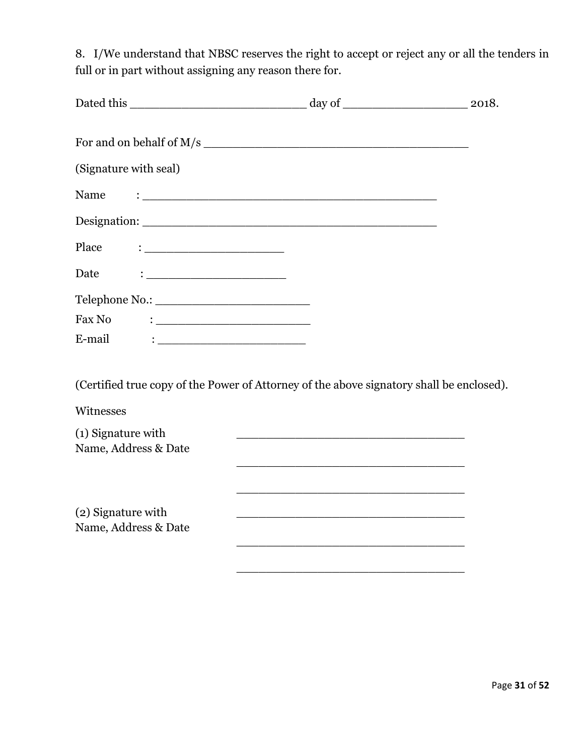8. I/We understand that NBSC reserves the right to accept or reject any or all the tenders in full or in part without assigning any reason there for.

Dated this ________________________ day of ________________ 2018.

For and on behalf of M/s ____________________________________

(Signature with seal)

Name : ________________________________________

Designation: ________________________________________

Place : ____________________

Date : ____________________

Telephone No.: ______________________

Fax No : ______________________

E-mail : ____________________

(Certified true copy of the Power of Attorney of the above signatory shall be enclosed).

Witnesses

(1) Signature with Name, Address & Date ________________________________

________________________________

________________________________

(2) Signature with Name, Address & Date ________________________________

________________________________

________________________________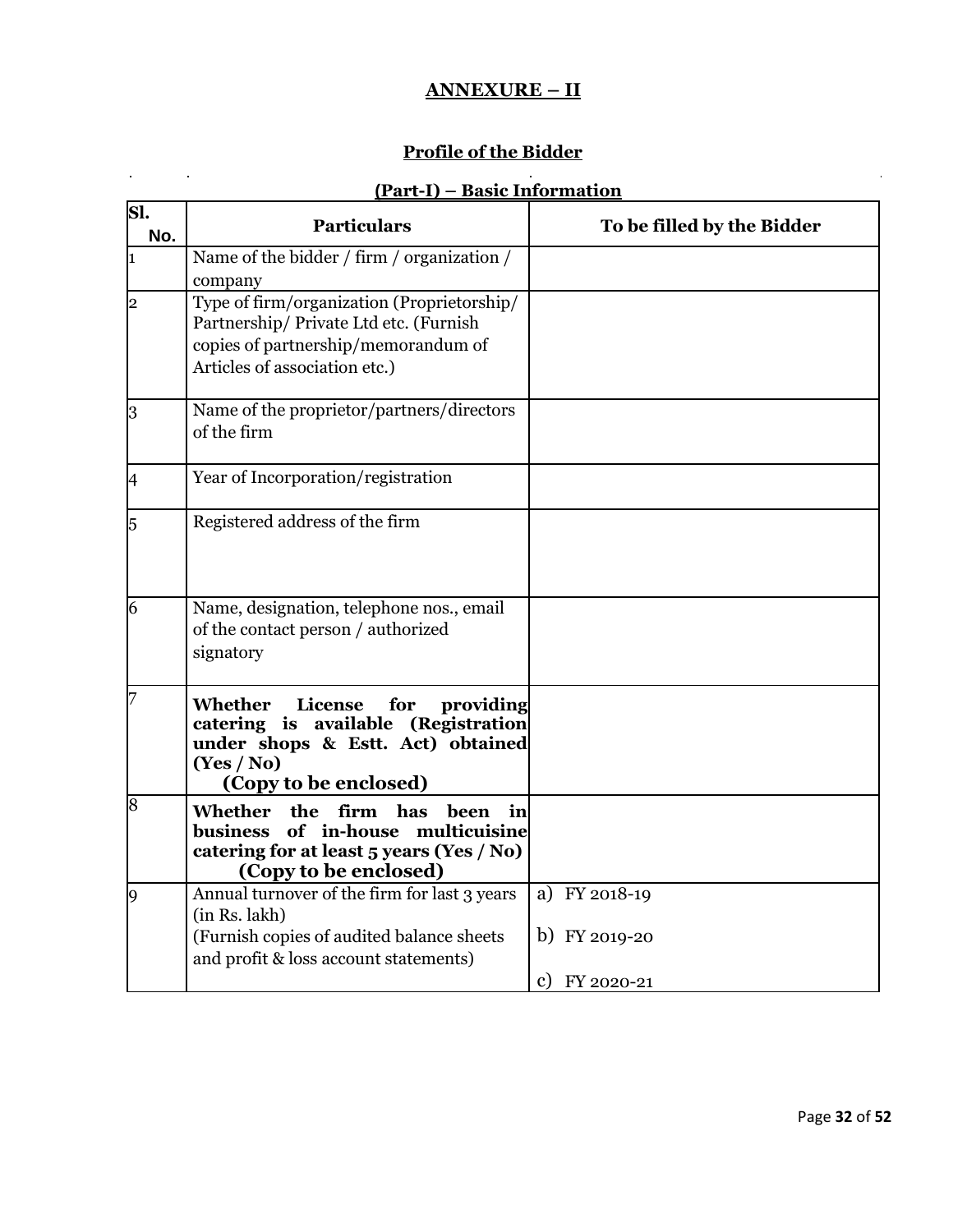# ANNEXURE – II

## Profile of the Bidder

### (Part-I) – Basic Information

| Sl. No. | Particulars | To be filled by the Bidder |
|---|---|---|
| 1 | Name of the bidder / firm / organization / company | |
| 2 | Type of firm/organization (Proprietorship/ Partnership/ Private Ltd etc. (Furnish copies of partnership/memorandum of Articles of association etc.) | |
| 3 | Name of the proprietor/partners/directors of the firm | |
| 4 | Year of Incorporation/registration | |
| 5 | Registered address of the firm | |
| 6 | Name, designation, telephone nos., email of the contact person / authorized signatory | |
| 7 | **Whether License for providing catering is available (Registration under shops & Estt. Act) obtained (Yes / No) (Copy to be enclosed)** | |
| 8 | **Whether the firm has been in business of in-house multicuisine catering for at least 5 years (Yes / No) (Copy to be enclosed)** | |
| 9 | Annual turnover of the firm for last 3 years (in Rs. lakh) (Furnish copies of audited balance sheets and profit & loss account statements) | a) FY 2018-19<br>b) FY 2019-20<br>c) FY 2020-21 |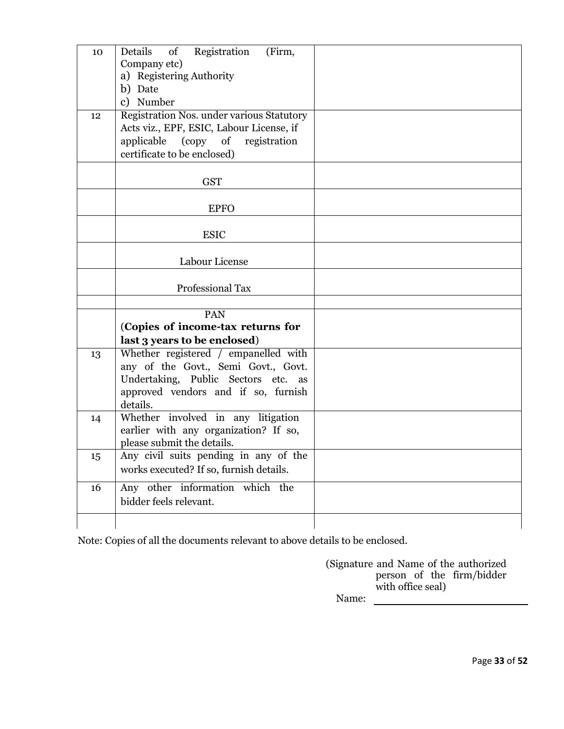| | | |
|---|---|---|
| 10 | Details of Registration (Firm, Company etc)<br>a) Registering Authority<br>b) Date<br>c) Number | |
| 12 | Registration Nos. under various Statutory Acts viz., EPF, ESIC, Labour License, if applicable (copy of registration certificate to be enclosed) | |
| | GST | |
| | EPFO | |
| | ESIC | |
| | Labour License | |
| | Professional Tax | |
| | | |
| | PAN<br>**(Copies of income-tax returns for last 3 years to be enclosed)** | |
| 13 | Whether registered / empanelled with any of the Govt., Semi Govt., Govt. Undertaking, Public Sectors etc. as approved vendors and if so, furnish details. | |
| 14 | Whether involved in any litigation earlier with any organization? If so, please submit the details. | |
| 15 | Any civil suits pending in any of the works executed? If so, furnish details. | |
| 16 | Any other information which the bidder feels relevant. | |
| | | |

Note: Copies of all the documents relevant to above details to be enclosed.

(Signature and Name of the authorized person of the firm/bidder with office seal)

Name: ____________________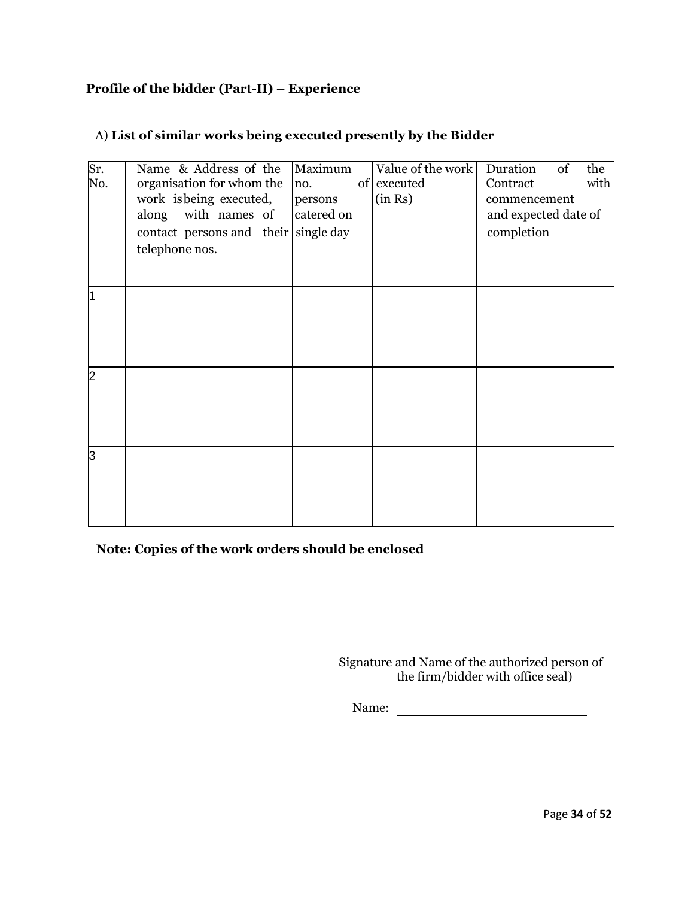**Profile of the bidder (Part-II) – Experience**

A) **List of similar works being executed presently by the Bidder**

| Sr. No. | Name & Address of the organisation for whom the work is being executed, along with names of contact persons and their telephone nos. | Maximum no. of persons catered on single day | Value of the work executed (in Rs) | Duration of the Contract with commencement and expected date of completion |
|---|---|---|---|---|
| 1 | | | | |
| 2 | | | | |
| 3 | | | | |

**Note: Copies of the work orders should be enclosed**

Signature and Name of the authorized person of the firm/bidder with office seal)

Name: \_\_\_\_\_\_\_\_\_\_\_\_\_\_\_\_\_\_\_\_\_\_\_\_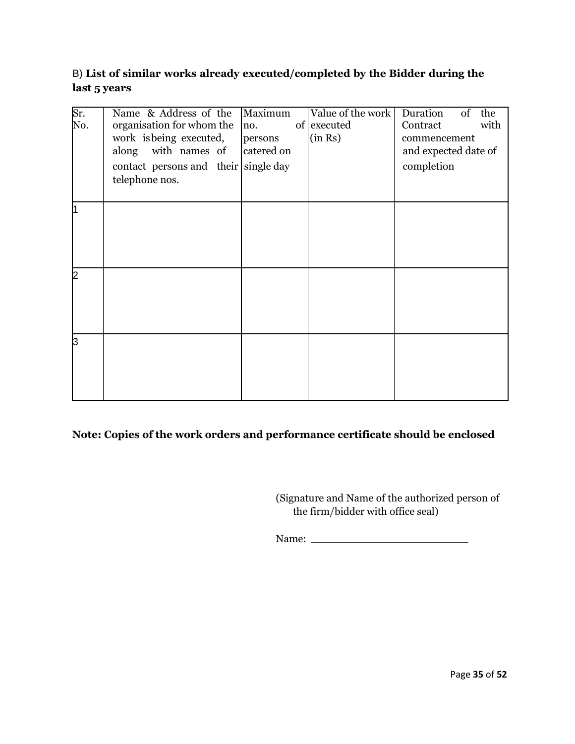B) **List of similar works already executed/completed by the Bidder during the last 5 years**

| Sr. No. | Name & Address of the organisation for whom the work is being executed, along with names of contact persons and their telephone nos. | Maximum no. of persons catered on single day | Value of the work executed (in Rs) | Duration of the Contract with commencement and expected date of completion |
|---|---|---|---|---|
| 1 | | | | |
| 2 | | | | |
| 3 | | | | |

**Note: Copies of the work orders and performance certificate should be enclosed**

(Signature and Name of the authorized person of the firm/bidder with office seal)

Name: \_\_\_\_\_\_\_\_\_\_\_\_\_\_\_\_\_\_\_\_\_\_\_\_\_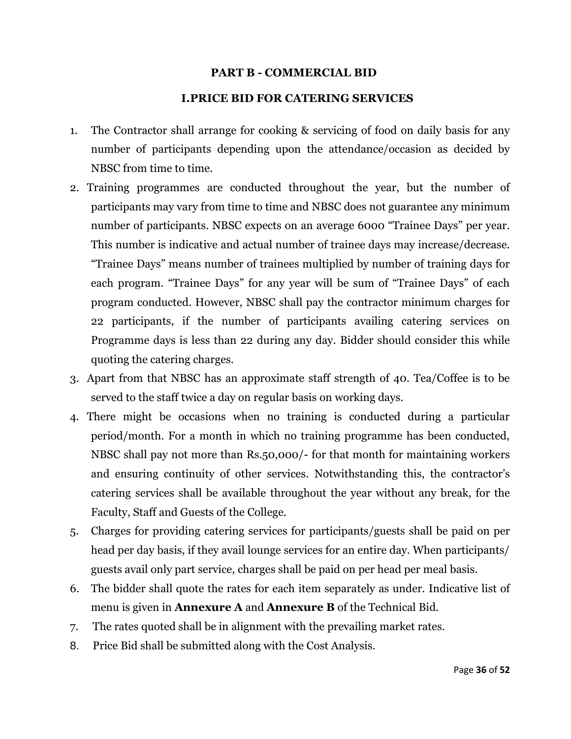## PART B - COMMERCIAL BID

### I. PRICE BID FOR CATERING SERVICES

1. The Contractor shall arrange for cooking & servicing of food on daily basis for any number of participants depending upon the attendance/occasion as decided by NBSC from time to time.
2. Training programmes are conducted throughout the year, but the number of participants may vary from time to time and NBSC does not guarantee any minimum number of participants. NBSC expects on an average 6000 "Trainee Days" per year. This number is indicative and actual number of trainee days may increase/decrease. "Trainee Days" means number of trainees multiplied by number of training days for each program. "Trainee Days" for any year will be sum of "Trainee Days" of each program conducted. However, NBSC shall pay the contractor minimum charges for 22 participants, if the number of participants availing catering services on Programme days is less than 22 during any day. Bidder should consider this while quoting the catering charges.
3. Apart from that NBSC has an approximate staff strength of 40. Tea/Coffee is to be served to the staff twice a day on regular basis on working days.
4. There might be occasions when no training is conducted during a particular period/month. For a month in which no training programme has been conducted, NBSC shall pay not more than Rs.50,000/- for that month for maintaining workers and ensuring continuity of other services. Notwithstanding this, the contractor's catering services shall be available throughout the year without any break, for the Faculty, Staff and Guests of the College.
5. Charges for providing catering services for participants/guests shall be paid on per head per day basis, if they avail lounge services for an entire day. When participants/ guests avail only part service, charges shall be paid on per head per meal basis.
6. The bidder shall quote the rates for each item separately as under. Indicative list of menu is given in **Annexure A** and **Annexure B** of the Technical Bid.
7. The rates quoted shall be in alignment with the prevailing market rates.
8. Price Bid shall be submitted along with the Cost Analysis.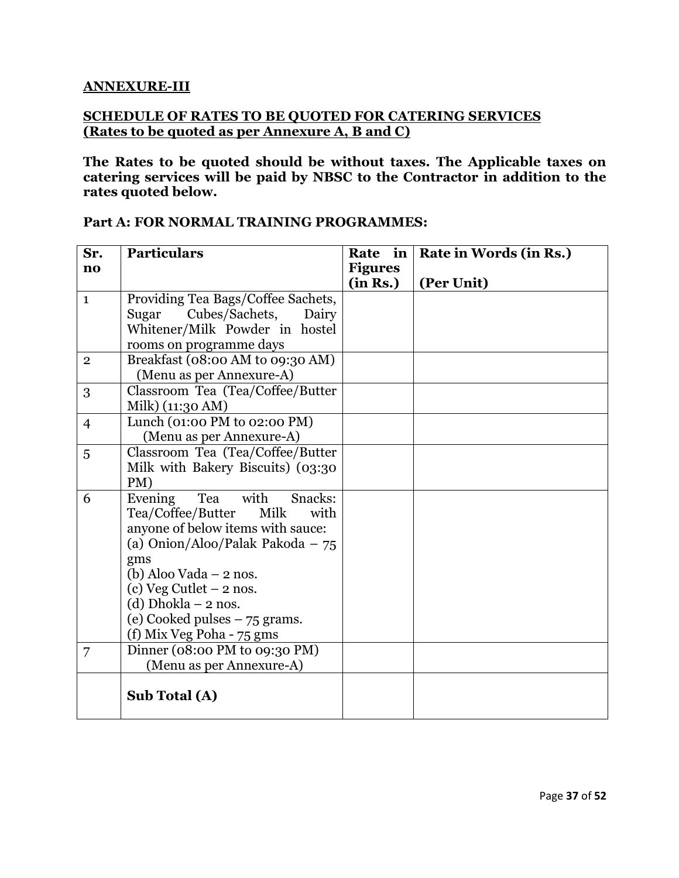**ANNEXURE-III**

**SCHEDULE OF RATES TO BE QUOTED FOR CATERING SERVICES (Rates to be quoted as per Annexure A, B and C)**

**The Rates to be quoted should be without taxes. The Applicable taxes on catering services will be paid by NBSC to the Contractor in addition to the rates quoted below.**

**Part A: FOR NORMAL TRAINING PROGRAMMES:**

| Sr. no | Particulars | Rate in Figures (in Rs.) | Rate in Words (in Rs.) (Per Unit) |
|---|---|---|---|
| 1 | Providing Tea Bags/Coffee Sachets, Sugar Cubes/Sachets, Dairy Whitener/Milk Powder in hostel rooms on programme days | | |
| 2 | Breakfast (08:00 AM to 09:30 AM) (Menu as per Annexure-A) | | |
| 3 | Classroom Tea (Tea/Coffee/Butter Milk) (11:30 AM) | | |
| 4 | Lunch (01:00 PM to 02:00 PM) (Menu as per Annexure-A) | | |
| 5 | Classroom Tea (Tea/Coffee/Butter Milk with Bakery Biscuits) (03:30 PM) | | |
| 6 | Evening Tea with Snacks: Tea/Coffee/Butter Milk with anyone of below items with sauce: (a) Onion/Aloo/Palak Pakoda – 75 gms (b) Aloo Vada – 2 nos. (c) Veg Cutlet – 2 nos. (d) Dhokla – 2 nos. (e) Cooked pulses – 75 grams. (f) Mix Veg Poha - 75 gms | | |
| 7 | Dinner (08:00 PM to 09:30 PM) (Menu as per Annexure-A) | | |
| | **Sub Total (A)** | | |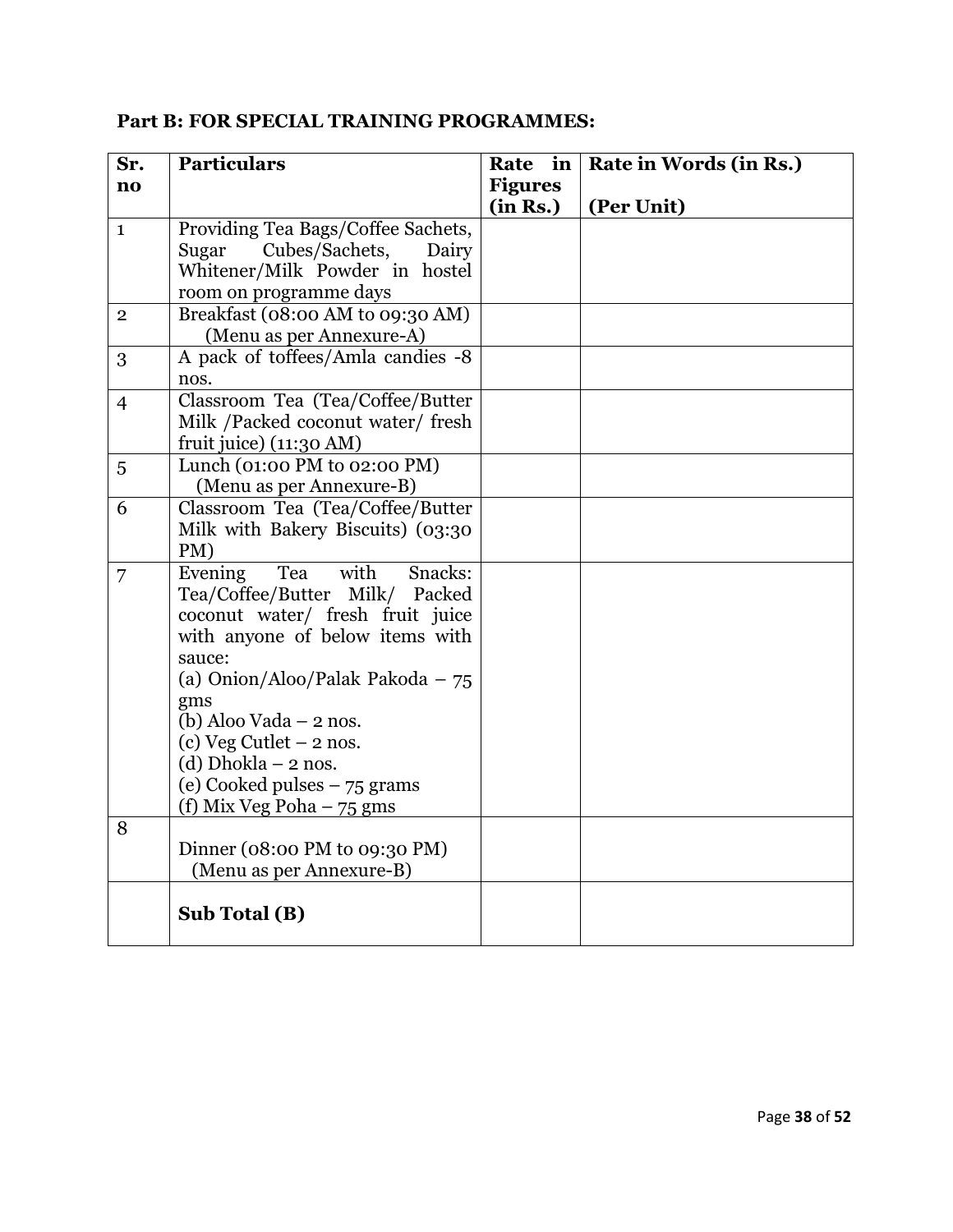**Part B: FOR SPECIAL TRAINING PROGRAMMES:**

| Sr. no | Particulars | Rate in Figures (in Rs.) | Rate in Words (in Rs.) (Per Unit) |
|---|---|---|---|
| 1 | Providing Tea Bags/Coffee Sachets, Sugar Cubes/Sachets, Dairy Whitener/Milk Powder in hostel room on programme days | | |
| 2 | Breakfast (08:00 AM to 09:30 AM) (Menu as per Annexure-A) | | |
| 3 | A pack of toffees/Amla candies -8 nos. | | |
| 4 | Classroom Tea (Tea/Coffee/Butter Milk /Packed coconut water/ fresh fruit juice) (11:30 AM) | | |
| 5 | Lunch (01:00 PM to 02:00 PM) (Menu as per Annexure-B) | | |
| 6 | Classroom Tea (Tea/Coffee/Butter Milk with Bakery Biscuits) (03:30 PM) | | |
| 7 | Evening Tea with Snacks: Tea/Coffee/Butter Milk/ Packed coconut water/ fresh fruit juice with anyone of below items with sauce:<br>(a) Onion/Aloo/Palak Pakoda – 75 gms<br>(b) Aloo Vada – 2 nos.<br>(c) Veg Cutlet – 2 nos.<br>(d) Dhokla – 2 nos.<br>(e) Cooked pulses – 75 grams<br>(f) Mix Veg Poha – 75 gms | | |
| 8 | Dinner (08:00 PM to 09:30 PM) (Menu as per Annexure-B) | | |
| | **Sub Total (B)** | | |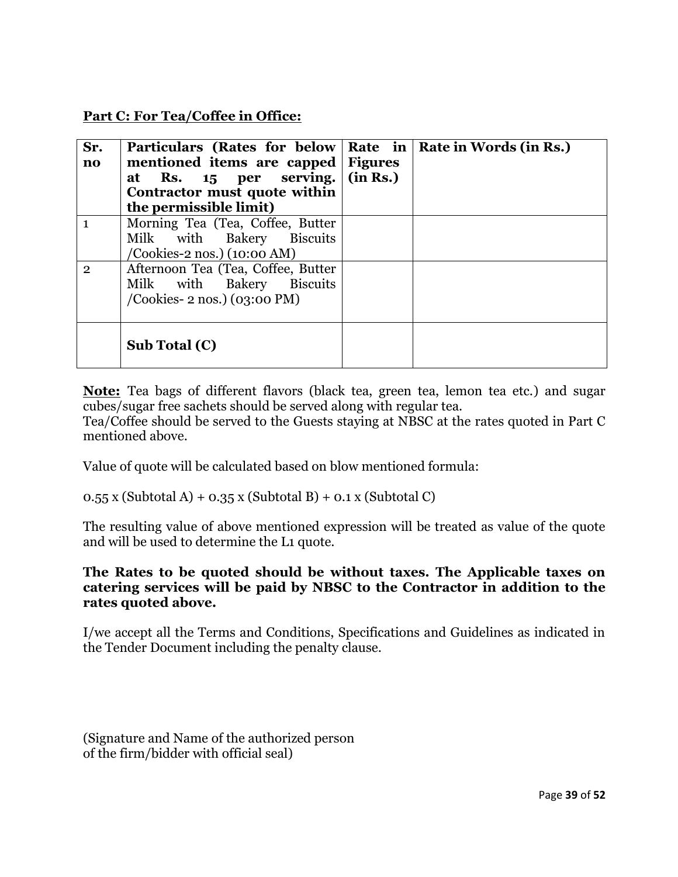**Part C: For Tea/Coffee in Office:**

| Sr. no | Particulars (Rates for below mentioned items are capped at Rs. 15 per serving. Contractor must quote within the permissible limit) | Rate in Figures (in Rs.) | Rate in Words (in Rs.) |
|---|---|---|---|
| 1 | Morning Tea (Tea, Coffee, Butter Milk with Bakery Biscuits /Cookies-2 nos.) (10:00 AM) | | |
| 2 | Afternoon Tea (Tea, Coffee, Butter Milk with Bakery Biscuits /Cookies- 2 nos.) (03:00 PM) | | |
| | **Sub Total (C)** | | |

**Note:** Tea bags of different flavors (black tea, green tea, lemon tea etc.) and sugar cubes/sugar free sachets should be served along with regular tea.
Tea/Coffee should be served to the Guests staying at NBSC at the rates quoted in Part C mentioned above.

Value of quote will be calculated based on blow mentioned formula:

0.55 x (Subtotal A) + 0.35 x (Subtotal B) + 0.1 x (Subtotal C)

The resulting value of above mentioned expression will be treated as value of the quote and will be used to determine the L1 quote.

**The Rates to be quoted should be without taxes. The Applicable taxes on catering services will be paid by NBSC to the Contractor in addition to the rates quoted above.**

I/we accept all the Terms and Conditions, Specifications and Guidelines as indicated in the Tender Document including the penalty clause.

(Signature and Name of the authorized person
of the firm/bidder with official seal)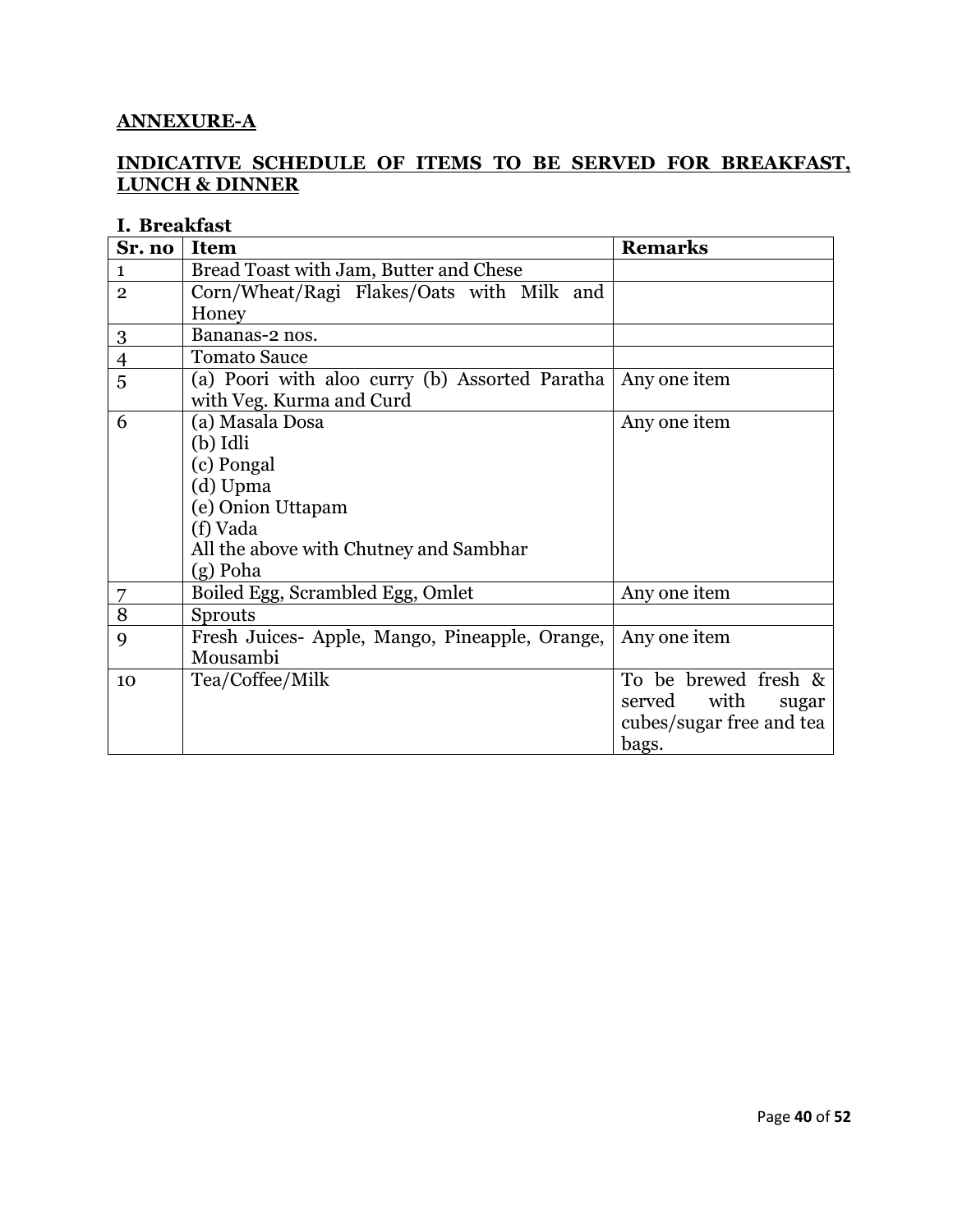## ANNEXURE-A

## INDICATIVE SCHEDULE OF ITEMS TO BE SERVED FOR BREAKFAST, LUNCH & DINNER

### I. Breakfast

| Sr. no | Item | Remarks |
|---|---|---|
| 1 | Bread Toast with Jam, Butter and Chese | |
| 2 | Corn/Wheat/Ragi Flakes/Oats with Milk and Honey | |
| 3 | Bananas-2 nos. | |
| 4 | Tomato Sauce | |
| 5 | (a) Poori with aloo curry (b) Assorted Paratha with Veg. Kurma and Curd | Any one item |
| 6 | (a) Masala Dosa<br>(b) Idli<br>(c) Pongal<br>(d) Upma<br>(e) Onion Uttapam<br>(f) Vada<br>All the above with Chutney and Sambhar<br>(g) Poha | Any one item |
| 7 | Boiled Egg, Scrambled Egg, Omlet | Any one item |
| 8 | Sprouts | |
| 9 | Fresh Juices- Apple, Mango, Pineapple, Orange, Mousambi | Any one item |
| 10 | Tea/Coffee/Milk | To be brewed fresh & served with sugar cubes/sugar free and tea bags. |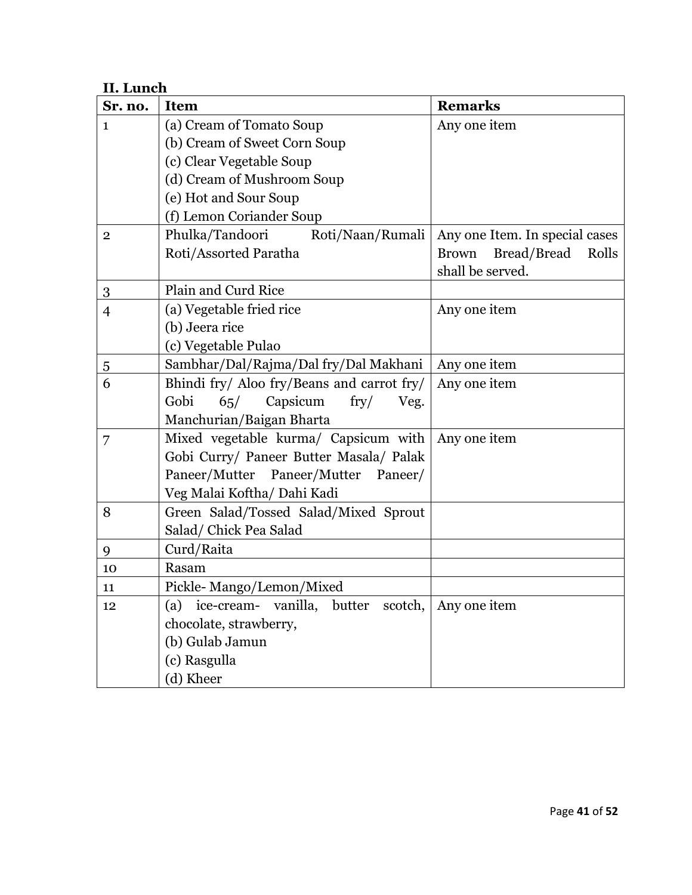**II. Lunch**

| Sr. no. | Item | Remarks |
|---|---|---|
| 1 | (a) Cream of Tomato Soup<br>(b) Cream of Sweet Corn Soup<br>(c) Clear Vegetable Soup<br>(d) Cream of Mushroom Soup<br>(e) Hot and Sour Soup<br>(f) Lemon Coriander Soup | Any one item |
| 2 | Phulka/Tandoori Roti/Naan/Rumali Roti/Assorted Paratha | Any one Item. In special cases Brown Bread/Bread Rolls shall be served. |
| 3 | Plain and Curd Rice | |
| 4 | (a) Vegetable fried rice<br>(b) Jeera rice<br>(c) Vegetable Pulao | Any one item |
| 5 | Sambhar/Dal/Rajma/Dal fry/Dal Makhani | Any one item |
| 6 | Bhindi fry/ Aloo fry/Beans and carrot fry/ Gobi 65/ Capsicum fry/ Veg. Manchurian/Baigan Bharta | Any one item |
| 7 | Mixed vegetable kurma/ Capsicum with Gobi Curry/ Paneer Butter Masala/ Palak Paneer/Mutter Paneer/Mutter Paneer/ Veg Malai Koftha/ Dahi Kadi | Any one item |
| 8 | Green Salad/Tossed Salad/Mixed Sprout Salad/ Chick Pea Salad | |
| 9 | Curd/Raita | |
| 10 | Rasam | |
| 11 | Pickle- Mango/Lemon/Mixed | |
| 12 | (a) ice-cream- vanilla, butter scotch, chocolate, strawberry,<br>(b) Gulab Jamun<br>(c) Rasgulla<br>(d) Kheer | Any one item |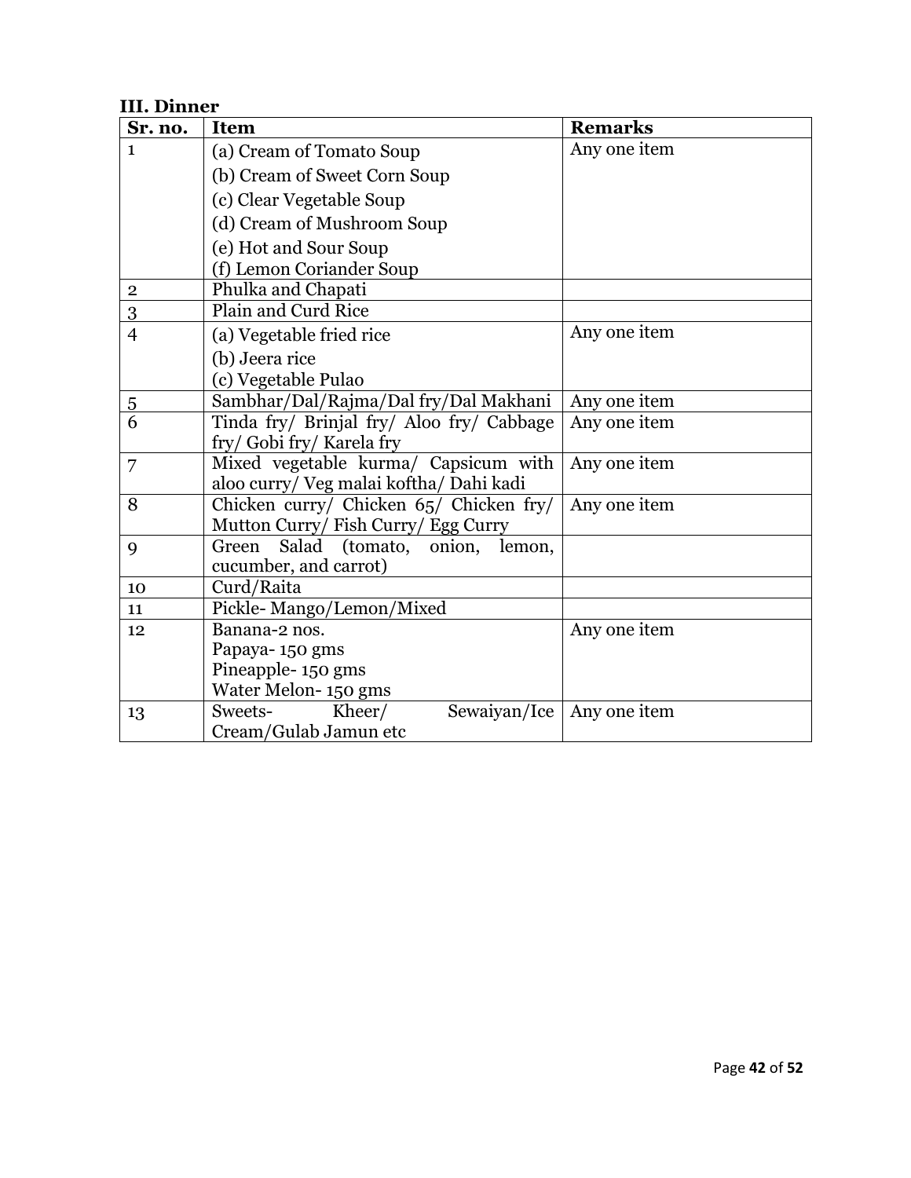### III. Dinner

| Sr. no. | Item | Remarks |
|---|---|---|
| 1 | (a) Cream of Tomato Soup<br>(b) Cream of Sweet Corn Soup<br>(c) Clear Vegetable Soup<br>(d) Cream of Mushroom Soup<br>(e) Hot and Sour Soup<br>(f) Lemon Coriander Soup | Any one item |
| 2 | Phulka and Chapati | |
| 3 | Plain and Curd Rice | |
| 4 | (a) Vegetable fried rice<br>(b) Jeera rice<br>(c) Vegetable Pulao | Any one item |
| 5 | Sambhar/Dal/Rajma/Dal fry/Dal Makhani | Any one item |
| 6 | Tinda fry/ Brinjal fry/ Aloo fry/ Cabbage fry/ Gobi fry/ Karela fry | Any one item |
| 7 | Mixed vegetable kurma/ Capsicum with aloo curry/ Veg malai koftha/ Dahi kadi | Any one item |
| 8 | Chicken curry/ Chicken 65/ Chicken fry/ Mutton Curry/ Fish Curry/ Egg Curry | Any one item |
| 9 | Green Salad (tomato, onion, lemon, cucumber, and carrot) | |
| 10 | Curd/Raita | |
| 11 | Pickle- Mango/Lemon/Mixed | |
| 12 | Banana-2 nos.<br>Papaya- 150 gms<br>Pineapple- 150 gms<br>Water Melon- 150 gms | Any one item |
| 13 | Sweets- Kheer/ Sewaiyan/Ice Cream/Gulab Jamun etc | Any one item |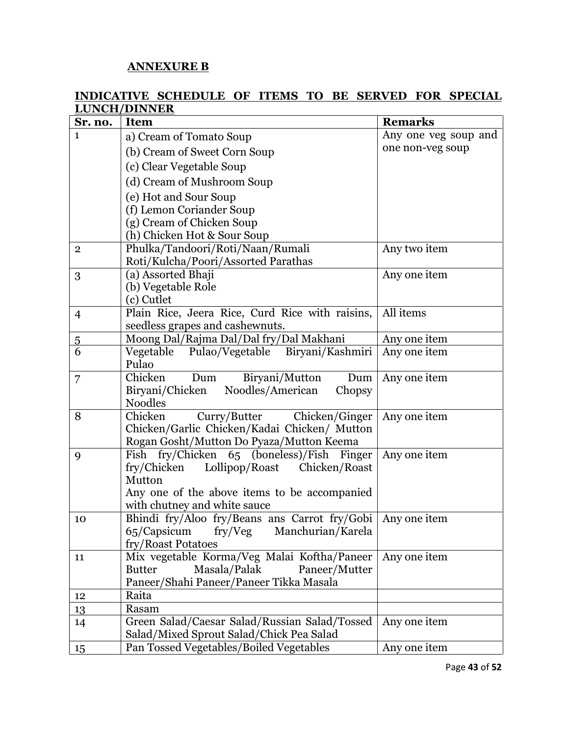**ANNEXURE B**

**INDICATIVE SCHEDULE OF ITEMS TO BE SERVED FOR SPECIAL LUNCH/DINNER**

| Sr. no. | Item | Remarks |
|---|---|---|
| 1 | a) Cream of Tomato Soup<br>(b) Cream of Sweet Corn Soup<br>(c) Clear Vegetable Soup<br>(d) Cream of Mushroom Soup<br>(e) Hot and Sour Soup<br>(f) Lemon Coriander Soup<br>(g) Cream of Chicken Soup<br>(h) Chicken Hot & Sour Soup | Any one veg soup and one non-veg soup |
| 2 | Phulka/Tandoori/Roti/Naan/Rumali Roti/Kulcha/Poori/Assorted Parathas | Any two item |
| 3 | (a) Assorted Bhaji<br>(b) Vegetable Role<br>(c) Cutlet | Any one item |
| 4 | Plain Rice, Jeera Rice, Curd Rice with raisins, seedless grapes and cashewnuts. | All items |
| 5 | Moong Dal/Rajma Dal/Dal fry/Dal Makhani | Any one item |
| 6 | Vegetable Pulao/Vegetable Biryani/Kashmiri Pulao | Any one item |
| 7 | Chicken Dum Biryani/Mutton Dum Biryani/Chicken Noodles/American Chopsy Noodles | Any one item |
| 8 | Chicken Curry/Butter Chicken/Ginger Chicken/Garlic Chicken/Kadai Chicken/ Mutton Rogan Gosht/Mutton Do Pyaza/Mutton Keema | Any one item |
| 9 | Fish fry/Chicken 65 (boneless)/Fish Finger fry/Chicken Lollipop/Roast Chicken/Roast Mutton<br>Any one of the above items to be accompanied with chutney and white sauce | Any one item |
| 10 | Bhindi fry/Aloo fry/Beans ans Carrot fry/Gobi 65/Capsicum fry/Veg Manchurian/Karela fry/Roast Potatoes | Any one item |
| 11 | Mix vegetable Korma/Veg Malai Koftha/Paneer Butter Masala/Palak Paneer/Mutter Paneer/Shahi Paneer/Paneer Tikka Masala | Any one item |
| 12 | Raita | |
| 13 | Rasam | |
| 14 | Green Salad/Caesar Salad/Russian Salad/Tossed Salad/Mixed Sprout Salad/Chick Pea Salad | Any one item |
| 15 | Pan Tossed Vegetables/Boiled Vegetables | Any one item |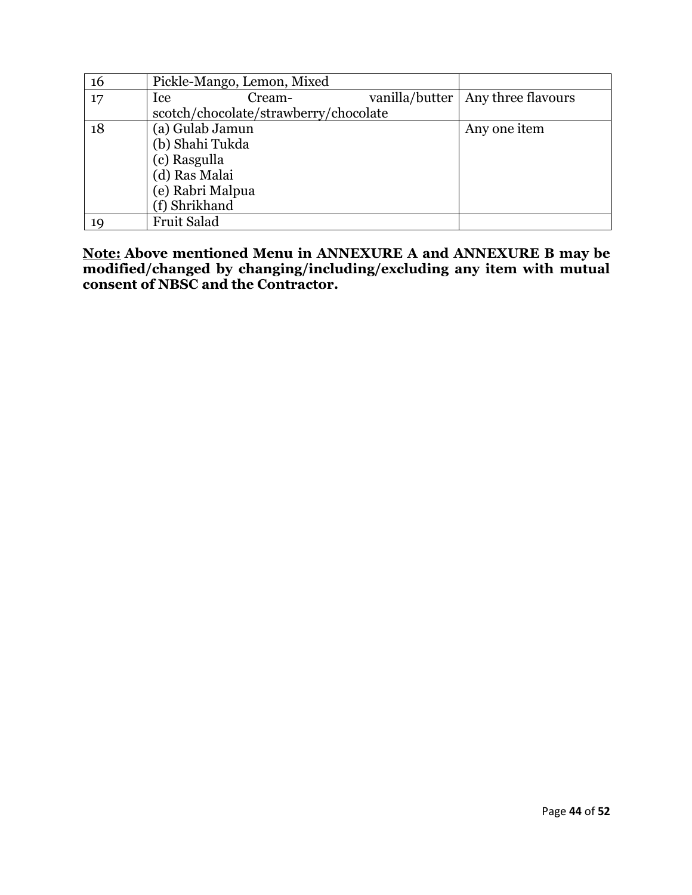| | | |
|---|---|---|
| 16 | Pickle-Mango, Lemon, Mixed | |
| 17 | Ice Cream- vanilla/butter scotch/chocolate/strawberry/chocolate | Any three flavours |
| 18 | (a) Gulab Jamun<br>(b) Shahi Tukda<br>(c) Rasgulla<br>(d) Ras Malai<br>(e) Rabri Malpua<br>(f) Shrikhand | Any one item |
| 19 | Fruit Salad | |

**<u>Note:</u> Above mentioned Menu in ANNEXURE A and ANNEXURE B may be modified/changed by changing/including/excluding any item with mutual consent of NBSC and the Contractor.**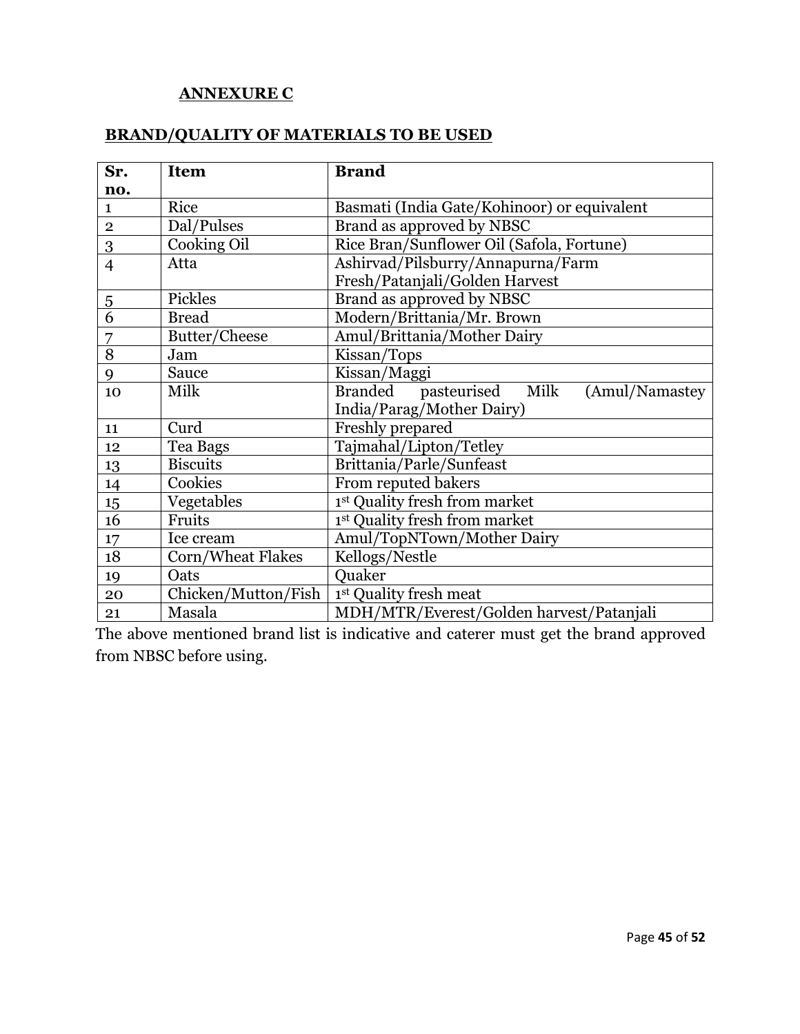**ANNEXURE C**

**BRAND/QUALITY OF MATERIALS TO BE USED**

| **Sr. no.** | **Item** | **Brand** |
|---|---|---|
| 1 | Rice | Basmati (India Gate/Kohinoor) or equivalent |
| 2 | Dal/Pulses | Brand as approved by NBSC |
| 3 | Cooking Oil | Rice Bran/Sunflower Oil (Safola, Fortune) |
| 4 | Atta | Ashirvad/Pilsburry/Annapurna/Farm Fresh/Patanjali/Golden Harvest |
| 5 | Pickles | Brand as approved by NBSC |
| 6 | Bread | Modern/Brittania/Mr. Brown |
| 7 | Butter/Cheese | Amul/Brittania/Mother Dairy |
| 8 | Jam | Kissan/Tops |
| 9 | Sauce | Kissan/Maggi |
| 10 | Milk | Branded pasteurised Milk (Amul/Namastey India/Parag/Mother Dairy) |
| 11 | Curd | Freshly prepared |
| 12 | Tea Bags | Tajmahal/Lipton/Tetley |
| 13 | Biscuits | Brittania/Parle/Sunfeast |
| 14 | Cookies | From reputed bakers |
| 15 | Vegetables | 1st Quality fresh from market |
| 16 | Fruits | 1st Quality fresh from market |
| 17 | Ice cream | Amul/TopNTown/Mother Dairy |
| 18 | Corn/Wheat Flakes | Kellogs/Nestle |
| 19 | Oats | Quaker |
| 20 | Chicken/Mutton/Fish | 1st Quality fresh meat |
| 21 | Masala | MDH/MTR/Everest/Golden harvest/Patanjali |

The above mentioned brand list is indicative and caterer must get the brand approved from NBSC before using.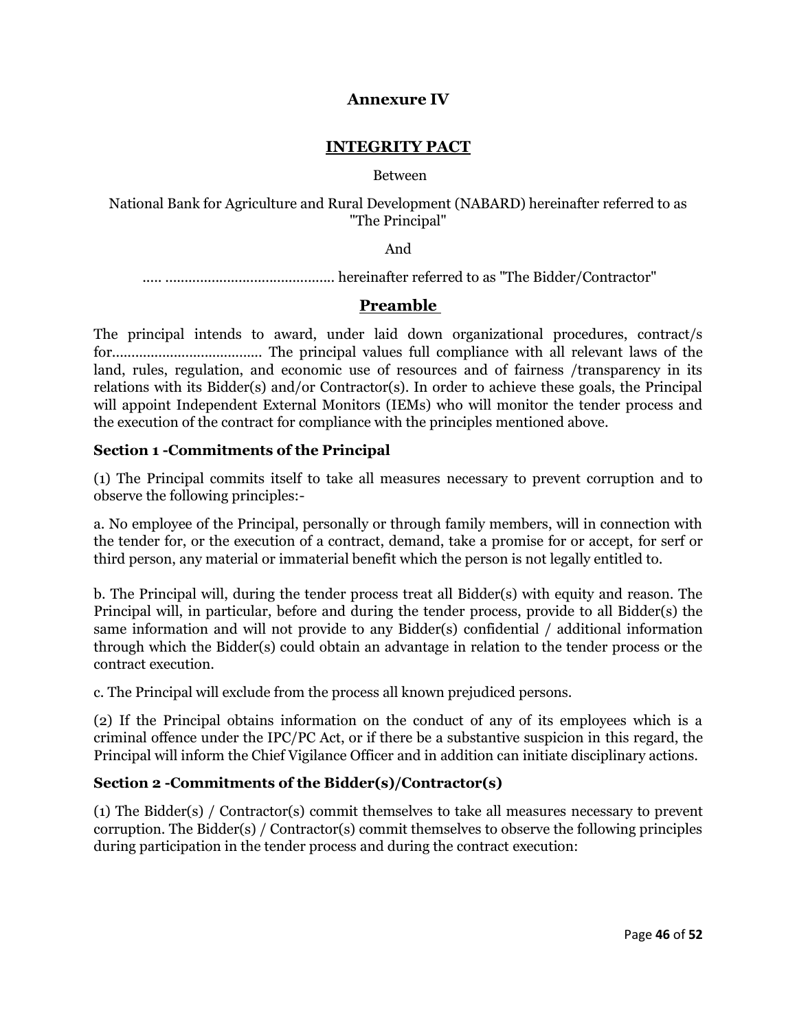## Annexure IV

## INTEGRITY PACT

Between

National Bank for Agriculture and Rural Development (NABARD) hereinafter referred to as "The Principal"

And

..... ........................................... hereinafter referred to as "The Bidder/Contractor"

## Preamble

The principal intends to award, under laid down organizational procedures, contract/s for....................................... The principal values full compliance with all relevant laws of the land, rules, regulation, and economic use of resources and of fairness /transparency in its relations with its Bidder(s) and/or Contractor(s). In order to achieve these goals, the Principal will appoint Independent External Monitors (IEMs) who will monitor the tender process and the execution of the contract for compliance with the principles mentioned above.

**Section 1 -Commitments of the Principal**

(1) The Principal commits itself to take all measures necessary to prevent corruption and to observe the following principles:-

a. No employee of the Principal, personally or through family members, will in connection with the tender for, or the execution of a contract, demand, take a promise for or accept, for serf or third person, any material or immaterial benefit which the person is not legally entitled to.

b. The Principal will, during the tender process treat all Bidder(s) with equity and reason. The Principal will, in particular, before and during the tender process, provide to all Bidder(s) the same information and will not provide to any Bidder(s) confidential / additional information through which the Bidder(s) could obtain an advantage in relation to the tender process or the contract execution.

c. The Principal will exclude from the process all known prejudiced persons.

(2) If the Principal obtains information on the conduct of any of its employees which is a criminal offence under the IPC/PC Act, or if there be a substantive suspicion in this regard, the Principal will inform the Chief Vigilance Officer and in addition can initiate disciplinary actions.

**Section 2 -Commitments of the Bidder(s)/Contractor(s)**

(1) The Bidder(s) / Contractor(s) commit themselves to take all measures necessary to prevent corruption. The Bidder(s) / Contractor(s) commit themselves to observe the following principles during participation in the tender process and during the contract execution: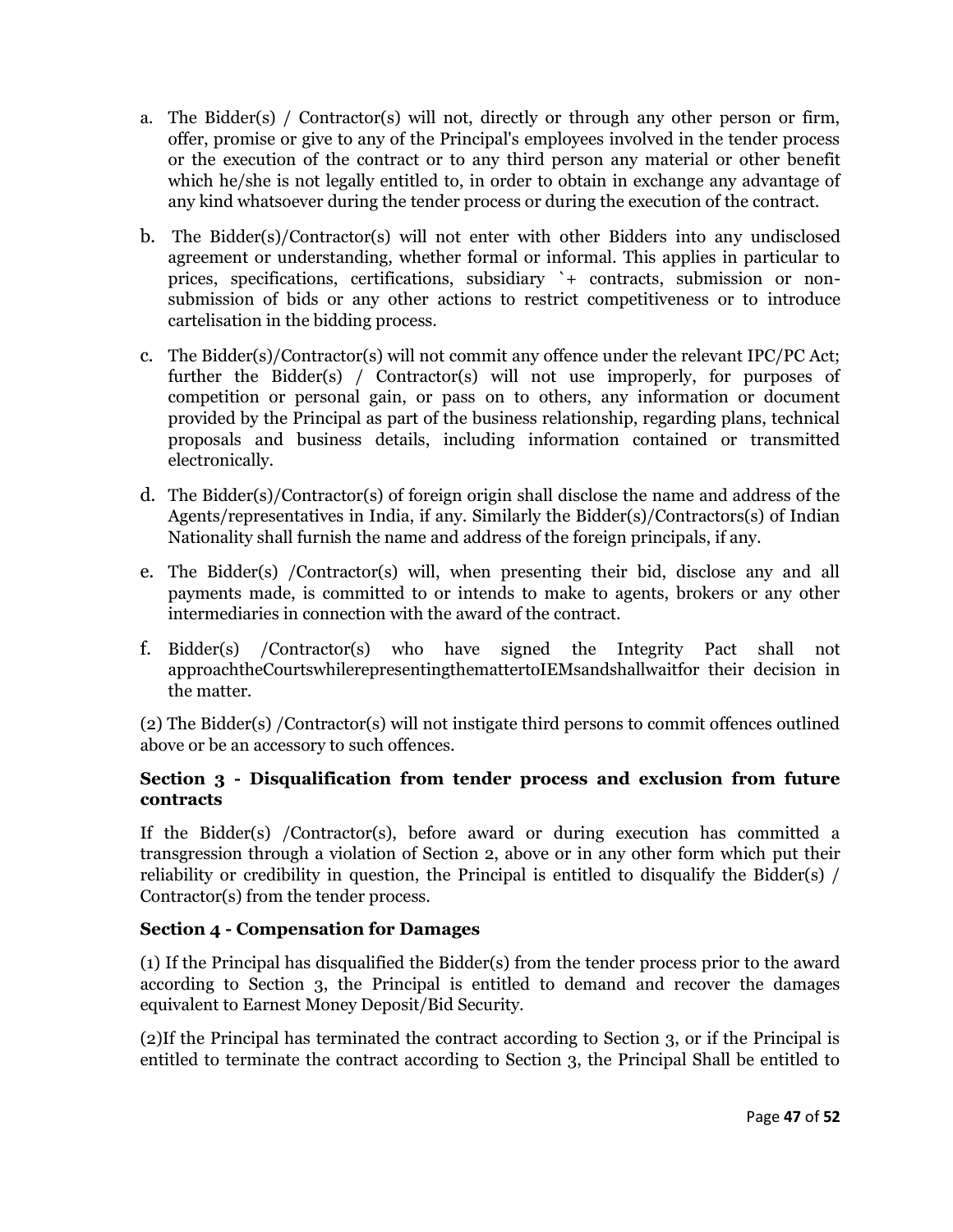a. The Bidder(s) / Contractor(s) will not, directly or through any other person or firm, offer, promise or give to any of the Principal's employees involved in the tender process or the execution of the contract or to any third person any material or other benefit which he/she is not legally entitled to, in order to obtain in exchange any advantage of any kind whatsoever during the tender process or during the execution of the contract.

b. The Bidder(s)/Contractor(s) will not enter with other Bidders into any undisclosed agreement or understanding, whether formal or informal. This applies in particular to prices, specifications, certifications, subsidiary `+ contracts, submission or non-submission of bids or any other actions to restrict competitiveness or to introduce cartelisation in the bidding process.

c. The Bidder(s)/Contractor(s) will not commit any offence under the relevant IPC/PC Act; further the Bidder(s) / Contractor(s) will not use improperly, for purposes of competition or personal gain, or pass on to others, any information or document provided by the Principal as part of the business relationship, regarding plans, technical proposals and business details, including information contained or transmitted electronically.

d. The Bidder(s)/Contractor(s) of foreign origin shall disclose the name and address of the Agents/representatives in India, if any. Similarly the Bidder(s)/Contractors(s) of Indian Nationality shall furnish the name and address of the foreign principals, if any.

e. The Bidder(s) /Contractor(s) will, when presenting their bid, disclose any and all payments made, is committed to or intends to make to agents, brokers or any other intermediaries in connection with the award of the contract.

f. Bidder(s) /Contractor(s) who have signed the Integrity Pact shall not approachtheCourtswhilerepresentingthemattertoIEMsandshallwaitfor their decision in the matter.

(2) The Bidder(s) /Contractor(s) will not instigate third persons to commit offences outlined above or be an accessory to such offences.

### Section 3 - Disqualification from tender process and exclusion from future contracts

If the Bidder(s) /Contractor(s), before award or during execution has committed a transgression through a violation of Section 2, above or in any other form which put their reliability or credibility in question, the Principal is entitled to disqualify the Bidder(s) / Contractor(s) from the tender process.

### Section 4 - Compensation for Damages

(1) If the Principal has disqualified the Bidder(s) from the tender process prior to the award according to Section 3, the Principal is entitled to demand and recover the damages equivalent to Earnest Money Deposit/Bid Security.

(2)If the Principal has terminated the contract according to Section 3, or if the Principal is entitled to terminate the contract according to Section 3, the Principal Shall be entitled to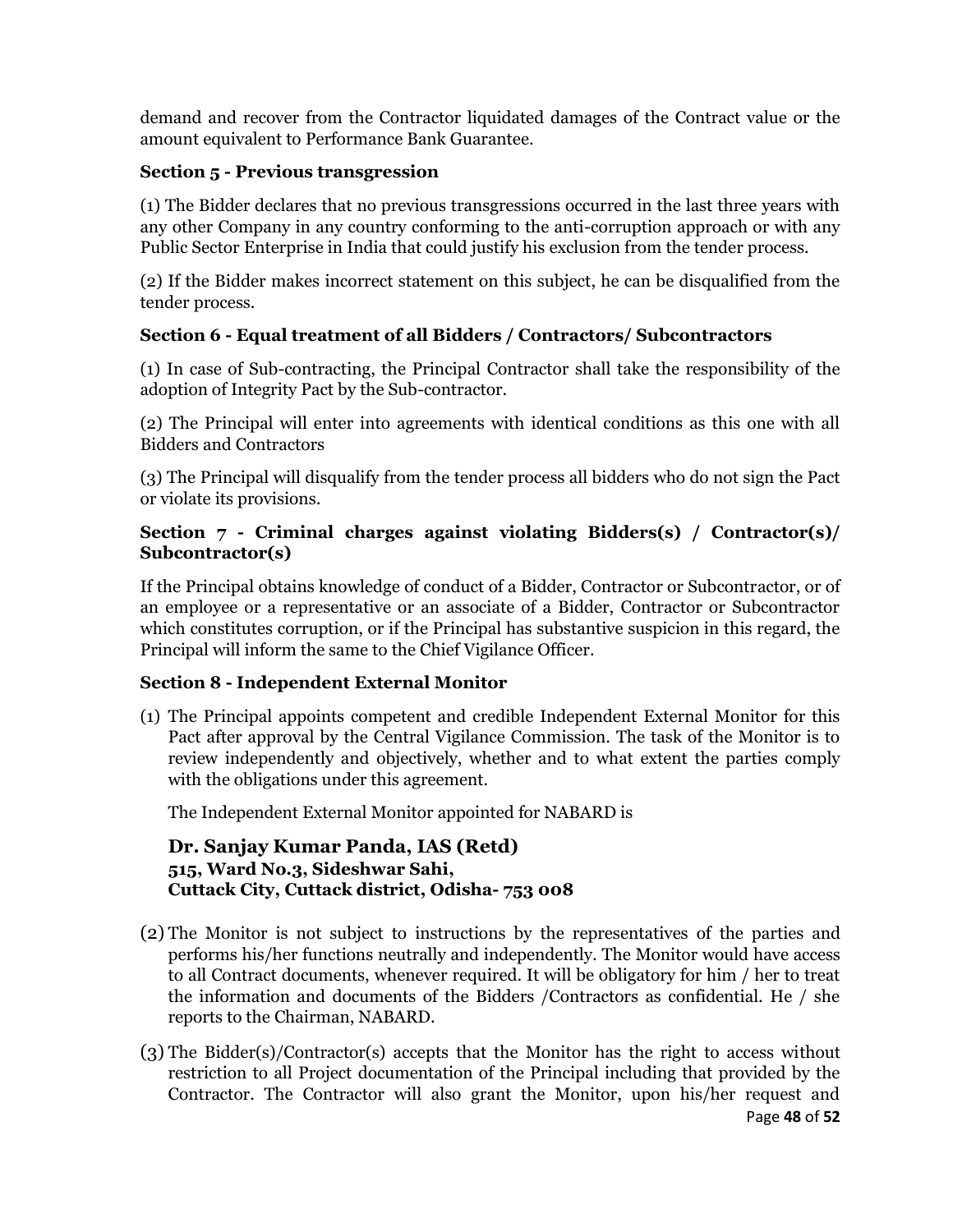demand and recover from the Contractor liquidated damages of the Contract value or the amount equivalent to Performance Bank Guarantee.

**Section 5 - Previous transgression**

(1) The Bidder declares that no previous transgressions occurred in the last three years with any other Company in any country conforming to the anti-corruption approach or with any Public Sector Enterprise in India that could justify his exclusion from the tender process.

(2) If the Bidder makes incorrect statement on this subject, he can be disqualified from the tender process.

**Section 6 - Equal treatment of all Bidders / Contractors/ Subcontractors**

(1) In case of Sub-contracting, the Principal Contractor shall take the responsibility of the adoption of Integrity Pact by the Sub-contractor.

(2) The Principal will enter into agreements with identical conditions as this one with all Bidders and Contractors

(3) The Principal will disqualify from the tender process all bidders who do not sign the Pact or violate its provisions.

**Section 7 - Criminal charges against violating Bidders(s) / Contractor(s)/ Subcontractor(s)**

If the Principal obtains knowledge of conduct of a Bidder, Contractor or Subcontractor, or of an employee or a representative or an associate of a Bidder, Contractor or Subcontractor which constitutes corruption, or if the Principal has substantive suspicion in this regard, the Principal will inform the same to the Chief Vigilance Officer.

**Section 8 - Independent External Monitor**

(1) The Principal appoints competent and credible Independent External Monitor for this Pact after approval by the Central Vigilance Commission. The task of the Monitor is to review independently and objectively, whether and to what extent the parties comply with the obligations under this agreement.

The Independent External Monitor appointed for NABARD is

**Dr. Sanjay Kumar Panda, IAS (Retd)**
**515, Ward No.3, Sideshwar Sahi,**
**Cuttack City, Cuttack district, Odisha- 753 008**

(2) The Monitor is not subject to instructions by the representatives of the parties and performs his/her functions neutrally and independently. The Monitor would have access to all Contract documents, whenever required. It will be obligatory for him / her to treat the information and documents of the Bidders /Contractors as confidential. He / she reports to the Chairman, NABARD.

(3) The Bidder(s)/Contractor(s) accepts that the Monitor has the right to access without restriction to all Project documentation of the Principal including that provided by the Contractor. The Contractor will also grant the Monitor, upon his/her request and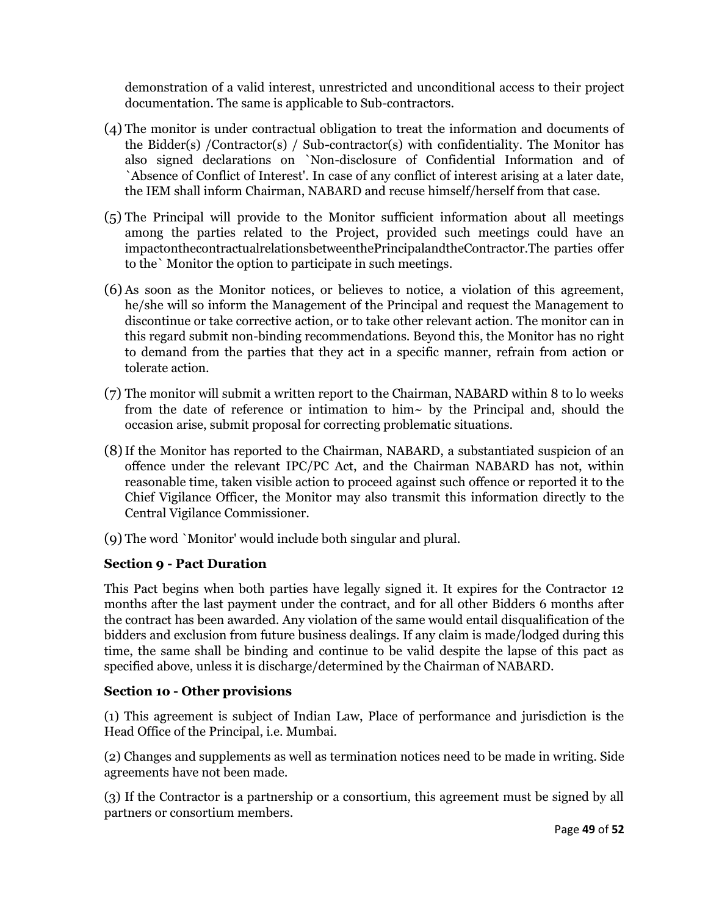demonstration of a valid interest, unrestricted and unconditional access to their project documentation. The same is applicable to Sub-contractors.

(4) The monitor is under contractual obligation to treat the information and documents of the Bidder(s) /Contractor(s) / Sub-contractor(s) with confidentiality. The Monitor has also signed declarations on `Non-disclosure of Confidential Information and of `Absence of Conflict of Interest'. In case of any conflict of interest arising at a later date, the IEM shall inform Chairman, NABARD and recuse himself/herself from that case.

(5) The Principal will provide to the Monitor sufficient information about all meetings among the parties related to the Project, provided such meetings could have an impactonthecontractualrelationsbetweenthePrincipalandtheContractor.The parties offer to the` Monitor the option to participate in such meetings.

(6) As soon as the Monitor notices, or believes to notice, a violation of this agreement, he/she will so inform the Management of the Principal and request the Management to discontinue or take corrective action, or to take other relevant action. The monitor can in this regard submit non-binding recommendations. Beyond this, the Monitor has no right to demand from the parties that they act in a specific manner, refrain from action or tolerate action.

(7) The monitor will submit a written report to the Chairman, NABARD within 8 to lo weeks from the date of reference or intimation to him~ by the Principal and, should the occasion arise, submit proposal for correcting problematic situations.

(8) If the Monitor has reported to the Chairman, NABARD, a substantiated suspicion of an offence under the relevant IPC/PC Act, and the Chairman NABARD has not, within reasonable time, taken visible action to proceed against such offence or reported it to the Chief Vigilance Officer, the Monitor may also transmit this information directly to the Central Vigilance Commissioner.

(9) The word `Monitor' would include both singular and plural.

**Section 9 - Pact Duration**

This Pact begins when both parties have legally signed it. It expires for the Contractor 12 months after the last payment under the contract, and for all other Bidders 6 months after the contract has been awarded. Any violation of the same would entail disqualification of the bidders and exclusion from future business dealings. If any claim is made/lodged during this time, the same shall be binding and continue to be valid despite the lapse of this pact as specified above, unless it is discharge/determined by the Chairman of NABARD.

**Section 10 - Other provisions**

(1) This agreement is subject of Indian Law, Place of performance and jurisdiction is the Head Office of the Principal, i.e. Mumbai.

(2) Changes and supplements as well as termination notices need to be made in writing. Side agreements have not been made.

(3) If the Contractor is a partnership or a consortium, this agreement must be signed by all partners or consortium members.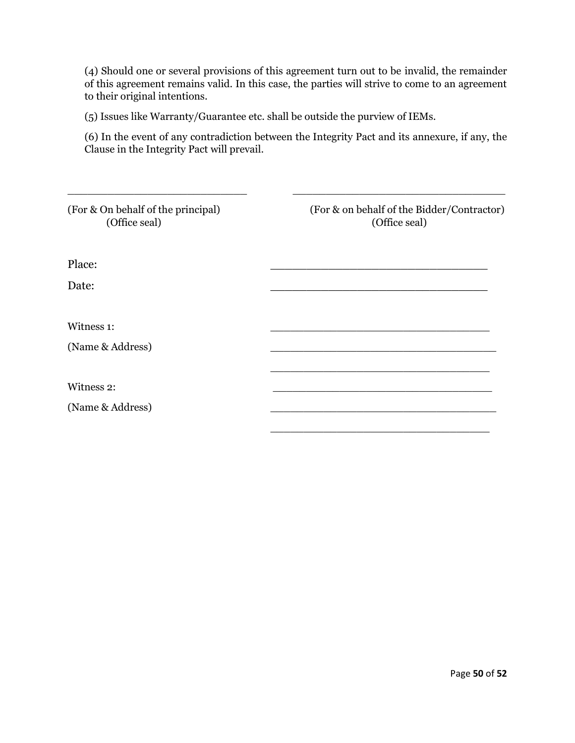(4) Should one or several provisions of this agreement turn out to be invalid, the remainder of this agreement remains valid. In this case, the parties will strive to come to an agreement to their original intentions.

(5) Issues like Warranty/Guarantee etc. shall be outside the purview of IEMs.

(6) In the event of any contradiction between the Integrity Pact and its annexure, if any, the Clause in the Integrity Pact will prevail.

| ____________________________ | ____________________________ |
|---|---|
| (For & On behalf of the principal)<br>(Office seal) | (For & on behalf of the Bidder/Contractor)<br>(Office seal) |

Place: ____________________________

Date: ____________________________

Witness 1: ____________________________

(Name & Address) ____________________________

____________________________

Witness 2: ____________________________

(Name & Address) ____________________________

____________________________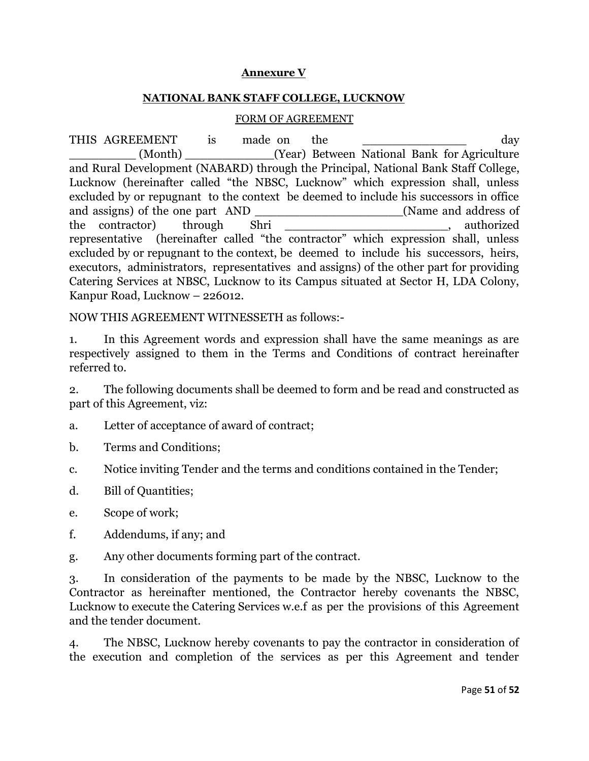**Annexure V**

**NATIONAL BANK STAFF COLLEGE, LUCKNOW**

FORM OF AGREEMENT

THIS AGREEMENT is made on the _____________ day _________ (Month) ____________(Year) Between National Bank for Agriculture and Rural Development (NABARD) through the Principal, National Bank Staff College, Lucknow (hereinafter called "the NBSC, Lucknow" which expression shall, unless excluded by or repugnant to the context be deemed to include his successors in office and assigns) of the one part AND ___________________(Name and address of the contractor) through Shri _____________________, authorized representative (hereinafter called "the contractor" which expression shall, unless excluded by or repugnant to the context, be deemed to include his successors, heirs, executors, administrators, representatives and assigns) of the other part for providing Catering Services at NBSC, Lucknow to its Campus situated at Sector H, LDA Colony, Kanpur Road, Lucknow – 226012.

NOW THIS AGREEMENT WITNESSETH as follows:-

1. In this Agreement words and expression shall have the same meanings as are respectively assigned to them in the Terms and Conditions of contract hereinafter referred to.

2. The following documents shall be deemed to form and be read and constructed as part of this Agreement, viz:

a. Letter of acceptance of award of contract;

b. Terms and Conditions;

c. Notice inviting Tender and the terms and conditions contained in the Tender;

d. Bill of Quantities;

e. Scope of work;

f. Addendums, if any; and

g. Any other documents forming part of the contract.

3. In consideration of the payments to be made by the NBSC, Lucknow to the Contractor as hereinafter mentioned, the Contractor hereby covenants the NBSC, Lucknow to execute the Catering Services w.e.f as per the provisions of this Agreement and the tender document.

4. The NBSC, Lucknow hereby covenants to pay the contractor in consideration of the execution and completion of the services as per this Agreement and tender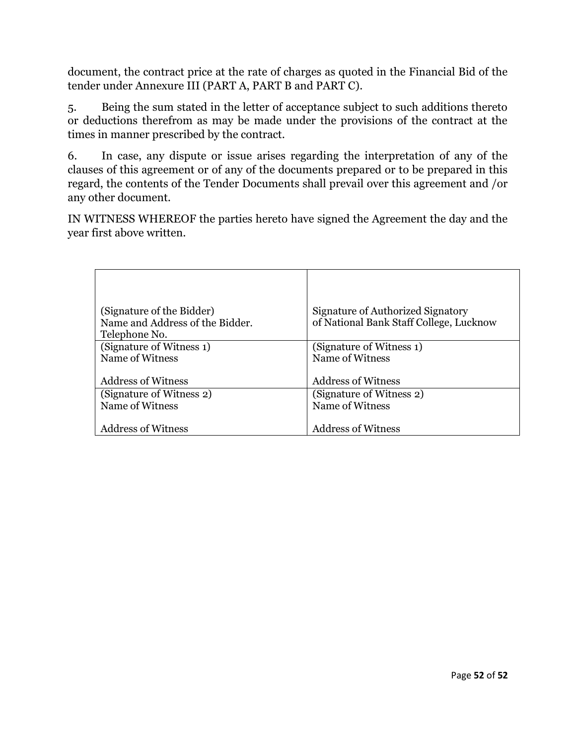document, the contract price at the rate of charges as quoted in the Financial Bid of the tender under Annexure III (PART A, PART B and PART C).

5. Being the sum stated in the letter of acceptance subject to such additions thereto or deductions therefrom as may be made under the provisions of the contract at the times in manner prescribed by the contract.

6. In case, any dispute or issue arises regarding the interpretation of any of the clauses of this agreement or of any of the documents prepared or to be prepared in this regard, the contents of the Tender Documents shall prevail over this agreement and /or any other document.

IN WITNESS WHEREOF the parties hereto have signed the Agreement the day and the year first above written.

| | |
|---|---|
| (Signature of the Bidder)<br>Name and Address of the Bidder.<br>Telephone No. | Signature of Authorized Signatory<br>of National Bank Staff College, Lucknow |
| (Signature of Witness 1)<br>Name of Witness<br><br>Address of Witness | (Signature of Witness 1)<br>Name of Witness<br><br>Address of Witness |
| (Signature of Witness 2)<br>Name of Witness<br><br>Address of Witness | (Signature of Witness 2)<br>Name of Witness<br><br>Address of Witness |